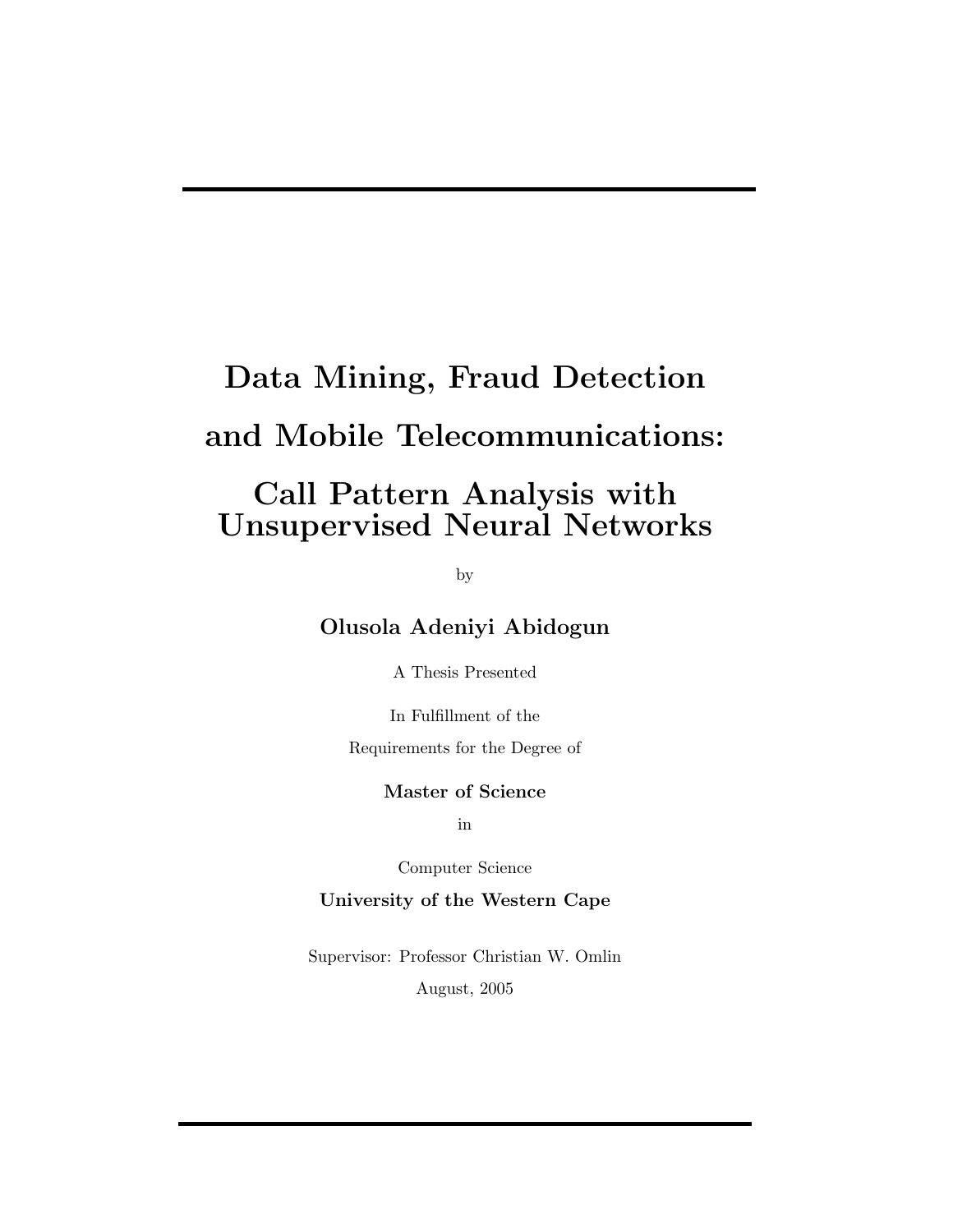# Data Mining, Fraud Detection and Mobile Telecommunications: Call Pattern Analysis with Unsupervised Neural Networks

by

**Olusola Adeniyi Abidogun**

A Thesis Presented

In Fulfillment of the

Requirements for the Degree of

**Master of Science**

in

Computer Science

**University of the Western Cape**

Supervisor: Professor Christian W. Omlin

August, 2005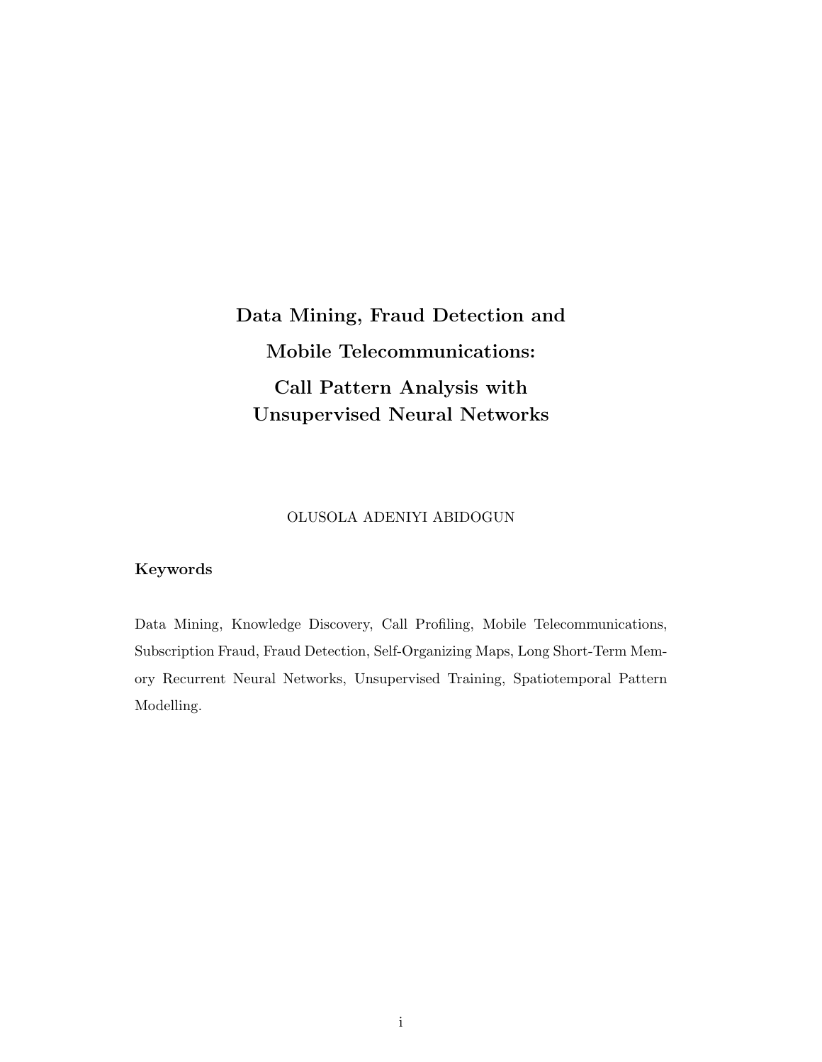# Data Mining, Fraud Detection and Mobile Telecommunications: Call Pattern Analysis with Unsupervised Neural Networks

OLUSOLA ADENIYI ABIDOGUN

## Keywords

Data Mining, Knowledge Discovery, Call Profiling, Mobile Telecommunications, Subscription Fraud, Fraud Detection, Self-Organizing Maps, Long Short-Term Memory Recurrent Neural Networks, Unsupervised Training, Spatiotemporal Pattern Modelling.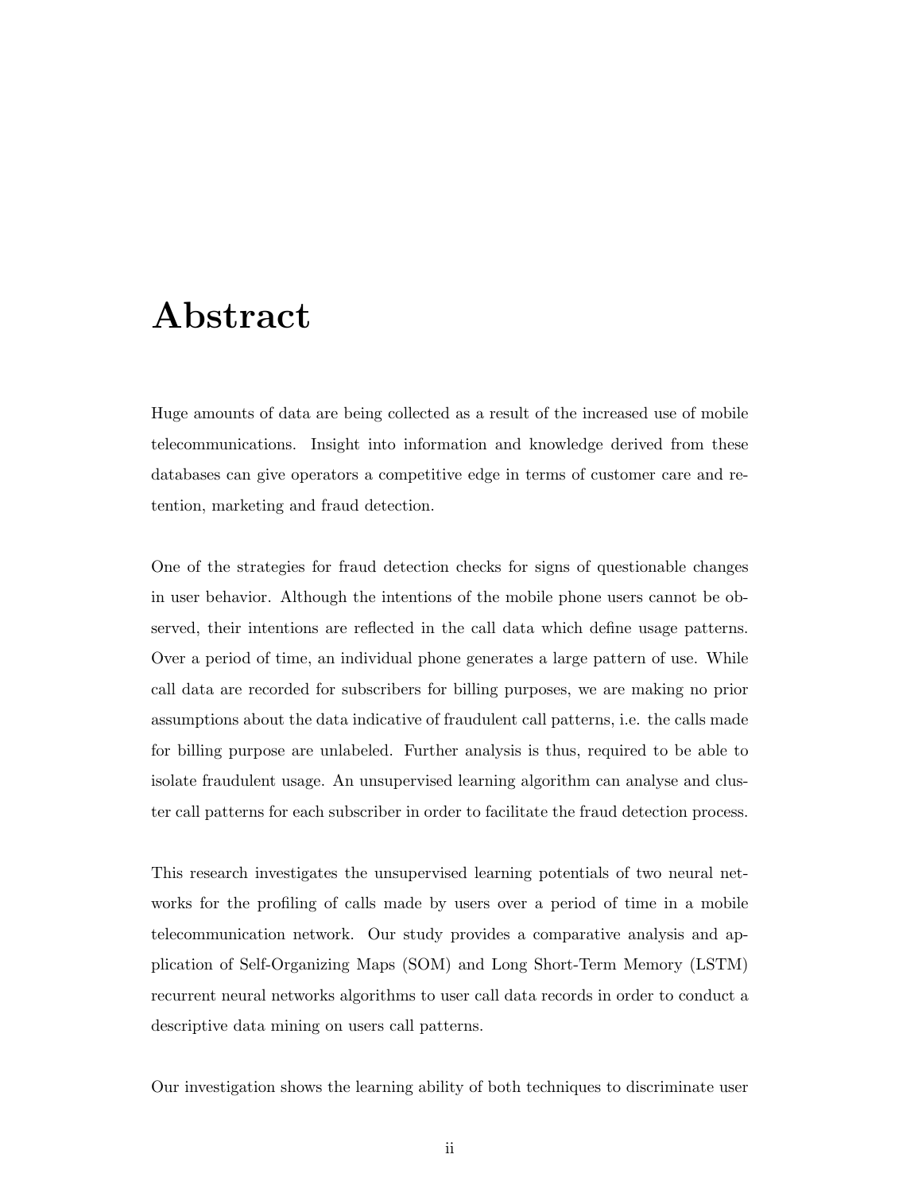# Abstract

Huge amounts of data are being collected as a result of the increased use of mobile telecommunications. Insight into information and knowledge derived from these databases can give operators a competitive edge in terms of customer care and retention, marketing and fraud detection.

One of the strategies for fraud detection checks for signs of questionable changes in user behavior. Although the intentions of the mobile phone users cannot be observed, their intentions are reflected in the call data which define usage patterns. Over a period of time, an individual phone generates a large pattern of use. While call data are recorded for subscribers for billing purposes, we are making no prior assumptions about the data indicative of fraudulent call patterns, i.e. the calls made for billing purpose are unlabeled. Further analysis is thus, required to be able to isolate fraudulent usage. An unsupervised learning algorithm can analyse and cluster call patterns for each subscriber in order to facilitate the fraud detection process.

This research investigates the unsupervised learning potentials of two neural networks for the profiling of calls made by users over a period of time in a mobile telecommunication network. Our study provides a comparative analysis and application of Self-Organizing Maps (SOM) and Long Short-Term Memory (LSTM) recurrent neural networks algorithms to user call data records in order to conduct a descriptive data mining on users call patterns.

Our investigation shows the learning ability of both techniques to discriminate user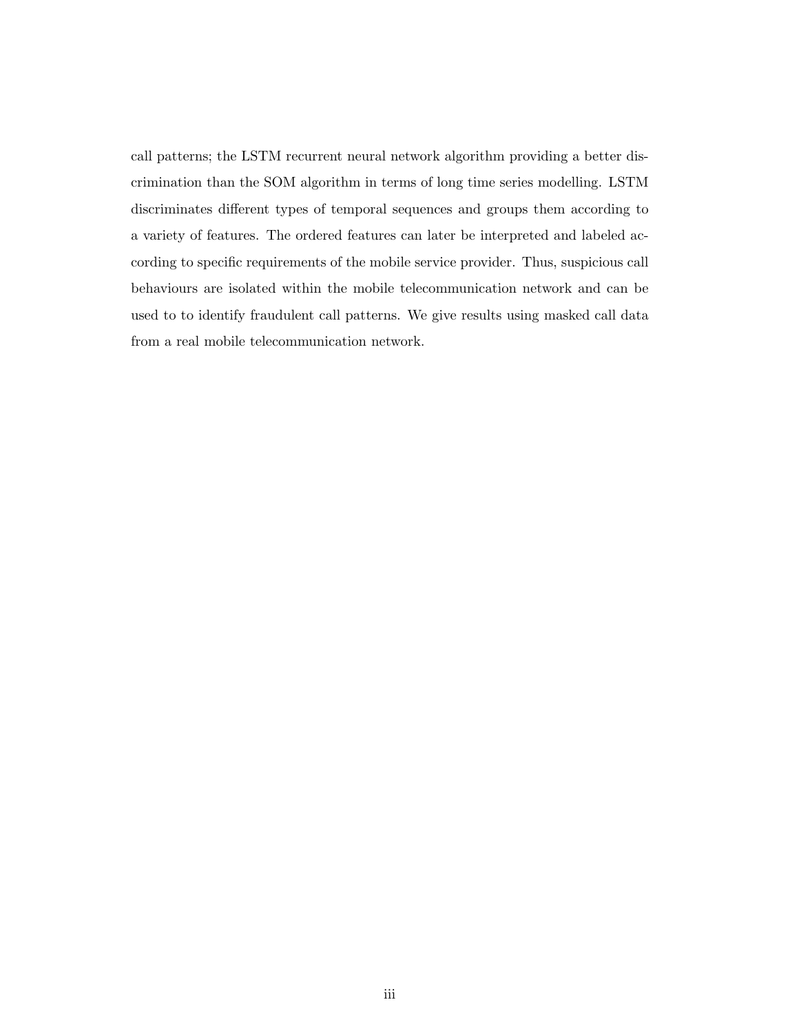call patterns; the LSTM recurrent neural network algorithm providing a better discrimination than the SOM algorithm in terms of long time series modelling. LSTM discriminates different types of temporal sequences and groups them according to a variety of features. The ordered features can later be interpreted and labeled according to specific requirements of the mobile service provider. Thus, suspicious call behaviours are isolated within the mobile telecommunication network and can be used to to identify fraudulent call patterns. We give results using masked call data from a real mobile telecommunication network.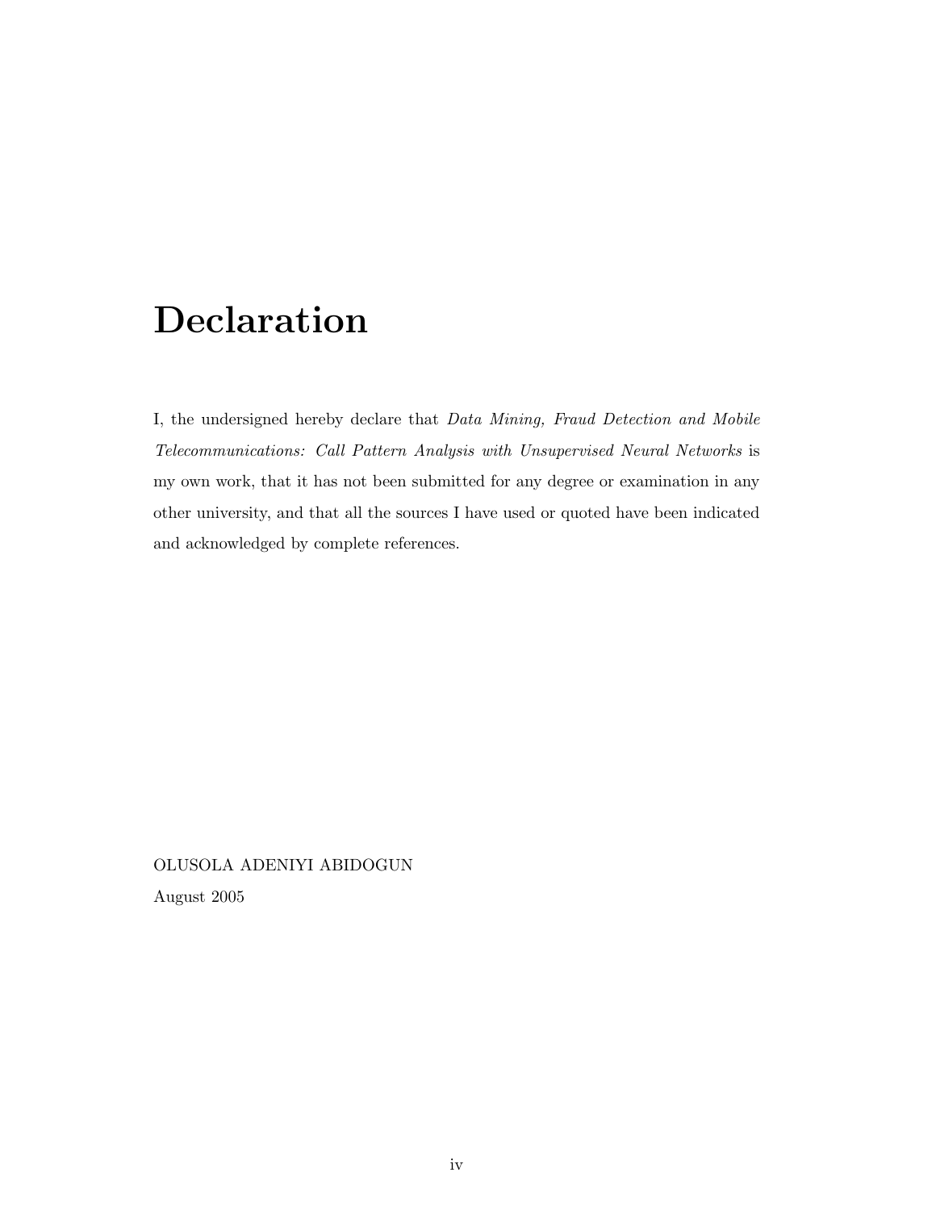# Declaration

I, the undersigned hereby declare that *Data Mining, Fraud Detection and Mobile Telecommunications: Call Pattern Analysis with Unsupervised Neural Networks* is my own work, that it has not been submitted for any degree or examination in any other university, and that all the sources I have used or quoted have been indicated and acknowledged by complete references.

OLUSOLA ADENIYI ABIDOGUN

August 2005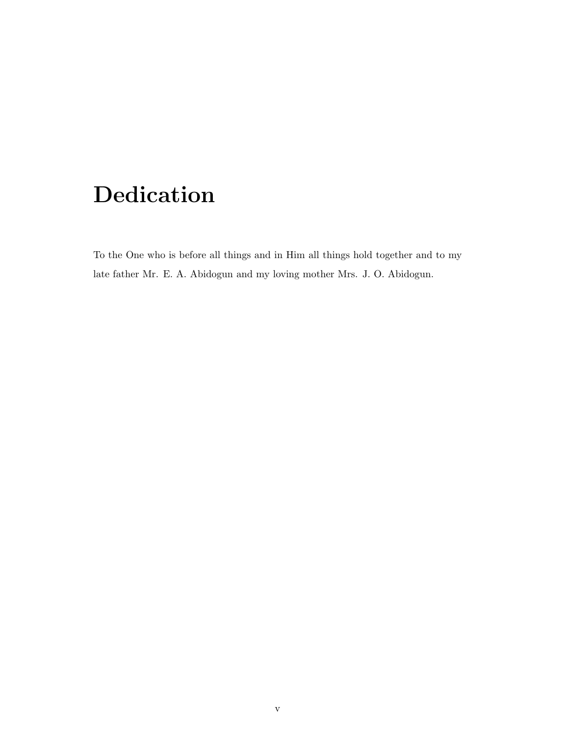# Dedication

To the One who is before all things and in Him all things hold together and to my late father Mr. E. A. Abidogun and my loving mother Mrs. J. O. Abidogun.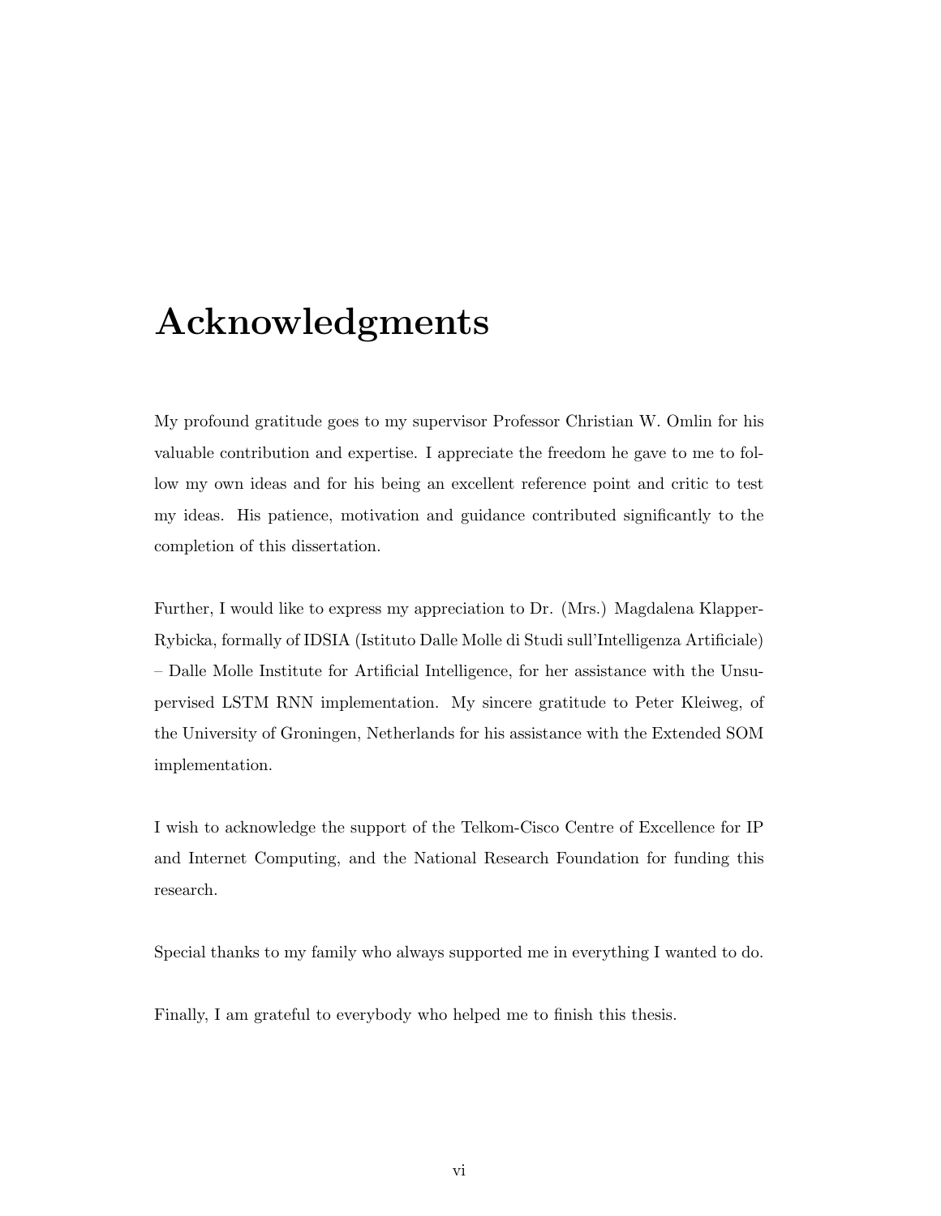# Acknowledgments

My profound gratitude goes to my supervisor Professor Christian W. Omlin for his valuable contribution and expertise. I appreciate the freedom he gave to me to follow my own ideas and for his being an excellent reference point and critic to test my ideas. His patience, motivation and guidance contributed significantly to the completion of this dissertation.

Further, I would like to express my appreciation to Dr. (Mrs.) Magdalena Klapper-Rybicka, formally of IDSIA (Istituto Dalle Molle di Studi sull'Intelligenza Artificiale) – Dalle Molle Institute for Artificial Intelligence, for her assistance with the Unsupervised LSTM RNN implementation. My sincere gratitude to Peter Kleiweg, of the University of Groningen, Netherlands for his assistance with the Extended SOM implementation.

I wish to acknowledge the support of the Telkom-Cisco Centre of Excellence for IP and Internet Computing, and the National Research Foundation for funding this research.

Special thanks to my family who always supported me in everything I wanted to do.

Finally, I am grateful to everybody who helped me to finish this thesis.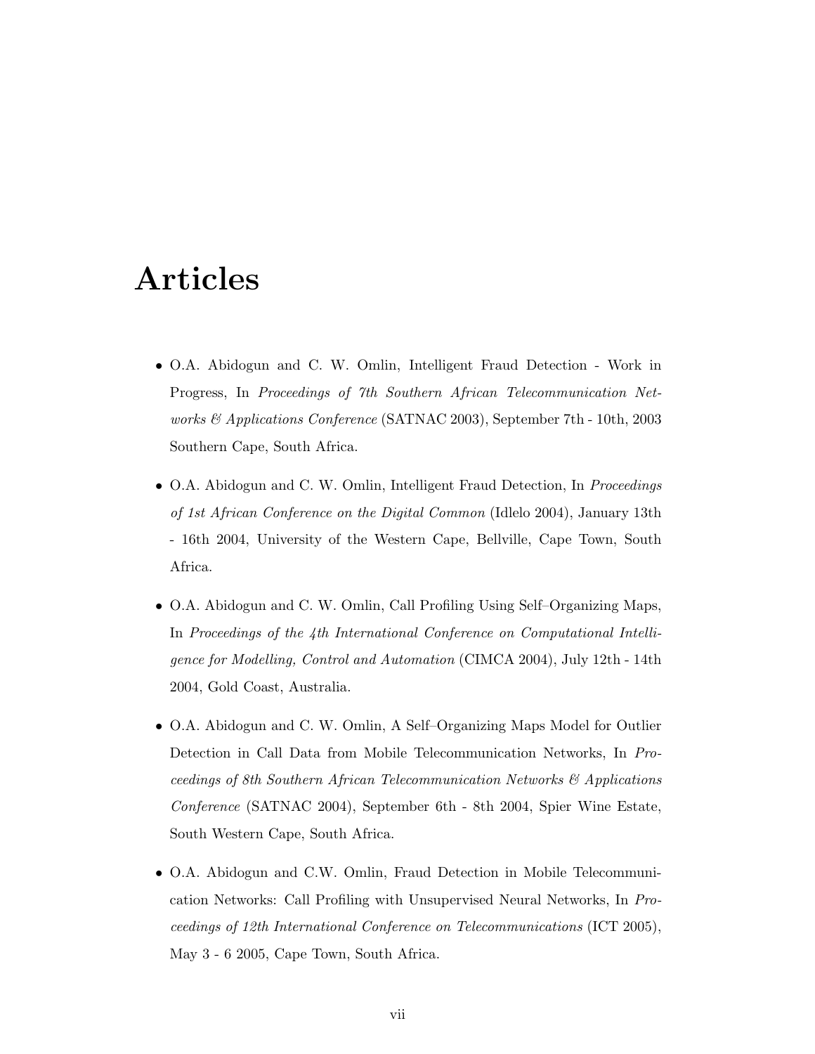# Articles

- O.A. Abidogun and C. W. Omlin, Intelligent Fraud Detection - Work in Progress, In *Proceedings of 7th Southern African Telecommunication Networks & Applications Conference* (SATNAC 2003), September 7th - 10th, 2003 Southern Cape, South Africa.

- O.A. Abidogun and C. W. Omlin, Intelligent Fraud Detection, In *Proceedings of 1st African Conference on the Digital Common* (Idlelo 2004), January 13th - 16th 2004, University of the Western Cape, Bellville, Cape Town, South Africa.

- O.A. Abidogun and C. W. Omlin, Call Profiling Using Self–Organizing Maps, In *Proceedings of the 4th International Conference on Computational Intelligence for Modelling, Control and Automation* (CIMCA 2004), July 12th - 14th 2004, Gold Coast, Australia.

- O.A. Abidogun and C. W. Omlin, A Self–Organizing Maps Model for Outlier Detection in Call Data from Mobile Telecommunication Networks, In *Proceedings of 8th Southern African Telecommunication Networks & Applications Conference* (SATNAC 2004), September 6th - 8th 2004, Spier Wine Estate, South Western Cape, South Africa.

- O.A. Abidogun and C.W. Omlin, Fraud Detection in Mobile Telecommunication Networks: Call Profiling with Unsupervised Neural Networks, In *Proceedings of 12th International Conference on Telecommunications* (ICT 2005), May 3 - 6 2005, Cape Town, South Africa.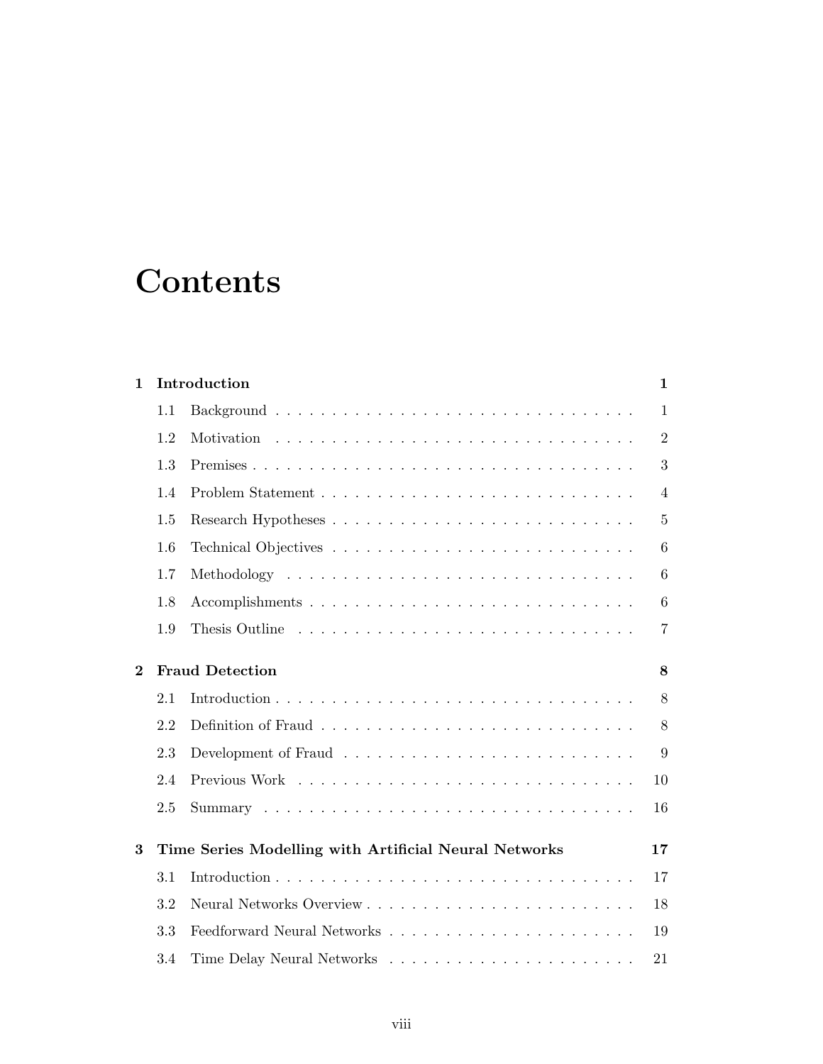# Contents

| | | |
|---|---|---|
| **1** | **Introduction** | **1** |
| 1.1 | Background | 1 |
| 1.2 | Motivation | 2 |
| 1.3 | Premises | 3 |
| 1.4 | Problem Statement | 4 |
| 1.5 | Research Hypotheses | 5 |
| 1.6 | Technical Objectives | 6 |
| 1.7 | Methodology | 6 |
| 1.8 | Accomplishments | 6 |
| 1.9 | Thesis Outline | 7 |
| **2** | **Fraud Detection** | **8** |
| 2.1 | Introduction | 8 |
| 2.2 | Definition of Fraud | 8 |
| 2.3 | Development of Fraud | 9 |
| 2.4 | Previous Work | 10 |
| 2.5 | Summary | 16 |
| **3** | **Time Series Modelling with Artificial Neural Networks** | **17** |
| 3.1 | Introduction | 17 |
| 3.2 | Neural Networks Overview | 18 |
| 3.3 | Feedforward Neural Networks | 19 |
| 3.4 | Time Delay Neural Networks | 21 |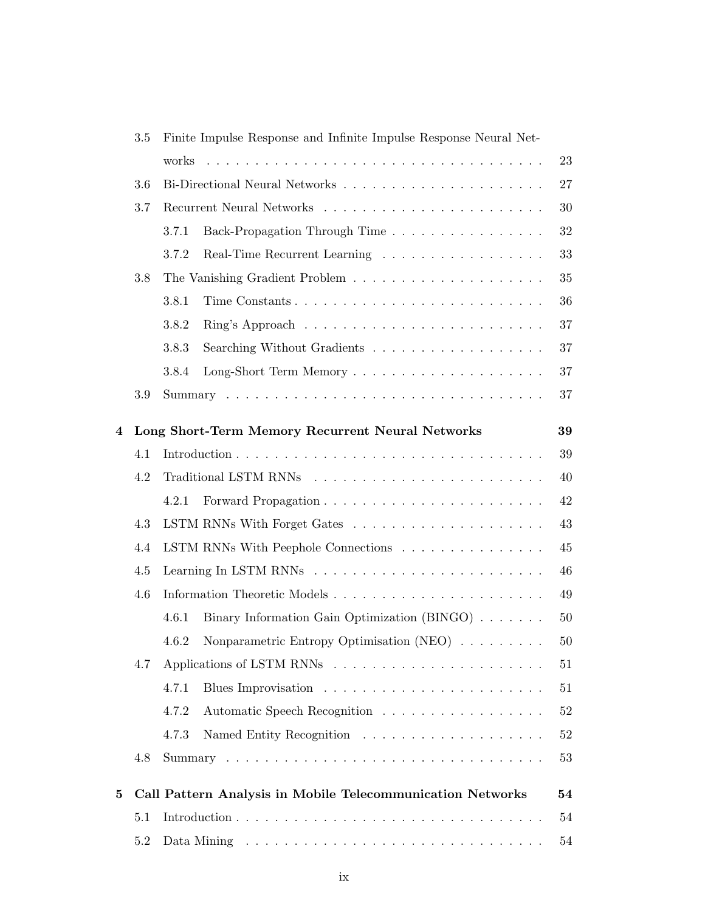- 3.5 Finite Impulse Response and Infinite Impulse Response Neural Networks . . . 23
- 3.6 Bi-Directional Neural Networks . . . 27
- 3.7 Recurrent Neural Networks . . . 30
  - 3.7.1 Back-Propagation Through Time . . . 32
  - 3.7.2 Real-Time Recurrent Learning . . . 33
- 3.8 The Vanishing Gradient Problem . . . 35
  - 3.8.1 Time Constants . . . 36
  - 3.8.2 Ring's Approach . . . 37
  - 3.8.3 Searching Without Gradients . . . 37
  - 3.8.4 Long-Short Term Memory . . . 37
- 3.9 Summary . . . 37

**4 Long Short-Term Memory Recurrent Neural Networks** **39**

- 4.1 Introduction . . . 39
- 4.2 Traditional LSTM RNNs . . . 40
  - 4.2.1 Forward Propagation . . . 42
- 4.3 LSTM RNNs With Forget Gates . . . 43
- 4.4 LSTM RNNs With Peephole Connections . . . 45
- 4.5 Learning In LSTM RNNs . . . 46
- 4.6 Information Theoretic Models . . . 49
  - 4.6.1 Binary Information Gain Optimization (BINGO) . . . 50
  - 4.6.2 Nonparametric Entropy Optimisation (NEO) . . . 50
- 4.7 Applications of LSTM RNNs . . . 51
  - 4.7.1 Blues Improvisation . . . 51
  - 4.7.2 Automatic Speech Recognition . . . 52
  - 4.7.3 Named Entity Recognition . . . 52
- 4.8 Summary . . . 53

**5 Call Pattern Analysis in Mobile Telecommunication Networks** **54**

- 5.1 Introduction . . . 54
- 5.2 Data Mining . . . 54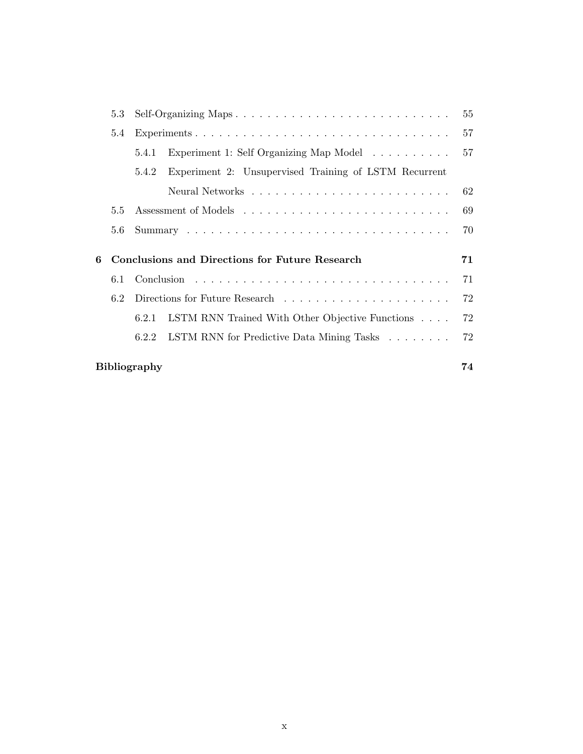- 5.3 Self-Organizing Maps . . . . . . . . . . . . . . . . . . . . . . . . . . . 55
- 5.4 Experiments . . . . . . . . . . . . . . . . . . . . . . . . . . . . . . . . 57
  - 5.4.1 Experiment 1: Self Organizing Map Model . . . . . . . . . . . 57
  - 5.4.2 Experiment 2: Unsupervised Training of LSTM Recurrent Neural Networks . . . . . . . . . . . . . . . . . . . . . . . . . 62
- 5.5 Assessment of Models . . . . . . . . . . . . . . . . . . . . . . . . . . . 69
- 5.6 Summary . . . . . . . . . . . . . . . . . . . . . . . . . . . . . . . . . 70

**6 Conclusions and Directions for Future Research** **71**

- 6.1 Conclusion . . . . . . . . . . . . . . . . . . . . . . . . . . . . . . . . 71
- 6.2 Directions for Future Research . . . . . . . . . . . . . . . . . . . . . 72
  - 6.2.1 LSTM RNN Trained With Other Objective Functions . . . . 72
  - 6.2.2 LSTM RNN for Predictive Data Mining Tasks . . . . . . . . 72

**Bibliography** **74**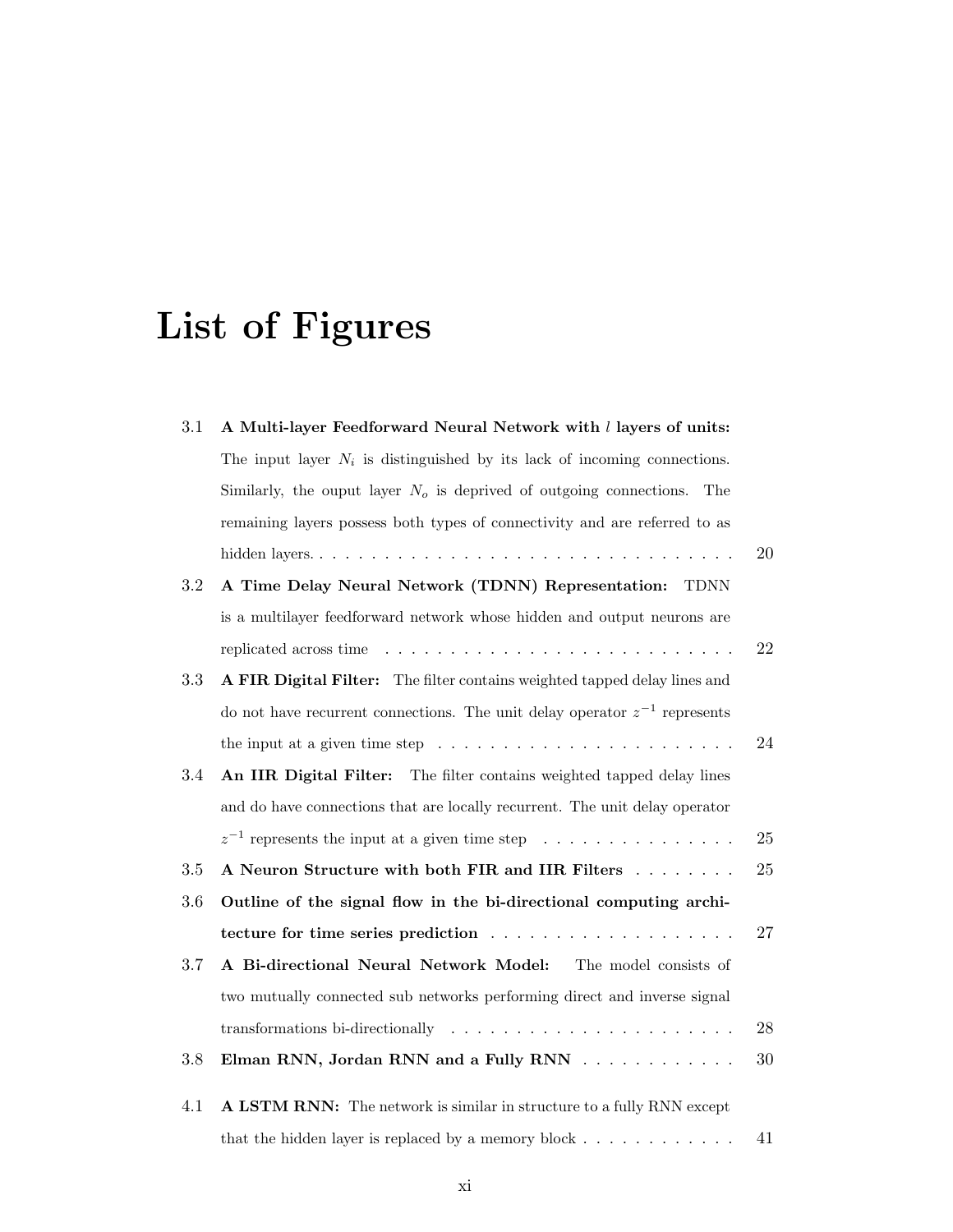# List of Figures

- 3.1 **A Multi-layer Feedforward Neural Network with $l$ layers of units:** The input layer $N_i$ is distinguished by its lack of incoming connections. Similarly, the ouput layer $N_o$ is deprived of outgoing connections. The remaining layers possess both types of connectivity and are referred to as hidden layers. . . . . . . . . . . . . . . . . . . . . . . . . . . . . . . . . . 20
- 3.2 **A Time Delay Neural Network (TDNN) Representation:** TDNN is a multilayer feedforward network whose hidden and output neurons are replicated across time . . . . . . . . . . . . . . . . . . . . . . . . . . . 22
- 3.3 **A FIR Digital Filter:** The filter contains weighted tapped delay lines and do not have recurrent connections. The unit delay operator $z^{-1}$ represents the input at a given time step . . . . . . . . . . . . . . . . . . . . . . . 24
- 3.4 **An IIR Digital Filter:** The filter contains weighted tapped delay lines and do have connections that are locally recurrent. The unit delay operator $z^{-1}$ represents the input at a given time step . . . . . . . . . . . . . . . 25
- 3.5 **A Neuron Structure with both FIR and IIR Filters** . . . . . . . . 25
- 3.6 **Outline of the signal flow in the bi-directional computing architecture for time series prediction** . . . . . . . . . . . . . . . . . . . 27
- 3.7 **A Bi-directional Neural Network Model:** The model consists of two mutually connected sub networks performing direct and inverse signal transformations bi-directionally . . . . . . . . . . . . . . . . . . . . . . 28
- 3.8 **Elman RNN, Jordan RNN and a Fully RNN** . . . . . . . . . . . . 30
- 4.1 **A LSTM RNN:** The network is similar in structure to a fully RNN except that the hidden layer is replaced by a memory block . . . . . . . . . . . . 41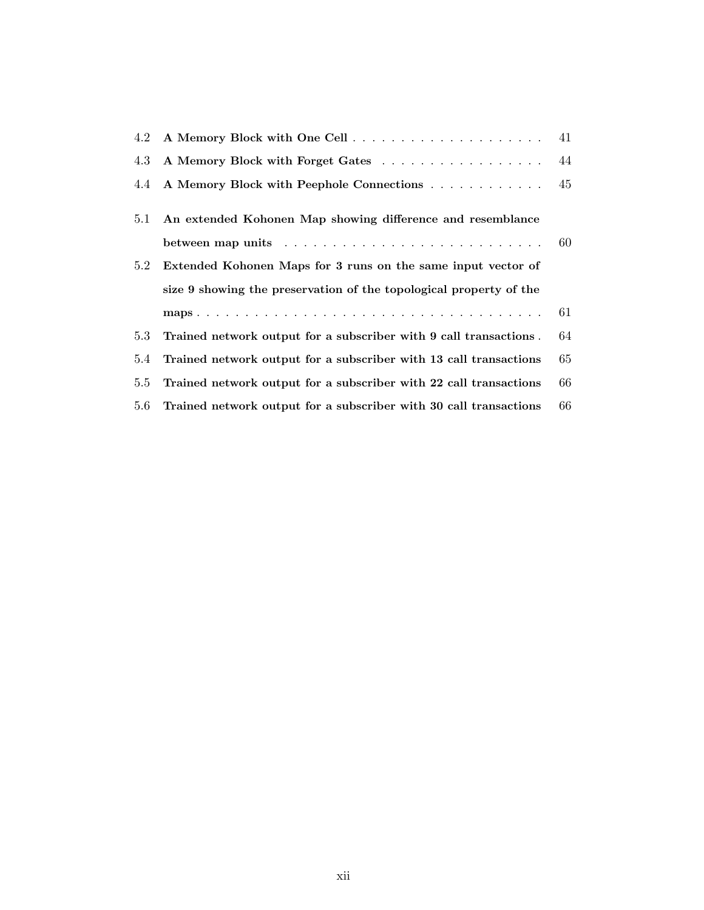| | | |
|---|---|---|
| 4.2 | **A Memory Block with One Cell** | 41 |
| 4.3 | **A Memory Block with Forget Gates** | 44 |
| 4.4 | **A Memory Block with Peephole Connections** | 45 |
| 5.1 | **An extended Kohonen Map showing difference and resemblance between map units** | 60 |
| 5.2 | **Extended Kohonen Maps for 3 runs on the same input vector of size 9 showing the preservation of the topological property of the maps** | 61 |
| 5.3 | **Trained network output for a subscriber with 9 call transactions** | 64 |
| 5.4 | **Trained network output for a subscriber with 13 call transactions** | 65 |
| 5.5 | **Trained network output for a subscriber with 22 call transactions** | 66 |
| 5.6 | **Trained network output for a subscriber with 30 call transactions** | 66 |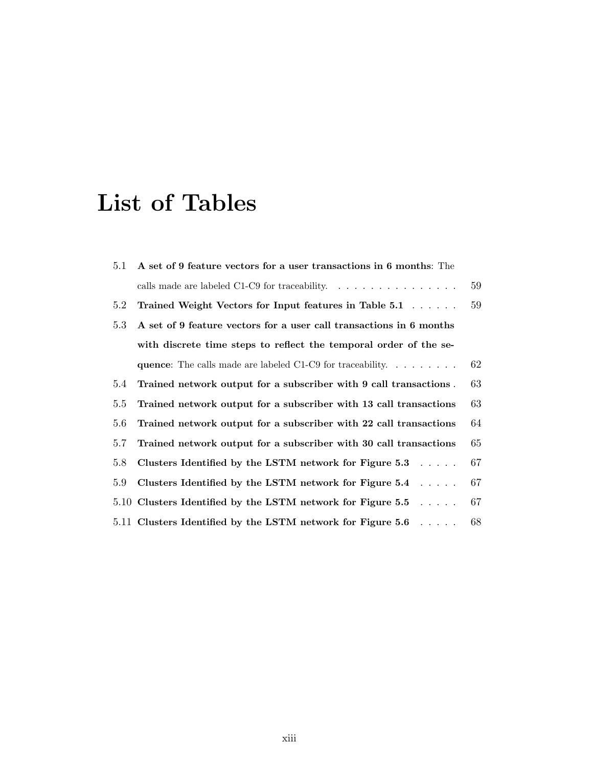# List of Tables

5.1 **A set of 9 feature vectors for a user transactions in 6 months**: The calls made are labeled C1-C9 for traceability. . . . . . . . . . . . . . . . 59

5.2 **Trained Weight Vectors for Input features in Table 5.1** . . . . . . 59

5.3 **A set of 9 feature vectors for a user call transactions in 6 months with discrete time steps to reflect the temporal order of the sequence**: The calls made are labeled C1-C9 for traceability. . . . . . . . . 62

5.4 **Trained network output for a subscriber with 9 call transactions** . 63

5.5 **Trained network output for a subscriber with 13 call transactions** 63

5.6 **Trained network output for a subscriber with 22 call transactions** 64

5.7 **Trained network output for a subscriber with 30 call transactions** 65

5.8 **Clusters Identified by the LSTM network for Figure 5.3** . . . . . 67

5.9 **Clusters Identified by the LSTM network for Figure 5.4** . . . . . 67

5.10 **Clusters Identified by the LSTM network for Figure 5.5** . . . . . 67

5.11 **Clusters Identified by the LSTM network for Figure 5.6** . . . . . 68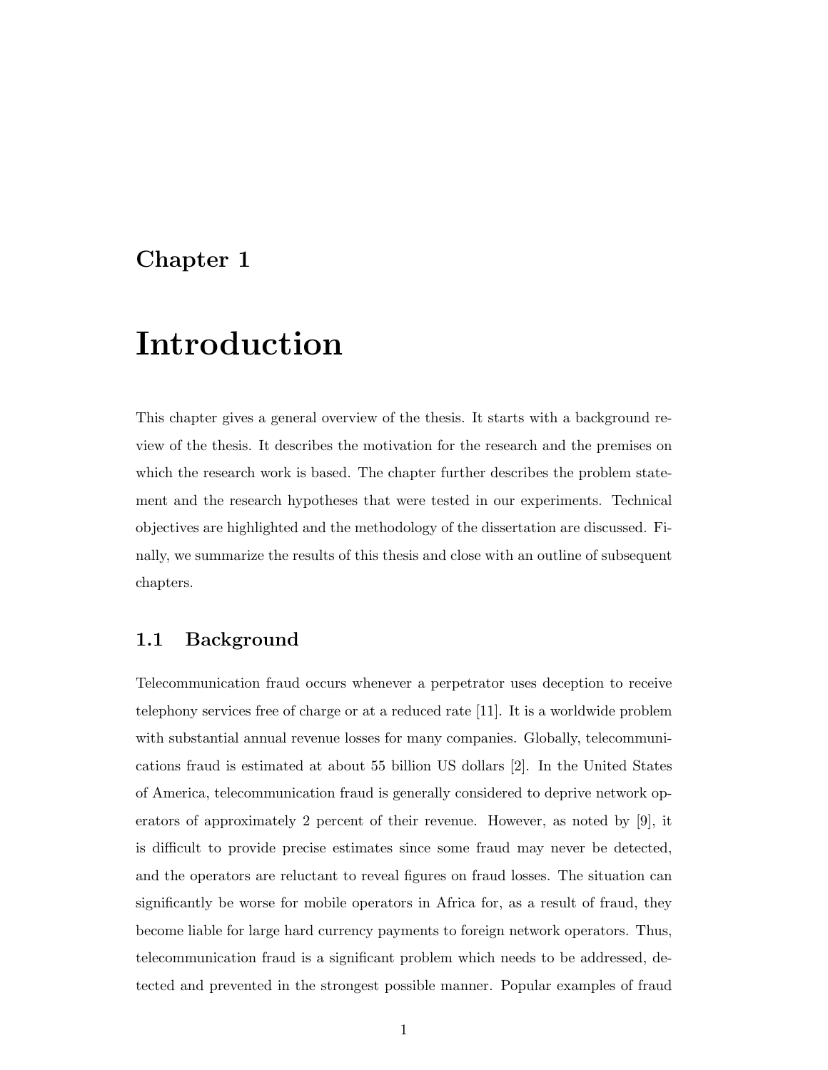# Chapter 1

# Introduction

This chapter gives a general overview of the thesis. It starts with a background review of the thesis. It describes the motivation for the research and the premises on which the research work is based. The chapter further describes the problem statement and the research hypotheses that were tested in our experiments. Technical objectives are highlighted and the methodology of the dissertation are discussed. Finally, we summarize the results of this thesis and close with an outline of subsequent chapters.

## 1.1 Background

Telecommunication fraud occurs whenever a perpetrator uses deception to receive telephony services free of charge or at a reduced rate [11]. It is a worldwide problem with substantial annual revenue losses for many companies. Globally, telecommunications fraud is estimated at about 55 billion US dollars [2]. In the United States of America, telecommunication fraud is generally considered to deprive network operators of approximately 2 percent of their revenue. However, as noted by [9], it is difficult to provide precise estimates since some fraud may never be detected, and the operators are reluctant to reveal figures on fraud losses. The situation can significantly be worse for mobile operators in Africa for, as a result of fraud, they become liable for large hard currency payments to foreign network operators. Thus, telecommunication fraud is a significant problem which needs to be addressed, detected and prevented in the strongest possible manner. Popular examples of fraud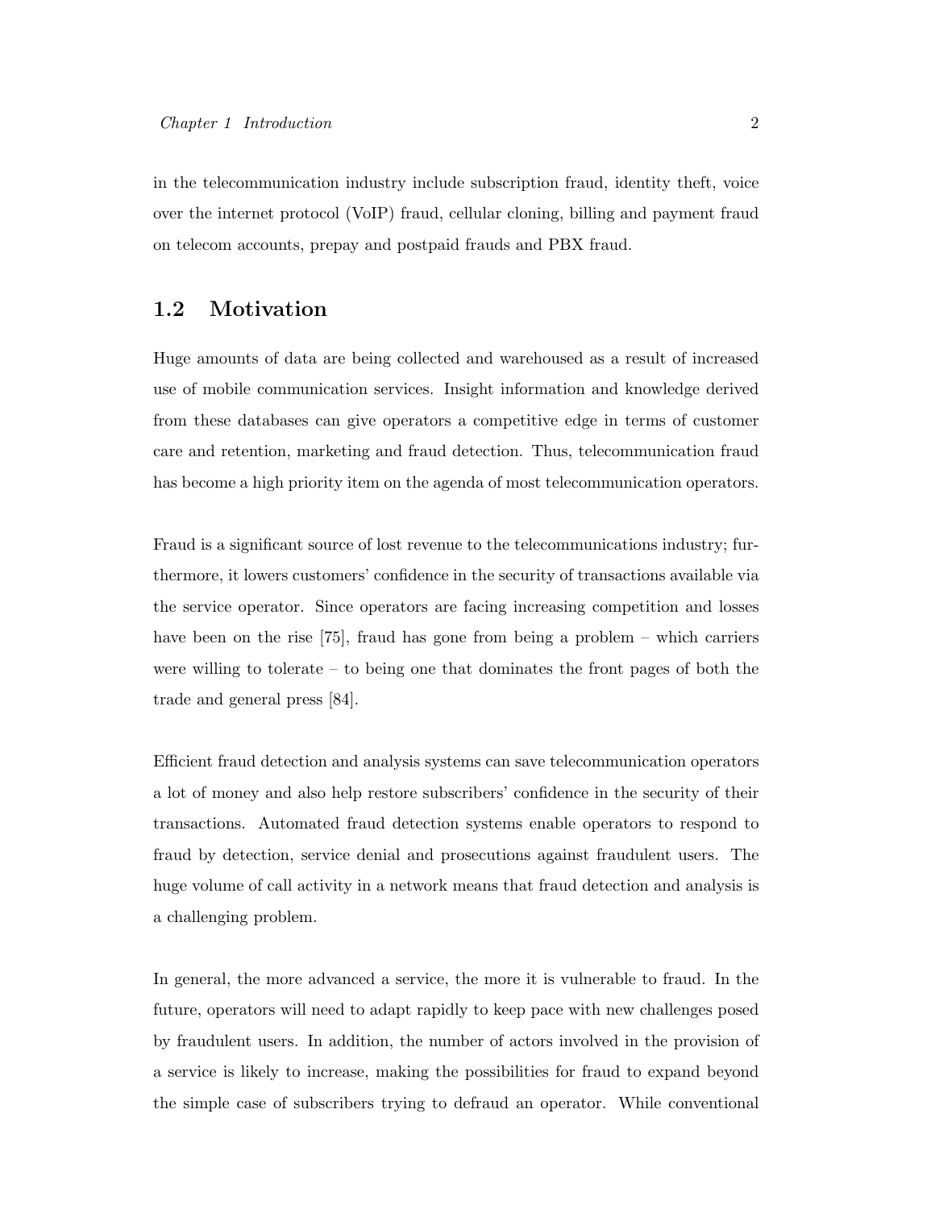in the telecommunication industry include subscription fraud, identity theft, voice over the internet protocol (VoIP) fraud, cellular cloning, billing and payment fraud on telecom accounts, prepay and postpaid frauds and PBX fraud.

## 1.2 Motivation

Huge amounts of data are being collected and warehoused as a result of increased use of mobile communication services. Insight information and knowledge derived from these databases can give operators a competitive edge in terms of customer care and retention, marketing and fraud detection. Thus, telecommunication fraud has become a high priority item on the agenda of most telecommunication operators.

Fraud is a significant source of lost revenue to the telecommunications industry; furthermore, it lowers customers' confidence in the security of transactions available via the service operator. Since operators are facing increasing competition and losses have been on the rise [75], fraud has gone from being a problem – which carriers were willing to tolerate – to being one that dominates the front pages of both the trade and general press [84].

Efficient fraud detection and analysis systems can save telecommunication operators a lot of money and also help restore subscribers' confidence in the security of their transactions. Automated fraud detection systems enable operators to respond to fraud by detection, service denial and prosecutions against fraudulent users. The huge volume of call activity in a network means that fraud detection and analysis is a challenging problem.

In general, the more advanced a service, the more it is vulnerable to fraud. In the future, operators will need to adapt rapidly to keep pace with new challenges posed by fraudulent users. In addition, the number of actors involved in the provision of a service is likely to increase, making the possibilities for fraud to expand beyond the simple case of subscribers trying to defraud an operator. While conventional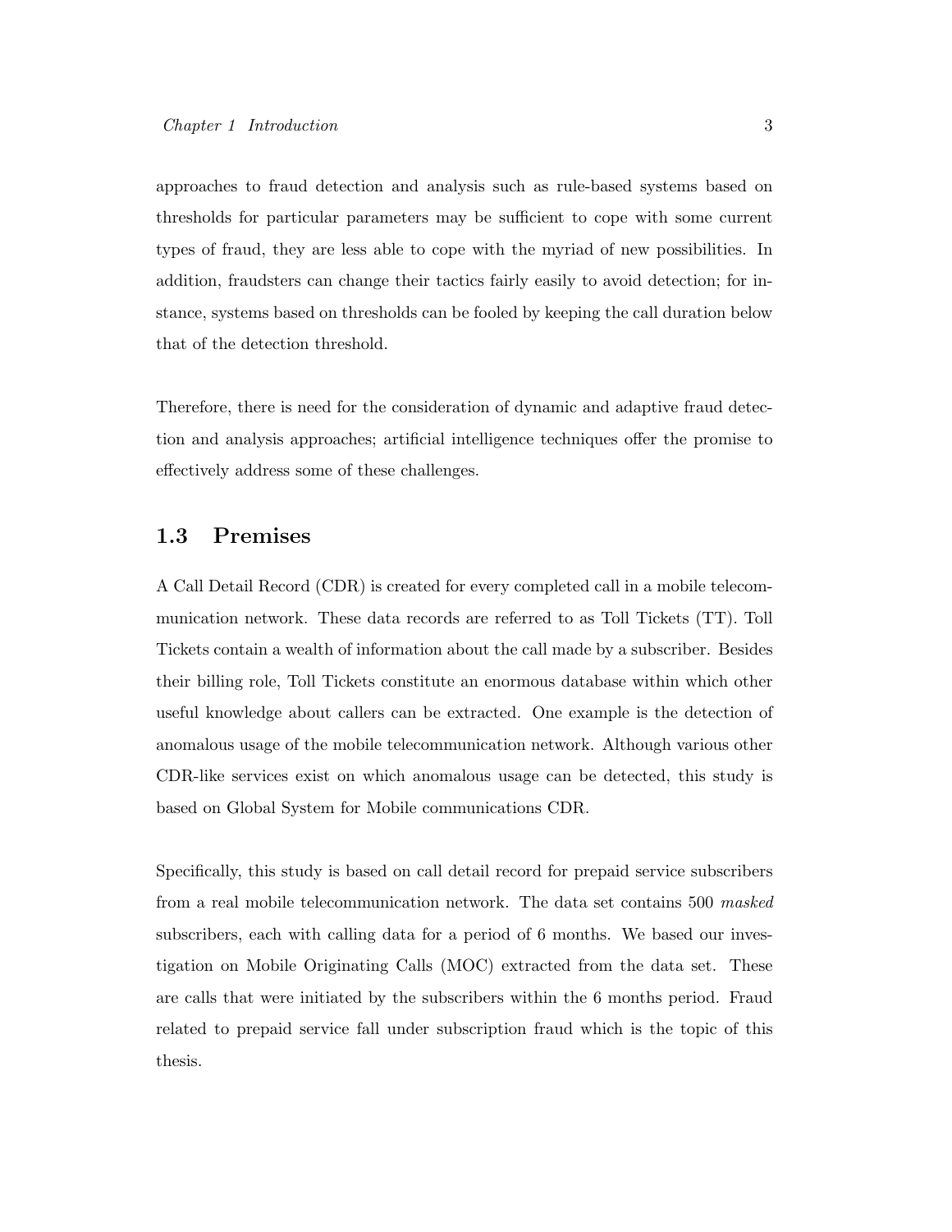approaches to fraud detection and analysis such as rule-based systems based on thresholds for particular parameters may be sufficient to cope with some current types of fraud, they are less able to cope with the myriad of new possibilities. In addition, fraudsters can change their tactics fairly easily to avoid detection; for instance, systems based on thresholds can be fooled by keeping the call duration below that of the detection threshold.

Therefore, there is need for the consideration of dynamic and adaptive fraud detection and analysis approaches; artificial intelligence techniques offer the promise to effectively address some of these challenges.

## 1.3 Premises

A Call Detail Record (CDR) is created for every completed call in a mobile telecommunication network. These data records are referred to as Toll Tickets (TT). Toll Tickets contain a wealth of information about the call made by a subscriber. Besides their billing role, Toll Tickets constitute an enormous database within which other useful knowledge about callers can be extracted. One example is the detection of anomalous usage of the mobile telecommunication network. Although various other CDR-like services exist on which anomalous usage can be detected, this study is based on Global System for Mobile communications CDR.

Specifically, this study is based on call detail record for prepaid service subscribers from a real mobile telecommunication network. The data set contains 500 *masked* subscribers, each with calling data for a period of 6 months. We based our investigation on Mobile Originating Calls (MOC) extracted from the data set. These are calls that were initiated by the subscribers within the 6 months period. Fraud related to prepaid service fall under subscription fraud which is the topic of this thesis.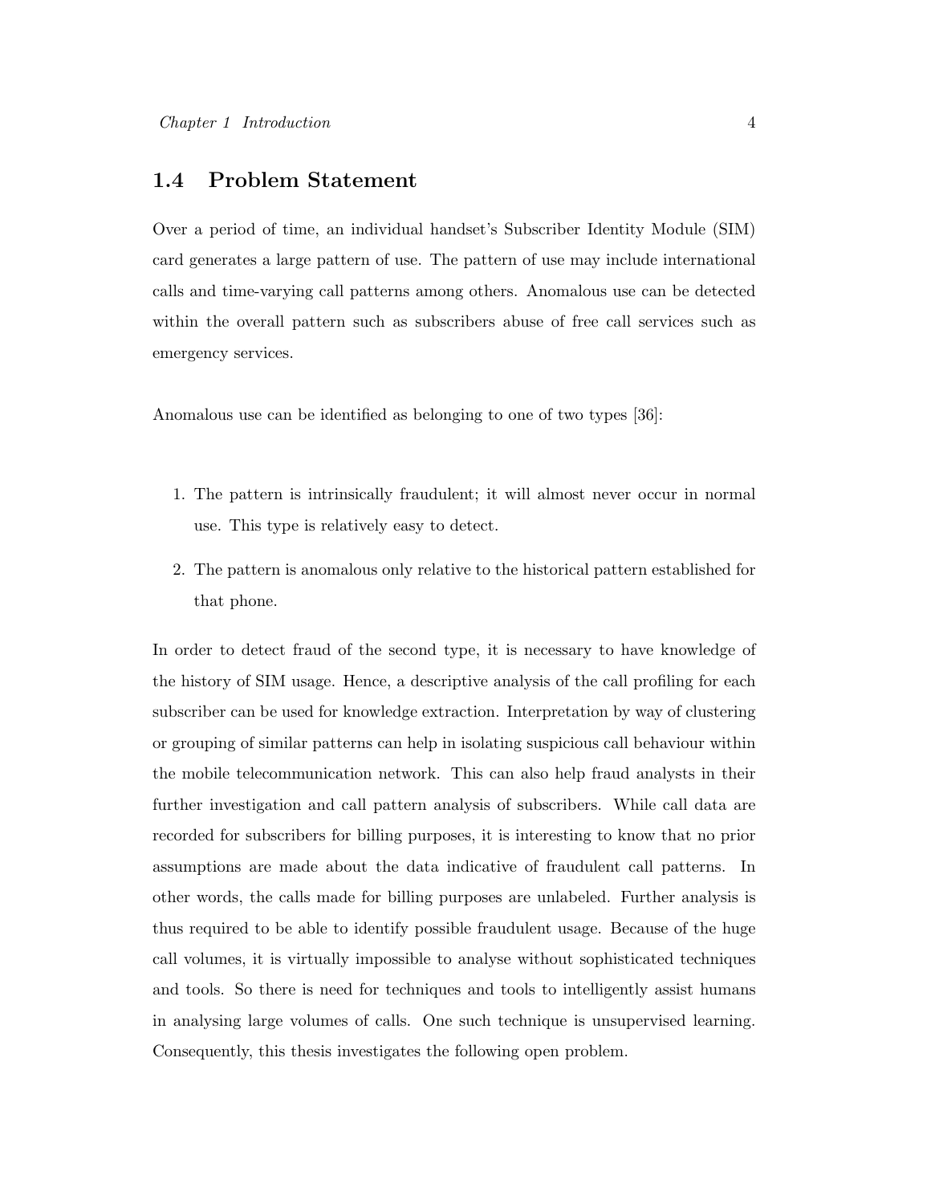## 1.4 Problem Statement

Over a period of time, an individual handset's Subscriber Identity Module (SIM) card generates a large pattern of use. The pattern of use may include international calls and time-varying call patterns among others. Anomalous use can be detected within the overall pattern such as subscribers abuse of free call services such as emergency services.

Anomalous use can be identified as belonging to one of two types [36]:

1. The pattern is intrinsically fraudulent; it will almost never occur in normal use. This type is relatively easy to detect.
2. The pattern is anomalous only relative to the historical pattern established for that phone.

In order to detect fraud of the second type, it is necessary to have knowledge of the history of SIM usage. Hence, a descriptive analysis of the call profiling for each subscriber can be used for knowledge extraction. Interpretation by way of clustering or grouping of similar patterns can help in isolating suspicious call behaviour within the mobile telecommunication network. This can also help fraud analysts in their further investigation and call pattern analysis of subscribers. While call data are recorded for subscribers for billing purposes, it is interesting to know that no prior assumptions are made about the data indicative of fraudulent call patterns. In other words, the calls made for billing purposes are unlabeled. Further analysis is thus required to be able to identify possible fraudulent usage. Because of the huge call volumes, it is virtually impossible to analyse without sophisticated techniques and tools. So there is need for techniques and tools to intelligently assist humans in analysing large volumes of calls. One such technique is unsupervised learning. Consequently, this thesis investigates the following open problem.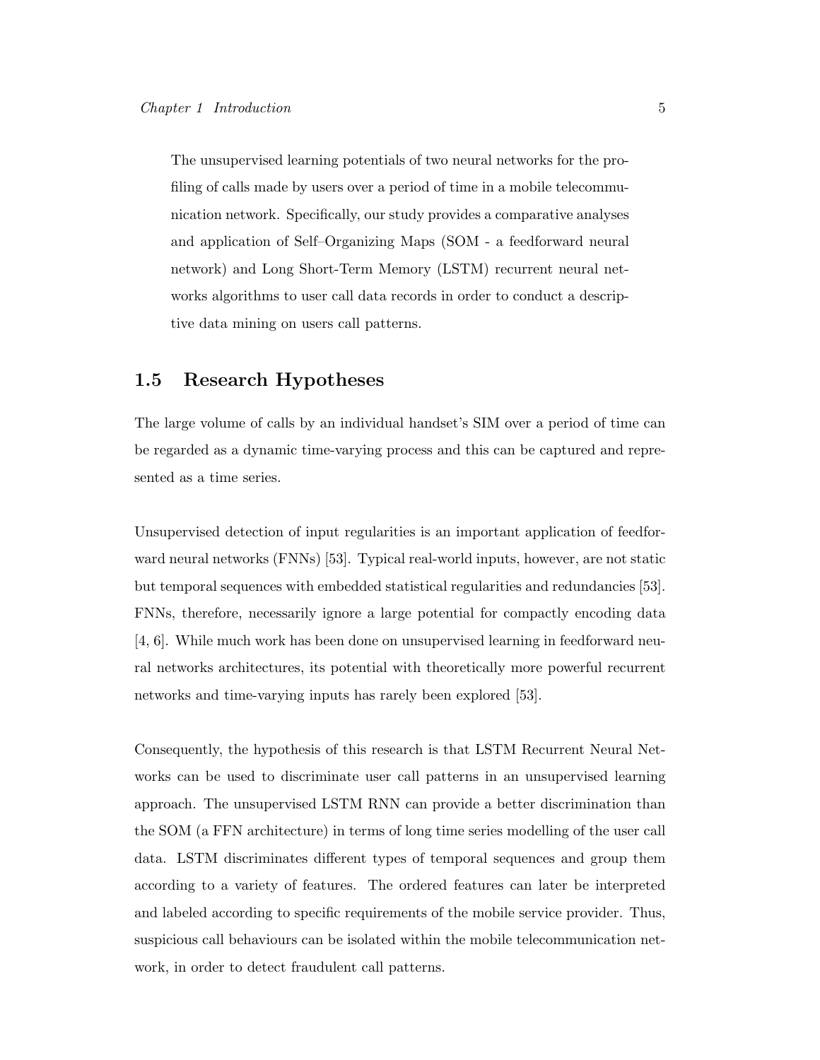The unsupervised learning potentials of two neural networks for the profiling of calls made by users over a period of time in a mobile telecommunication network. Specifically, our study provides a comparative analyses and application of Self–Organizing Maps (SOM - a feedforward neural network) and Long Short-Term Memory (LSTM) recurrent neural networks algorithms to user call data records in order to conduct a descriptive data mining on users call patterns.

## 1.5 Research Hypotheses

The large volume of calls by an individual handset's SIM over a period of time can be regarded as a dynamic time-varying process and this can be captured and represented as a time series.

Unsupervised detection of input regularities is an important application of feedforward neural networks (FNNs) [53]. Typical real-world inputs, however, are not static but temporal sequences with embedded statistical regularities and redundancies [53]. FNNs, therefore, necessarily ignore a large potential for compactly encoding data [4, 6]. While much work has been done on unsupervised learning in feedforward neural networks architectures, its potential with theoretically more powerful recurrent networks and time-varying inputs has rarely been explored [53].

Consequently, the hypothesis of this research is that LSTM Recurrent Neural Networks can be used to discriminate user call patterns in an unsupervised learning approach. The unsupervised LSTM RNN can provide a better discrimination than the SOM (a FFN architecture) in terms of long time series modelling of the user call data. LSTM discriminates different types of temporal sequences and group them according to a variety of features. The ordered features can later be interpreted and labeled according to specific requirements of the mobile service provider. Thus, suspicious call behaviours can be isolated within the mobile telecommunication network, in order to detect fraudulent call patterns.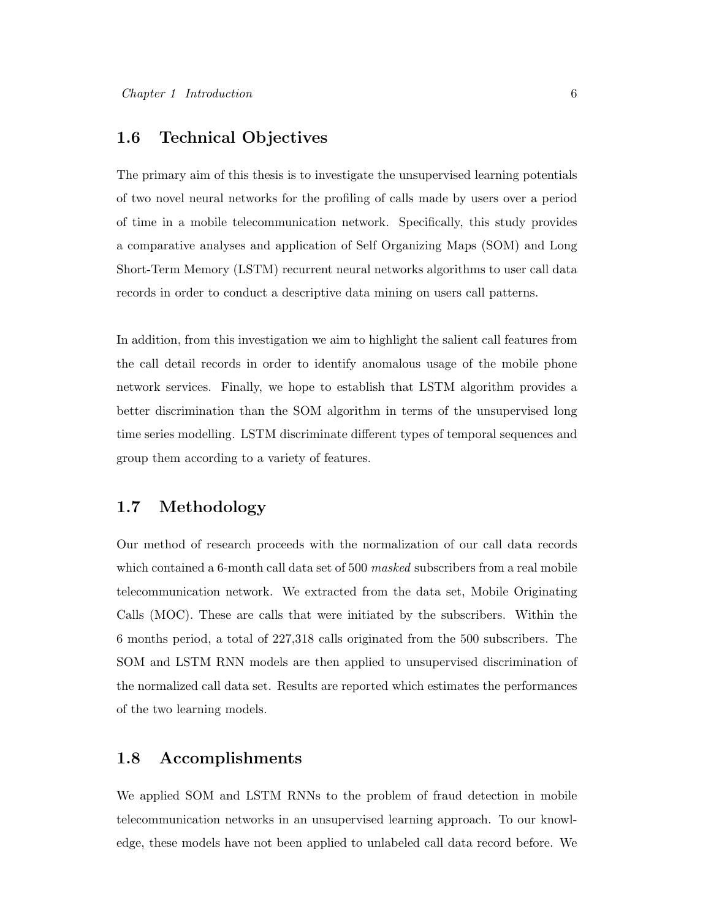## 1.6 Technical Objectives

The primary aim of this thesis is to investigate the unsupervised learning potentials of two novel neural networks for the profiling of calls made by users over a period of time in a mobile telecommunication network. Specifically, this study provides a comparative analyses and application of Self Organizing Maps (SOM) and Long Short-Term Memory (LSTM) recurrent neural networks algorithms to user call data records in order to conduct a descriptive data mining on users call patterns.

In addition, from this investigation we aim to highlight the salient call features from the call detail records in order to identify anomalous usage of the mobile phone network services. Finally, we hope to establish that LSTM algorithm provides a better discrimination than the SOM algorithm in terms of the unsupervised long time series modelling. LSTM discriminate different types of temporal sequences and group them according to a variety of features.

## 1.7 Methodology

Our method of research proceeds with the normalization of our call data records which contained a 6-month call data set of 500 *masked* subscribers from a real mobile telecommunication network. We extracted from the data set, Mobile Originating Calls (MOC). These are calls that were initiated by the subscribers. Within the 6 months period, a total of 227,318 calls originated from the 500 subscribers. The SOM and LSTM RNN models are then applied to unsupervised discrimination of the normalized call data set. Results are reported which estimates the performances of the two learning models.

## 1.8 Accomplishments

We applied SOM and LSTM RNNs to the problem of fraud detection in mobile telecommunication networks in an unsupervised learning approach. To our knowledge, these models have not been applied to unlabeled call data record before. We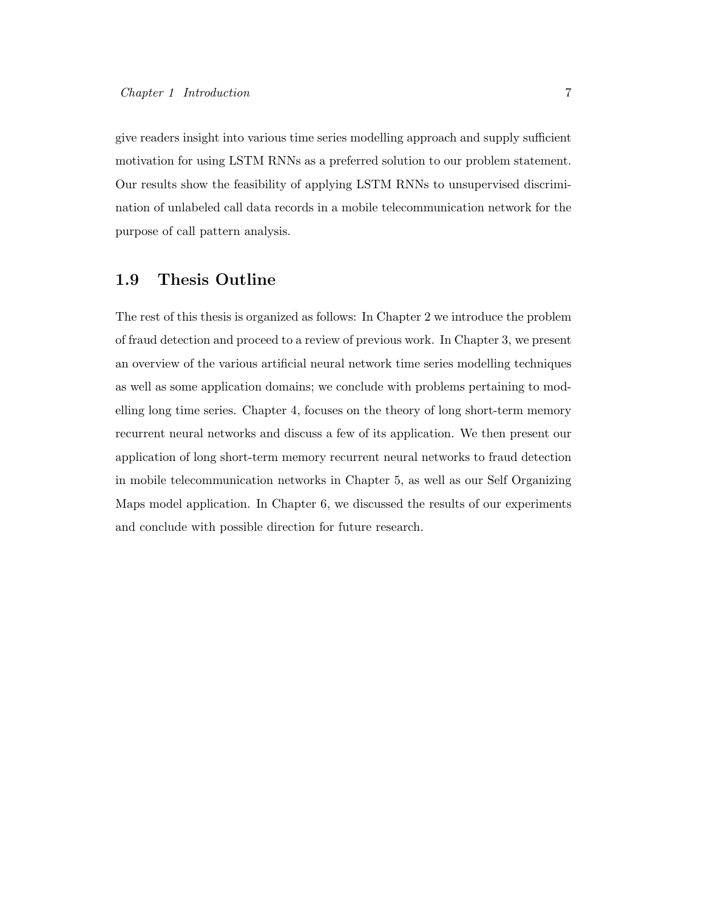give readers insight into various time series modelling approach and supply sufficient motivation for using LSTM RNNs as a preferred solution to our problem statement. Our results show the feasibility of applying LSTM RNNs to unsupervised discrimination of unlabeled call data records in a mobile telecommunication network for the purpose of call pattern analysis.

## 1.9 Thesis Outline

The rest of this thesis is organized as follows: In Chapter 2 we introduce the problem of fraud detection and proceed to a review of previous work. In Chapter 3, we present an overview of the various artificial neural network time series modelling techniques as well as some application domains; we conclude with problems pertaining to modelling long time series. Chapter 4, focuses on the theory of long short-term memory recurrent neural networks and discuss a few of its application. We then present our application of long short-term memory recurrent neural networks to fraud detection in mobile telecommunication networks in Chapter 5, as well as our Self Organizing Maps model application. In Chapter 6, we discussed the results of our experiments and conclude with possible direction for future research.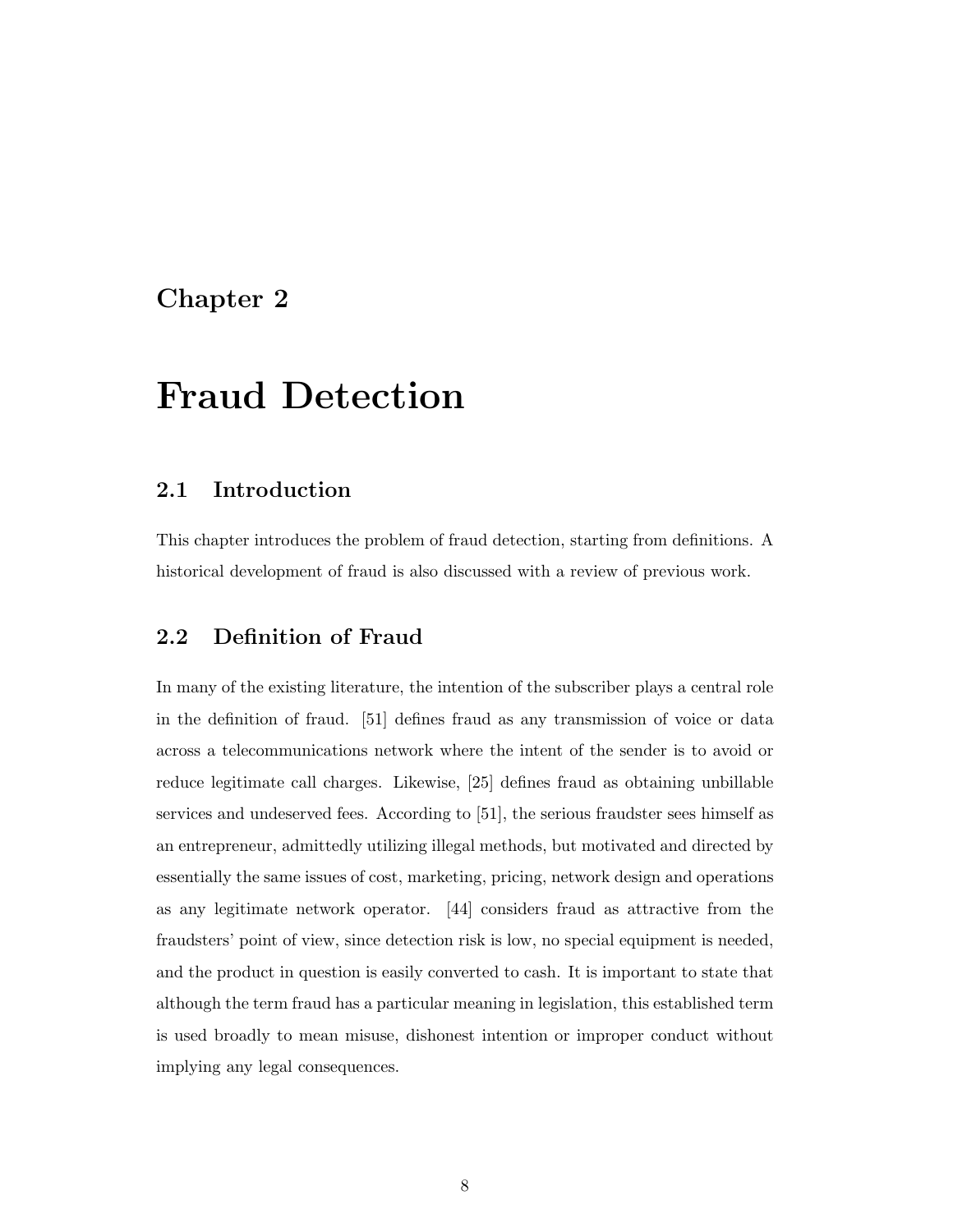# Chapter 2

# Fraud Detection

## 2.1 Introduction

This chapter introduces the problem of fraud detection, starting from definitions. A historical development of fraud is also discussed with a review of previous work.

## 2.2 Definition of Fraud

In many of the existing literature, the intention of the subscriber plays a central role in the definition of fraud. [51] defines fraud as any transmission of voice or data across a telecommunications network where the intent of the sender is to avoid or reduce legitimate call charges. Likewise, [25] defines fraud as obtaining unbillable services and undeserved fees. According to [51], the serious fraudster sees himself as an entrepreneur, admittedly utilizing illegal methods, but motivated and directed by essentially the same issues of cost, marketing, pricing, network design and operations as any legitimate network operator. [44] considers fraud as attractive from the fraudsters' point of view, since detection risk is low, no special equipment is needed, and the product in question is easily converted to cash. It is important to state that although the term fraud has a particular meaning in legislation, this established term is used broadly to mean misuse, dishonest intention or improper conduct without implying any legal consequences.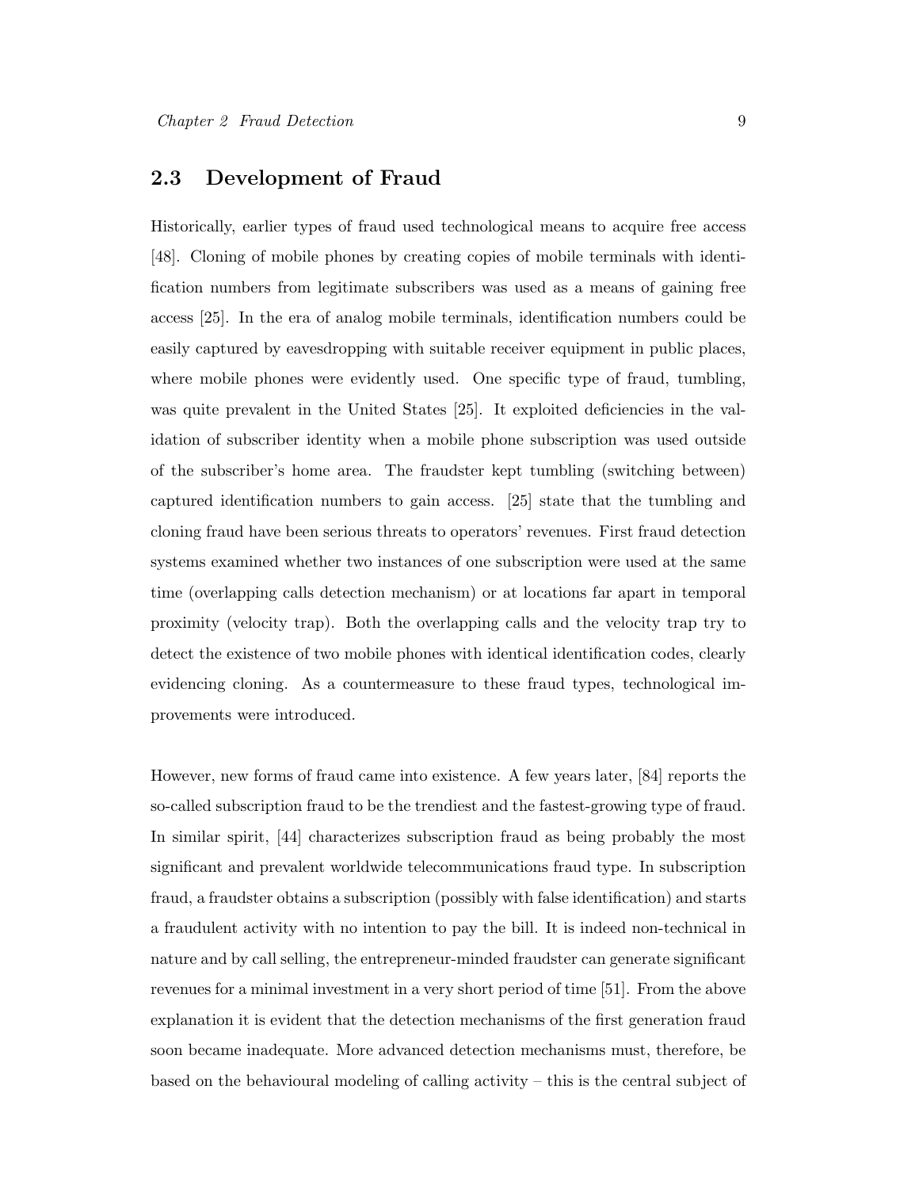## 2.3 Development of Fraud

Historically, earlier types of fraud used technological means to acquire free access [48]. Cloning of mobile phones by creating copies of mobile terminals with identification numbers from legitimate subscribers was used as a means of gaining free access [25]. In the era of analog mobile terminals, identification numbers could be easily captured by eavesdropping with suitable receiver equipment in public places, where mobile phones were evidently used. One specific type of fraud, tumbling, was quite prevalent in the United States [25]. It exploited deficiencies in the validation of subscriber identity when a mobile phone subscription was used outside of the subscriber's home area. The fraudster kept tumbling (switching between) captured identification numbers to gain access. [25] state that the tumbling and cloning fraud have been serious threats to operators' revenues. First fraud detection systems examined whether two instances of one subscription were used at the same time (overlapping calls detection mechanism) or at locations far apart in temporal proximity (velocity trap). Both the overlapping calls and the velocity trap try to detect the existence of two mobile phones with identical identification codes, clearly evidencing cloning. As a countermeasure to these fraud types, technological improvements were introduced.

However, new forms of fraud came into existence. A few years later, [84] reports the so-called subscription fraud to be the trendiest and the fastest-growing type of fraud. In similar spirit, [44] characterizes subscription fraud as being probably the most significant and prevalent worldwide telecommunications fraud type. In subscription fraud, a fraudster obtains a subscription (possibly with false identification) and starts a fraudulent activity with no intention to pay the bill. It is indeed non-technical in nature and by call selling, the entrepreneur-minded fraudster can generate significant revenues for a minimal investment in a very short period of time [51]. From the above explanation it is evident that the detection mechanisms of the first generation fraud soon became inadequate. More advanced detection mechanisms must, therefore, be based on the behavioural modeling of calling activity – this is the central subject of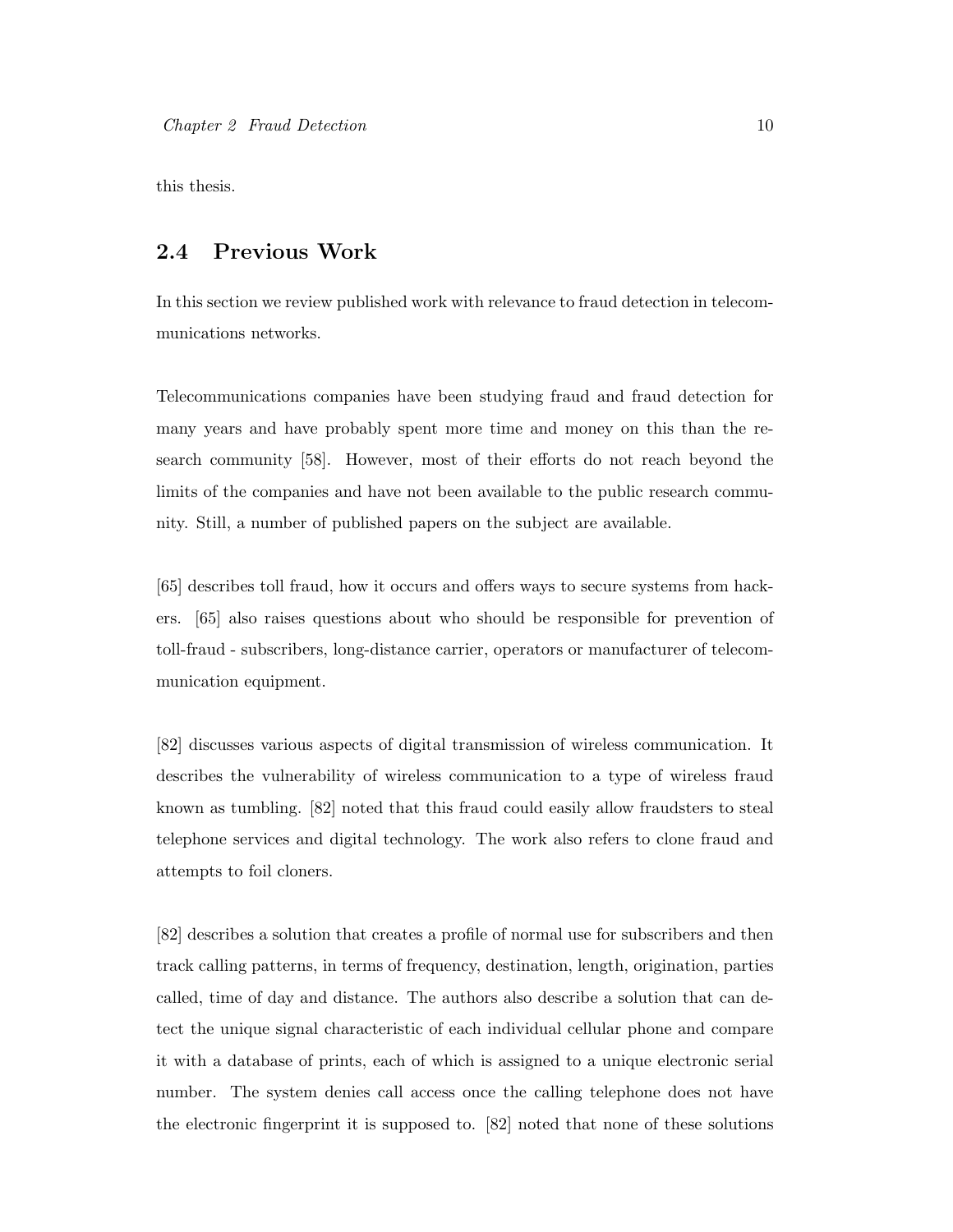this thesis.

## 2.4 Previous Work

In this section we review published work with relevance to fraud detection in telecommunications networks.

Telecommunications companies have been studying fraud and fraud detection for many years and have probably spent more time and money on this than the research community [58]. However, most of their efforts do not reach beyond the limits of the companies and have not been available to the public research community. Still, a number of published papers on the subject are available.

[65] describes toll fraud, how it occurs and offers ways to secure systems from hackers. [65] also raises questions about who should be responsible for prevention of toll-fraud - subscribers, long-distance carrier, operators or manufacturer of telecommunication equipment.

[82] discusses various aspects of digital transmission of wireless communication. It describes the vulnerability of wireless communication to a type of wireless fraud known as tumbling. [82] noted that this fraud could easily allow fraudsters to steal telephone services and digital technology. The work also refers to clone fraud and attempts to foil cloners.

[82] describes a solution that creates a profile of normal use for subscribers and then track calling patterns, in terms of frequency, destination, length, origination, parties called, time of day and distance. The authors also describe a solution that can detect the unique signal characteristic of each individual cellular phone and compare it with a database of prints, each of which is assigned to a unique electronic serial number. The system denies call access once the calling telephone does not have the electronic fingerprint it is supposed to. [82] noted that none of these solutions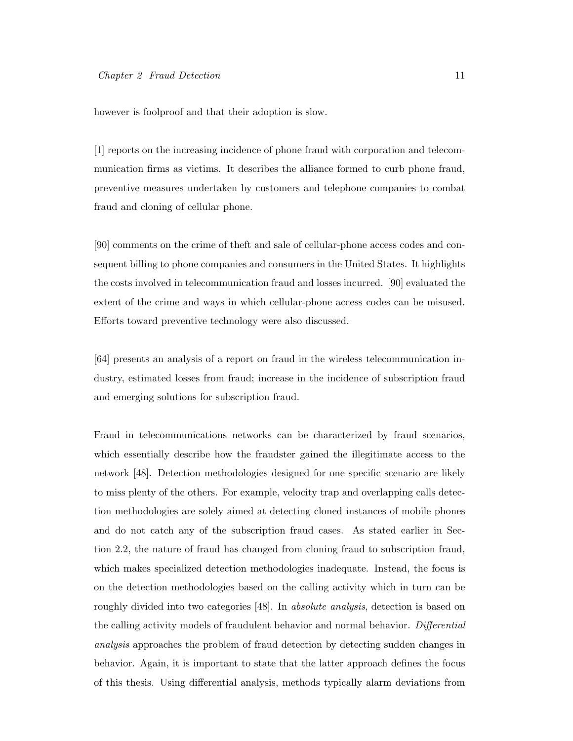however is foolproof and that their adoption is slow.

[1] reports on the increasing incidence of phone fraud with corporation and telecommunication firms as victims. It describes the alliance formed to curb phone fraud, preventive measures undertaken by customers and telephone companies to combat fraud and cloning of cellular phone.

[90] comments on the crime of theft and sale of cellular-phone access codes and consequent billing to phone companies and consumers in the United States. It highlights the costs involved in telecommunication fraud and losses incurred. [90] evaluated the extent of the crime and ways in which cellular-phone access codes can be misused. Efforts toward preventive technology were also discussed.

[64] presents an analysis of a report on fraud in the wireless telecommunication industry, estimated losses from fraud; increase in the incidence of subscription fraud and emerging solutions for subscription fraud.

Fraud in telecommunications networks can be characterized by fraud scenarios, which essentially describe how the fraudster gained the illegitimate access to the network [48]. Detection methodologies designed for one specific scenario are likely to miss plenty of the others. For example, velocity trap and overlapping calls detection methodologies are solely aimed at detecting cloned instances of mobile phones and do not catch any of the subscription fraud cases. As stated earlier in Section 2.2, the nature of fraud has changed from cloning fraud to subscription fraud, which makes specialized detection methodologies inadequate. Instead, the focus is on the detection methodologies based on the calling activity which in turn can be roughly divided into two categories [48]. In *absolute analysis*, detection is based on the calling activity models of fraudulent behavior and normal behavior. *Differential analysis* approaches the problem of fraud detection by detecting sudden changes in behavior. Again, it is important to state that the latter approach defines the focus of this thesis. Using differential analysis, methods typically alarm deviations from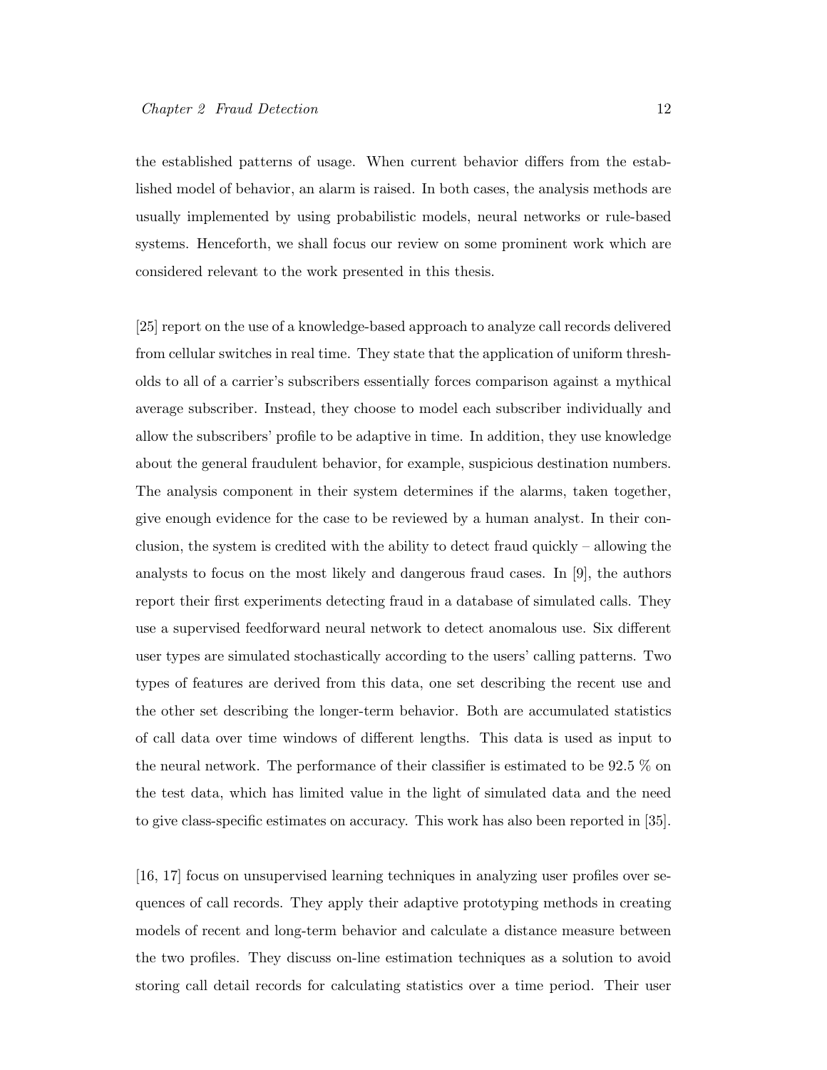the established patterns of usage. When current behavior differs from the established model of behavior, an alarm is raised. In both cases, the analysis methods are usually implemented by using probabilistic models, neural networks or rule-based systems. Henceforth, we shall focus our review on some prominent work which are considered relevant to the work presented in this thesis.

[25] report on the use of a knowledge-based approach to analyze call records delivered from cellular switches in real time. They state that the application of uniform thresholds to all of a carrier's subscribers essentially forces comparison against a mythical average subscriber. Instead, they choose to model each subscriber individually and allow the subscribers' profile to be adaptive in time. In addition, they use knowledge about the general fraudulent behavior, for example, suspicious destination numbers. The analysis component in their system determines if the alarms, taken together, give enough evidence for the case to be reviewed by a human analyst. In their conclusion, the system is credited with the ability to detect fraud quickly – allowing the analysts to focus on the most likely and dangerous fraud cases. In [9], the authors report their first experiments detecting fraud in a database of simulated calls. They use a supervised feedforward neural network to detect anomalous use. Six different user types are simulated stochastically according to the users' calling patterns. Two types of features are derived from this data, one set describing the recent use and the other set describing the longer-term behavior. Both are accumulated statistics of call data over time windows of different lengths. This data is used as input to the neural network. The performance of their classifier is estimated to be 92.5 % on the test data, which has limited value in the light of simulated data and the need to give class-specific estimates on accuracy. This work has also been reported in [35].

[16, 17] focus on unsupervised learning techniques in analyzing user profiles over sequences of call records. They apply their adaptive prototyping methods in creating models of recent and long-term behavior and calculate a distance measure between the two profiles. They discuss on-line estimation techniques as a solution to avoid storing call detail records for calculating statistics over a time period. Their user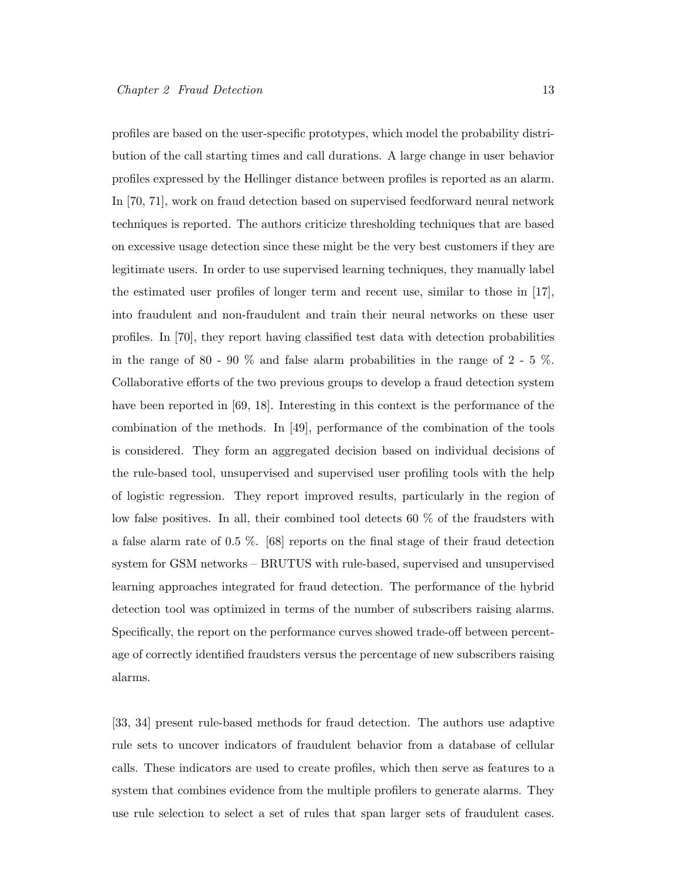profiles are based on the user-specific prototypes, which model the probability distribution of the call starting times and call durations. A large change in user behavior profiles expressed by the Hellinger distance between profiles is reported as an alarm. In [70, 71], work on fraud detection based on supervised feedforward neural network techniques is reported. The authors criticize thresholding techniques that are based on excessive usage detection since these might be the very best customers if they are legitimate users. In order to use supervised learning techniques, they manually label the estimated user profiles of longer term and recent use, similar to those in [17], into fraudulent and non-fraudulent and train their neural networks on these user profiles. In [70], they report having classified test data with detection probabilities in the range of 80 - 90 % and false alarm probabilities in the range of 2 - 5 %. Collaborative efforts of the two previous groups to develop a fraud detection system have been reported in [69, 18]. Interesting in this context is the performance of the combination of the methods. In [49], performance of the combination of the tools is considered. They form an aggregated decision based on individual decisions of the rule-based tool, unsupervised and supervised user profiling tools with the help of logistic regression. They report improved results, particularly in the region of low false positives. In all, their combined tool detects 60 % of the fraudsters with a false alarm rate of 0.5 %. [68] reports on the final stage of their fraud detection system for GSM networks – BRUTUS with rule-based, supervised and unsupervised learning approaches integrated for fraud detection. The performance of the hybrid detection tool was optimized in terms of the number of subscribers raising alarms. Specifically, the report on the performance curves showed trade-off between percentage of correctly identified fraudsters versus the percentage of new subscribers raising alarms.

[33, 34] present rule-based methods for fraud detection. The authors use adaptive rule sets to uncover indicators of fraudulent behavior from a database of cellular calls. These indicators are used to create profiles, which then serve as features to a system that combines evidence from the multiple profilers to generate alarms. They use rule selection to select a set of rules that span larger sets of fraudulent cases.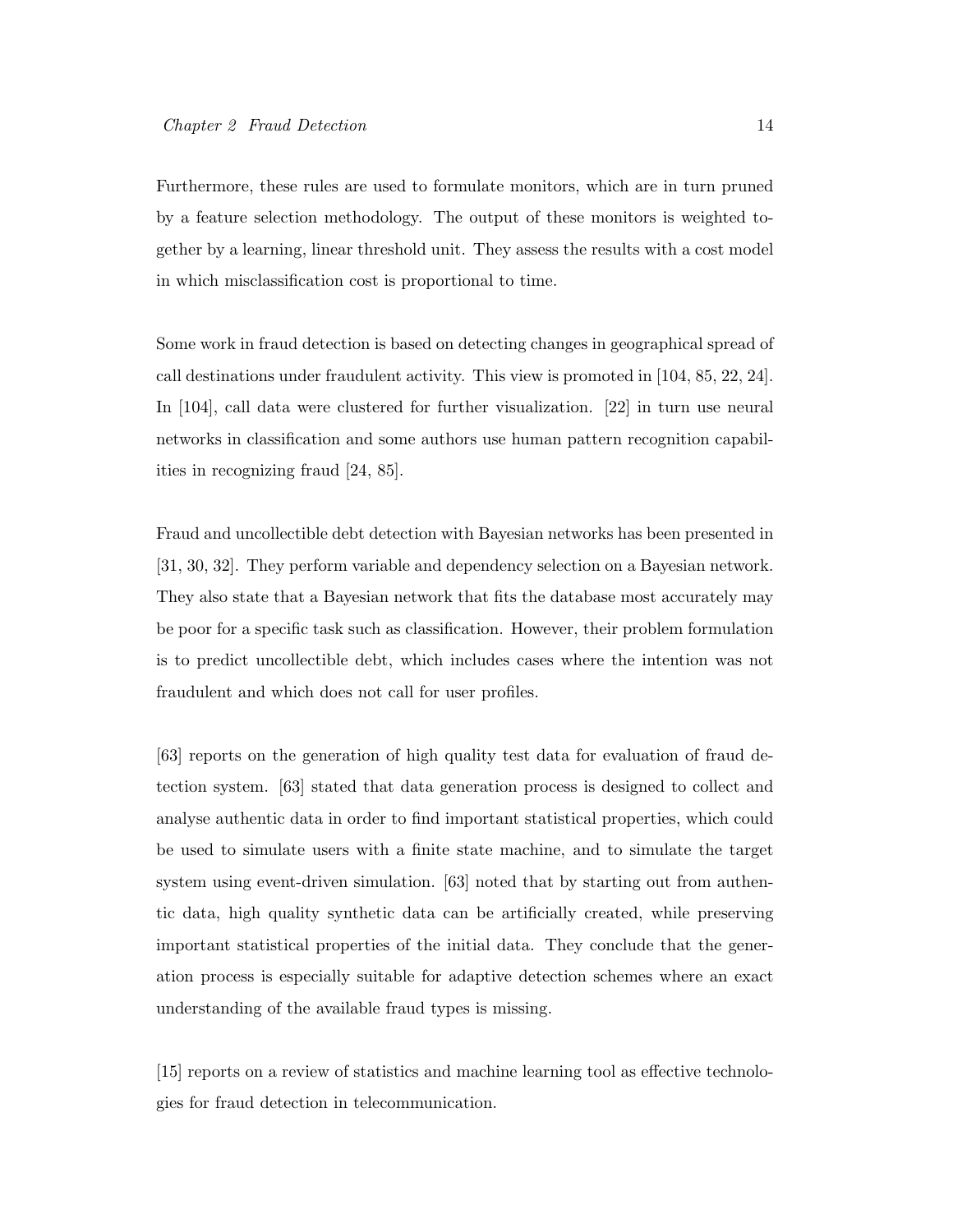Furthermore, these rules are used to formulate monitors, which are in turn pruned by a feature selection methodology. The output of these monitors is weighted together by a learning, linear threshold unit. They assess the results with a cost model in which misclassification cost is proportional to time.

Some work in fraud detection is based on detecting changes in geographical spread of call destinations under fraudulent activity. This view is promoted in [104, 85, 22, 24]. In [104], call data were clustered for further visualization. [22] in turn use neural networks in classification and some authors use human pattern recognition capabilities in recognizing fraud [24, 85].

Fraud and uncollectible debt detection with Bayesian networks has been presented in [31, 30, 32]. They perform variable and dependency selection on a Bayesian network. They also state that a Bayesian network that fits the database most accurately may be poor for a specific task such as classification. However, their problem formulation is to predict uncollectible debt, which includes cases where the intention was not fraudulent and which does not call for user profiles.

[63] reports on the generation of high quality test data for evaluation of fraud detection system. [63] stated that data generation process is designed to collect and analyse authentic data in order to find important statistical properties, which could be used to simulate users with a finite state machine, and to simulate the target system using event-driven simulation. [63] noted that by starting out from authentic data, high quality synthetic data can be artificially created, while preserving important statistical properties of the initial data. They conclude that the generation process is especially suitable for adaptive detection schemes where an exact understanding of the available fraud types is missing.

[15] reports on a review of statistics and machine learning tool as effective technologies for fraud detection in telecommunication.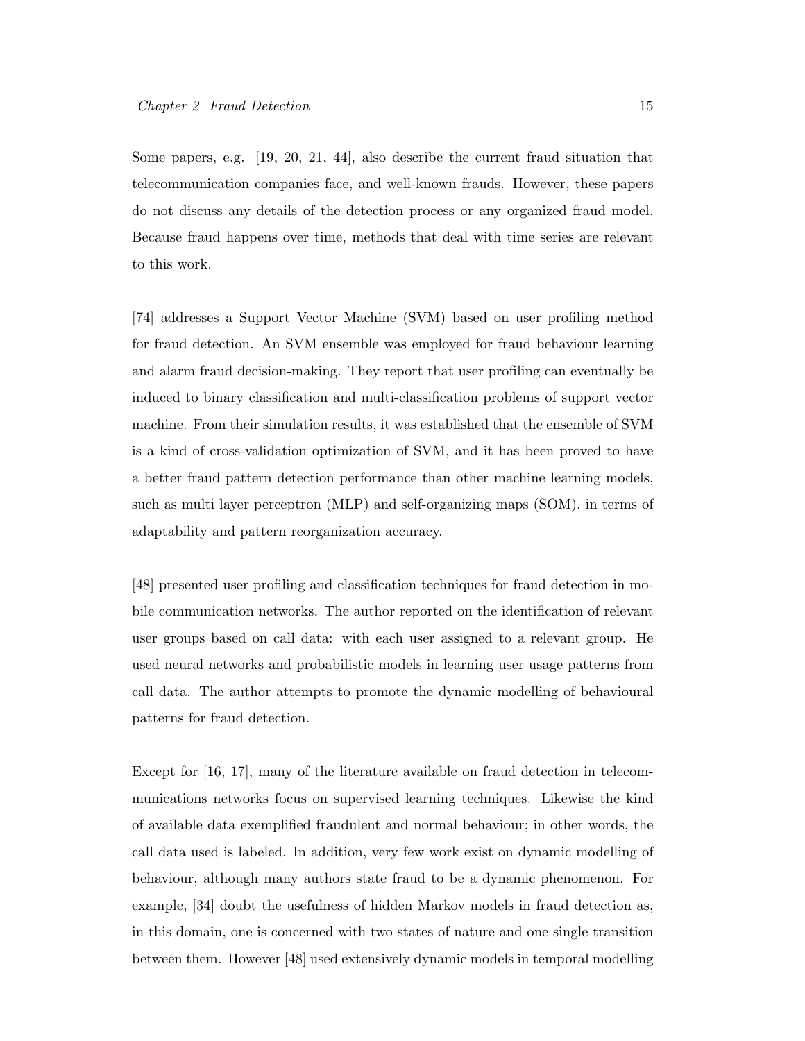Some papers, e.g. [19, 20, 21, 44], also describe the current fraud situation that telecommunication companies face, and well-known frauds. However, these papers do not discuss any details of the detection process or any organized fraud model. Because fraud happens over time, methods that deal with time series are relevant to this work.

[74] addresses a Support Vector Machine (SVM) based on user profiling method for fraud detection. An SVM ensemble was employed for fraud behaviour learning and alarm fraud decision-making. They report that user profiling can eventually be induced to binary classification and multi-classification problems of support vector machine. From their simulation results, it was established that the ensemble of SVM is a kind of cross-validation optimization of SVM, and it has been proved to have a better fraud pattern detection performance than other machine learning models, such as multi layer perceptron (MLP) and self-organizing maps (SOM), in terms of adaptability and pattern reorganization accuracy.

[48] presented user profiling and classification techniques for fraud detection in mobile communication networks. The author reported on the identification of relevant user groups based on call data: with each user assigned to a relevant group. He used neural networks and probabilistic models in learning user usage patterns from call data. The author attempts to promote the dynamic modelling of behavioural patterns for fraud detection.

Except for [16, 17], many of the literature available on fraud detection in telecommunications networks focus on supervised learning techniques. Likewise the kind of available data exemplified fraudulent and normal behaviour; in other words, the call data used is labeled. In addition, very few work exist on dynamic modelling of behaviour, although many authors state fraud to be a dynamic phenomenon. For example, [34] doubt the usefulness of hidden Markov models in fraud detection as, in this domain, one is concerned with two states of nature and one single transition between them. However [48] used extensively dynamic models in temporal modelling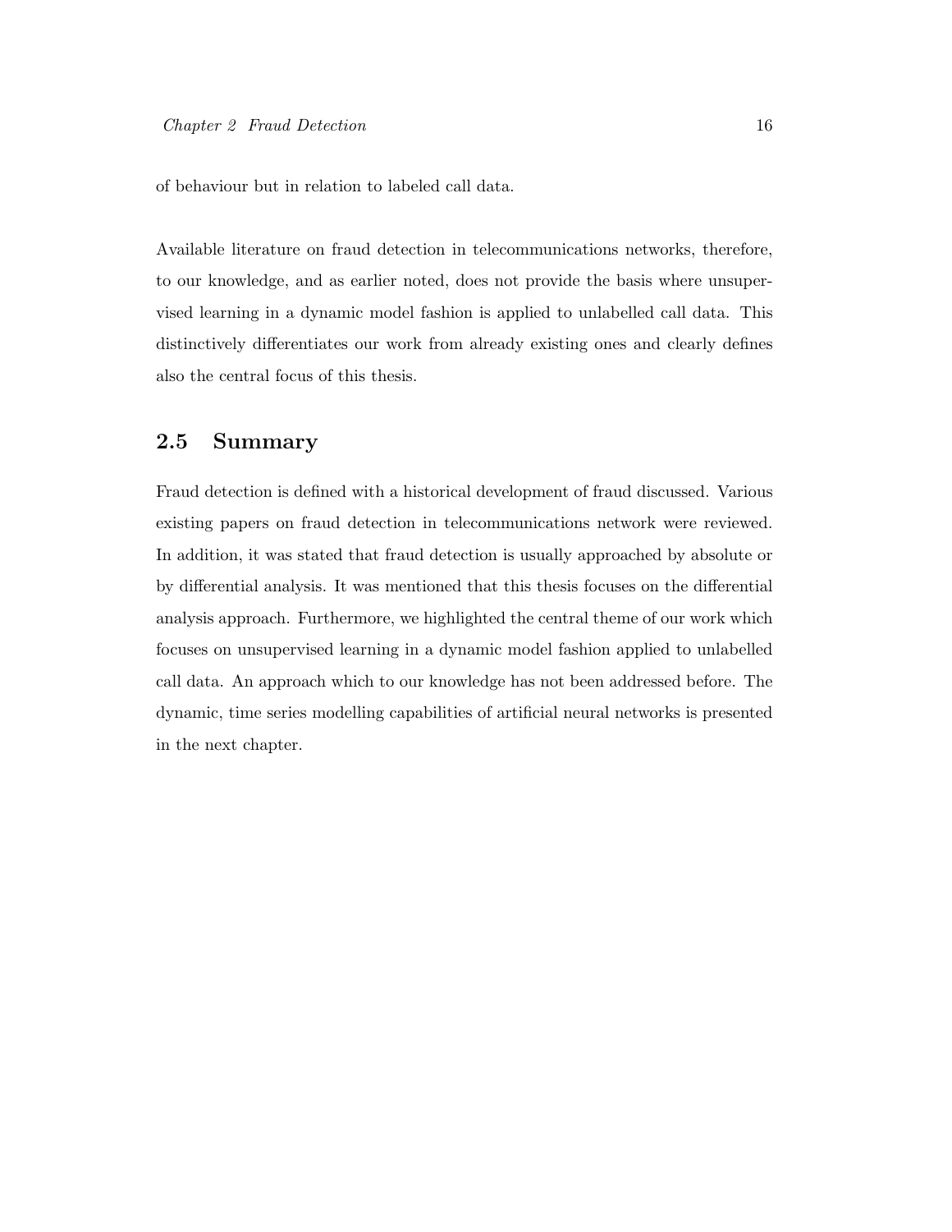of behaviour but in relation to labeled call data.

Available literature on fraud detection in telecommunications networks, therefore, to our knowledge, and as earlier noted, does not provide the basis where unsupervised learning in a dynamic model fashion is applied to unlabelled call data. This distinctively differentiates our work from already existing ones and clearly defines also the central focus of this thesis.

## 2.5 Summary

Fraud detection is defined with a historical development of fraud discussed. Various existing papers on fraud detection in telecommunications network were reviewed. In addition, it was stated that fraud detection is usually approached by absolute or by differential analysis. It was mentioned that this thesis focuses on the differential analysis approach. Furthermore, we highlighted the central theme of our work which focuses on unsupervised learning in a dynamic model fashion applied to unlabelled call data. An approach which to our knowledge has not been addressed before. The dynamic, time series modelling capabilities of artificial neural networks is presented in the next chapter.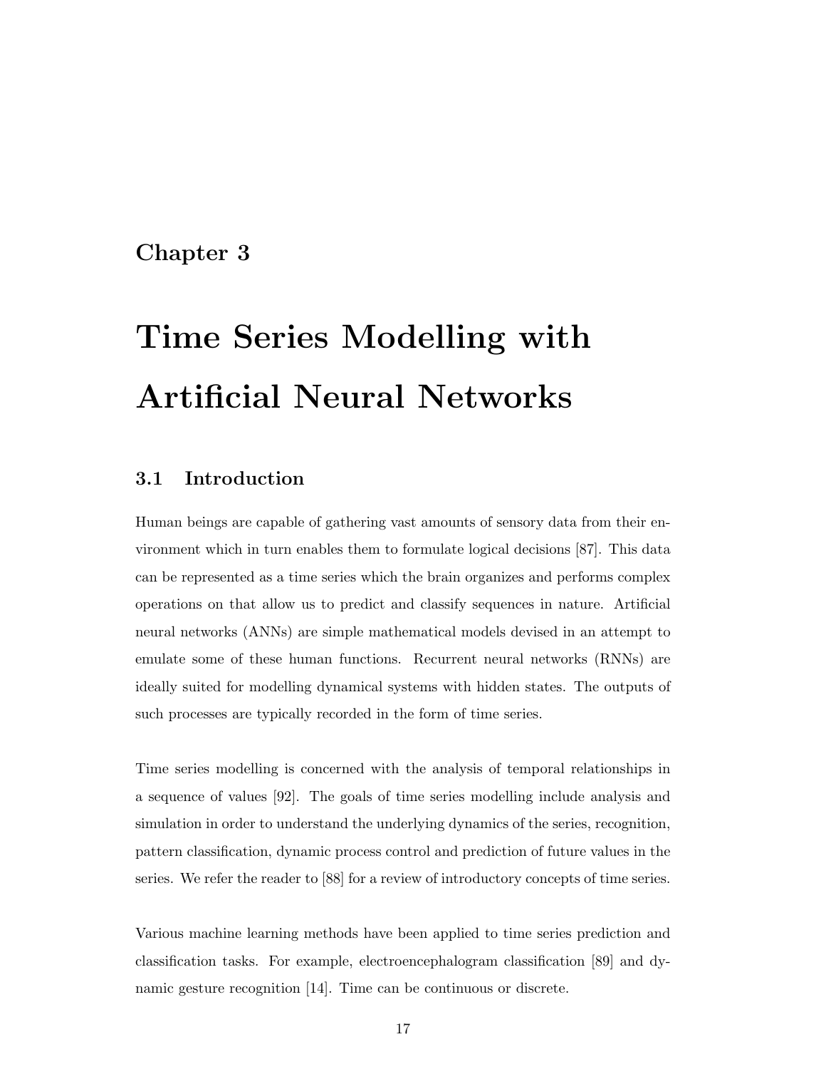# Chapter 3

# Time Series Modelling with Artificial Neural Networks

## 3.1 Introduction

Human beings are capable of gathering vast amounts of sensory data from their environment which in turn enables them to formulate logical decisions [87]. This data can be represented as a time series which the brain organizes and performs complex operations on that allow us to predict and classify sequences in nature. Artificial neural networks (ANNs) are simple mathematical models devised in an attempt to emulate some of these human functions. Recurrent neural networks (RNNs) are ideally suited for modelling dynamical systems with hidden states. The outputs of such processes are typically recorded in the form of time series.

Time series modelling is concerned with the analysis of temporal relationships in a sequence of values [92]. The goals of time series modelling include analysis and simulation in order to understand the underlying dynamics of the series, recognition, pattern classification, dynamic process control and prediction of future values in the series. We refer the reader to [88] for a review of introductory concepts of time series.

Various machine learning methods have been applied to time series prediction and classification tasks. For example, electroencephalogram classification [89] and dynamic gesture recognition [14]. Time can be continuous or discrete.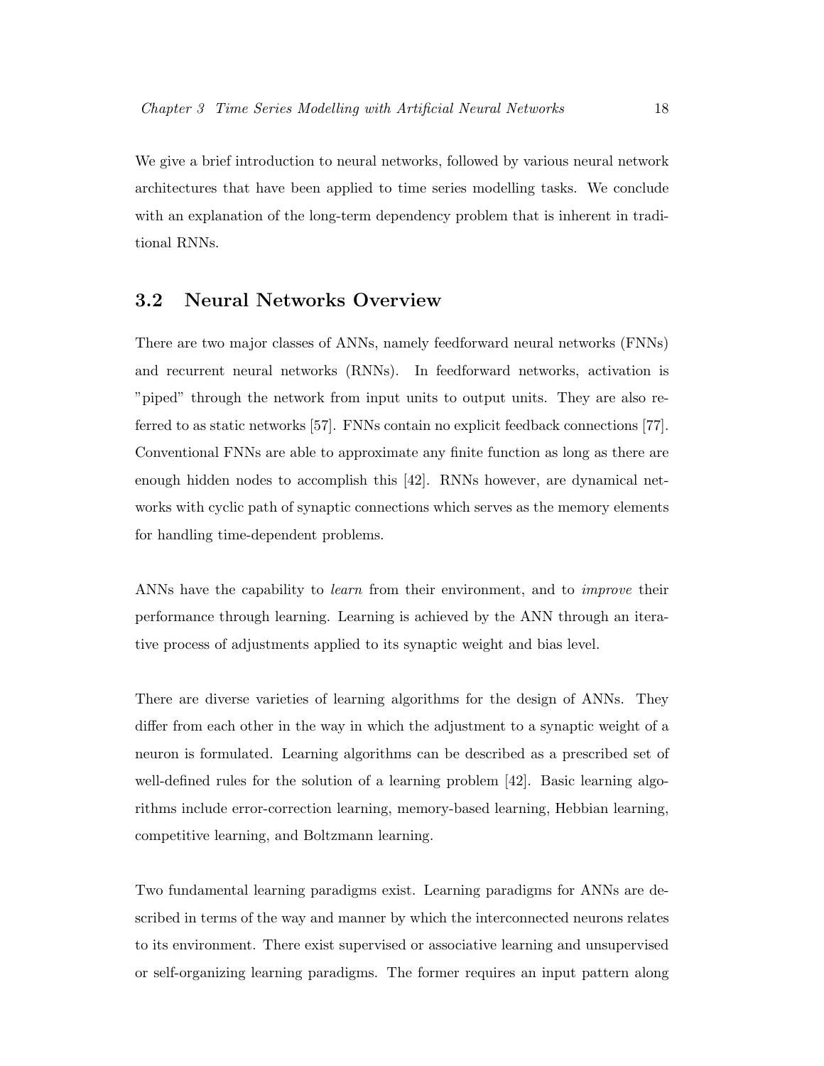We give a brief introduction to neural networks, followed by various neural network architectures that have been applied to time series modelling tasks. We conclude with an explanation of the long-term dependency problem that is inherent in traditional RNNs.

## 3.2 Neural Networks Overview

There are two major classes of ANNs, namely feedforward neural networks (FNNs) and recurrent neural networks (RNNs). In feedforward networks, activation is "piped" through the network from input units to output units. They are also referred to as static networks [57]. FNNs contain no explicit feedback connections [77]. Conventional FNNs are able to approximate any finite function as long as there are enough hidden nodes to accomplish this [42]. RNNs however, are dynamical networks with cyclic path of synaptic connections which serves as the memory elements for handling time-dependent problems.

ANNs have the capability to *learn* from their environment, and to *improve* their performance through learning. Learning is achieved by the ANN through an iterative process of adjustments applied to its synaptic weight and bias level.

There are diverse varieties of learning algorithms for the design of ANNs. They differ from each other in the way in which the adjustment to a synaptic weight of a neuron is formulated. Learning algorithms can be described as a prescribed set of well-defined rules for the solution of a learning problem [42]. Basic learning algorithms include error-correction learning, memory-based learning, Hebbian learning, competitive learning, and Boltzmann learning.

Two fundamental learning paradigms exist. Learning paradigms for ANNs are described in terms of the way and manner by which the interconnected neurons relates to its environment. There exist supervised or associative learning and unsupervised or self-organizing learning paradigms. The former requires an input pattern along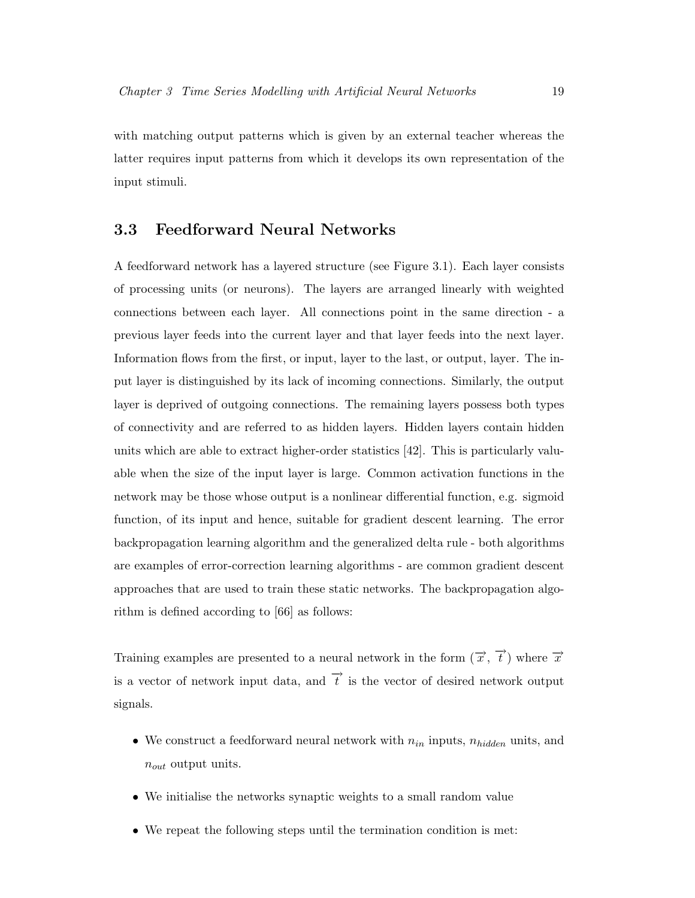with matching output patterns which is given by an external teacher whereas the latter requires input patterns from which it develops its own representation of the input stimuli.

## 3.3 Feedforward Neural Networks

A feedforward network has a layered structure (see Figure 3.1). Each layer consists of processing units (or neurons). The layers are arranged linearly with weighted connections between each layer. All connections point in the same direction - a previous layer feeds into the current layer and that layer feeds into the next layer. Information flows from the first, or input, layer to the last, or output, layer. The input layer is distinguished by its lack of incoming connections. Similarly, the output layer is deprived of outgoing connections. The remaining layers possess both types of connectivity and are referred to as hidden layers. Hidden layers contain hidden units which are able to extract higher-order statistics [42]. This is particularly valuable when the size of the input layer is large. Common activation functions in the network may be those whose output is a nonlinear differential function, e.g. sigmoid function, of its input and hence, suitable for gradient descent learning. The error backpropagation learning algorithm and the generalized delta rule - both algorithms are examples of error-correction learning algorithms - are common gradient descent approaches that are used to train these static networks. The backpropagation algorithm is defined according to [66] as follows:

Training examples are presented to a neural network in the form ($\overrightarrow{x}$, $\overrightarrow{t}$) where $\overrightarrow{x}$ is a vector of network input data, and $\overrightarrow{t}$ is the vector of desired network output signals.

- We construct a feedforward neural network with $n_{in}$ inputs, $n_{hidden}$ units, and $n_{out}$ output units.
- We initialise the networks synaptic weights to a small random value
- We repeat the following steps until the termination condition is met: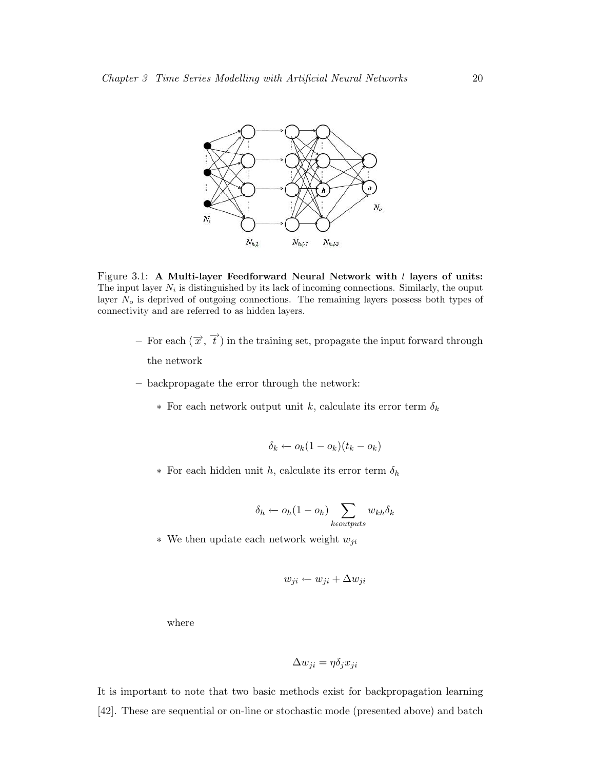Figure 3.1: **A Multi-layer Feedforward Neural Network with $l$ layers of units:** The input layer $N_i$ is distinguished by its lack of incoming connections. Similarly, the ouput layer $N_o$ is deprived of outgoing connections. The remaining layers possess both types of connectivity and are referred to as hidden layers.

- For each $(\overrightarrow{x}, \overrightarrow{t})$ in the training set, propagate the input forward through the network
- backpropagate the error through the network:
  - For each network output unit $k$, calculate its error term $\delta_k$

$$\delta_k \leftarrow o_k(1 - o_k)(t_k - o_k)$$

  - For each hidden unit $h$, calculate its error term $\delta_h$

$$\delta_h \leftarrow o_h(1 - o_h) \sum_{k \epsilon outputs} w_{kh} \delta_k$$

  - We then update each network weight $w_{ji}$

$$w_{ji} \leftarrow w_{ji} + \Delta w_{ji}$$

  where

$$\Delta w_{ji} = \eta \delta_j x_{ji}$$

It is important to note that two basic methods exist for backpropagation learning [42]. These are sequential or on-line or stochastic mode (presented above) and batch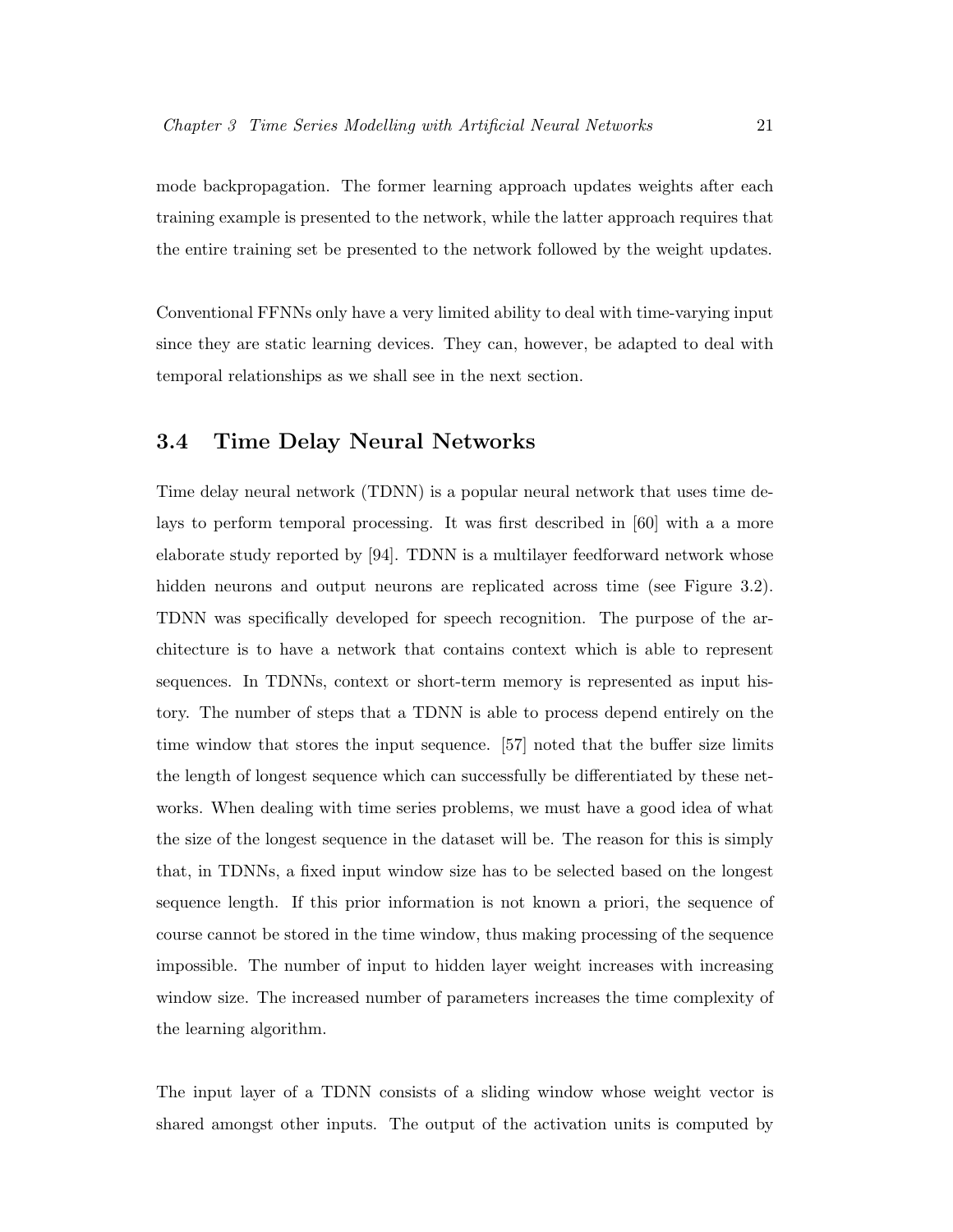mode backpropagation. The former learning approach updates weights after each training example is presented to the network, while the latter approach requires that the entire training set be presented to the network followed by the weight updates.

Conventional FFNNs only have a very limited ability to deal with time-varying input since they are static learning devices. They can, however, be adapted to deal with temporal relationships as we shall see in the next section.

## 3.4 Time Delay Neural Networks

Time delay neural network (TDNN) is a popular neural network that uses time delays to perform temporal processing. It was first described in [60] with a a more elaborate study reported by [94]. TDNN is a multilayer feedforward network whose hidden neurons and output neurons are replicated across time (see Figure 3.2). TDNN was specifically developed for speech recognition. The purpose of the architecture is to have a network that contains context which is able to represent sequences. In TDNNs, context or short-term memory is represented as input history. The number of steps that a TDNN is able to process depend entirely on the time window that stores the input sequence. [57] noted that the buffer size limits the length of longest sequence which can successfully be differentiated by these networks. When dealing with time series problems, we must have a good idea of what the size of the longest sequence in the dataset will be. The reason for this is simply that, in TDNNs, a fixed input window size has to be selected based on the longest sequence length. If this prior information is not known a priori, the sequence of course cannot be stored in the time window, thus making processing of the sequence impossible. The number of input to hidden layer weight increases with increasing window size. The increased number of parameters increases the time complexity of the learning algorithm.

The input layer of a TDNN consists of a sliding window whose weight vector is shared amongst other inputs. The output of the activation units is computed by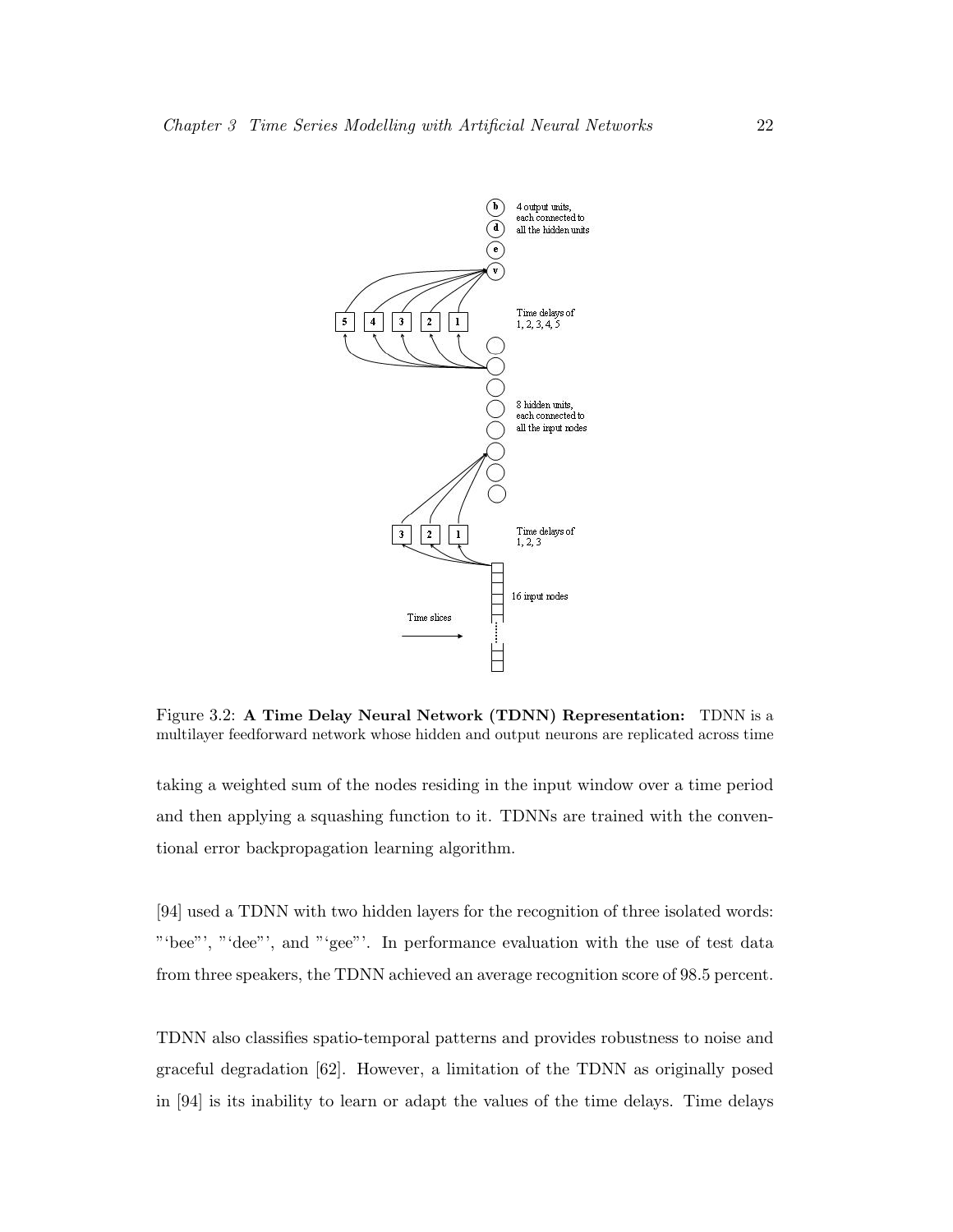Figure 3.2: **A Time Delay Neural Network (TDNN) Representation:** TDNN is a multilayer feedforward network whose hidden and output neurons are replicated across time

taking a weighted sum of the nodes residing in the input window over a time period and then applying a squashing function to it. TDNNs are trained with the conventional error backpropagation learning algorithm.

[94] used a TDNN with two hidden layers for the recognition of three isolated words: "'bee"', "'dee"', and "'gee"'. In performance evaluation with the use of test data from three speakers, the TDNN achieved an average recognition score of 98.5 percent.

TDNN also classifies spatio-temporal patterns and provides robustness to noise and graceful degradation [62]. However, a limitation of the TDNN as originally posed in [94] is its inability to learn or adapt the values of the time delays. Time delays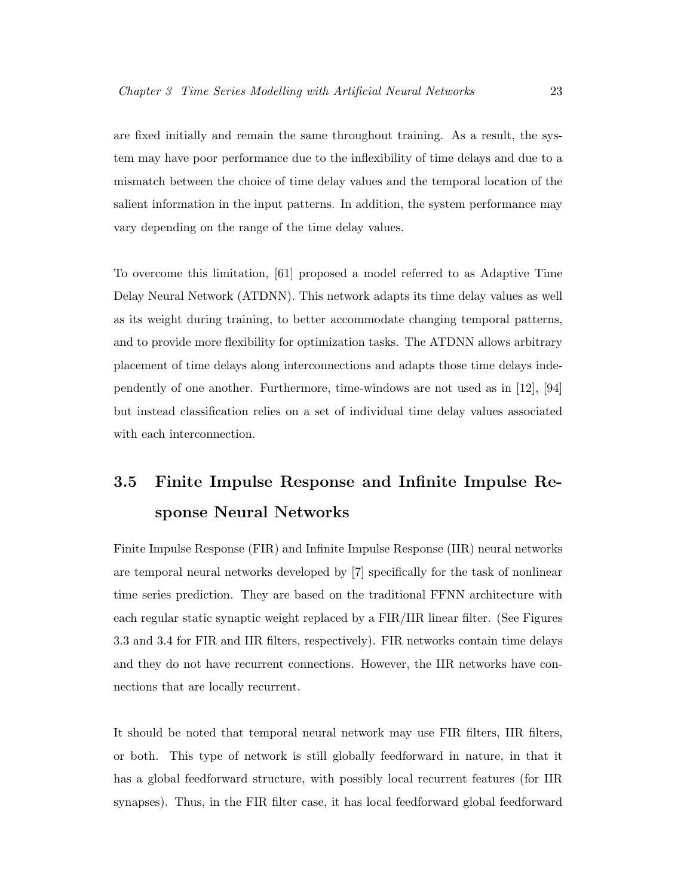are fixed initially and remain the same throughout training. As a result, the system may have poor performance due to the inflexibility of time delays and due to a mismatch between the choice of time delay values and the temporal location of the salient information in the input patterns. In addition, the system performance may vary depending on the range of the time delay values.

To overcome this limitation, [61] proposed a model referred to as Adaptive Time Delay Neural Network (ATDNN). This network adapts its time delay values as well as its weight during training, to better accommodate changing temporal patterns, and to provide more flexibility for optimization tasks. The ATDNN allows arbitrary placement of time delays along interconnections and adapts those time delays independently of one another. Furthermore, time-windows are not used as in [12], [94] but instead classification relies on a set of individual time delay values associated with each interconnection.

## 3.5 Finite Impulse Response and Infinite Impulse Response Neural Networks

Finite Impulse Response (FIR) and Infinite Impulse Response (IIR) neural networks are temporal neural networks developed by [7] specifically for the task of nonlinear time series prediction. They are based on the traditional FFNN architecture with each regular static synaptic weight replaced by a FIR/IIR linear filter. (See Figures 3.3 and 3.4 for FIR and IIR filters, respectively). FIR networks contain time delays and they do not have recurrent connections. However, the IIR networks have connections that are locally recurrent.

It should be noted that temporal neural network may use FIR filters, IIR filters, or both. This type of network is still globally feedforward in nature, in that it has a global feedforward structure, with possibly local recurrent features (for IIR synapses). Thus, in the FIR filter case, it has local feedforward global feedforward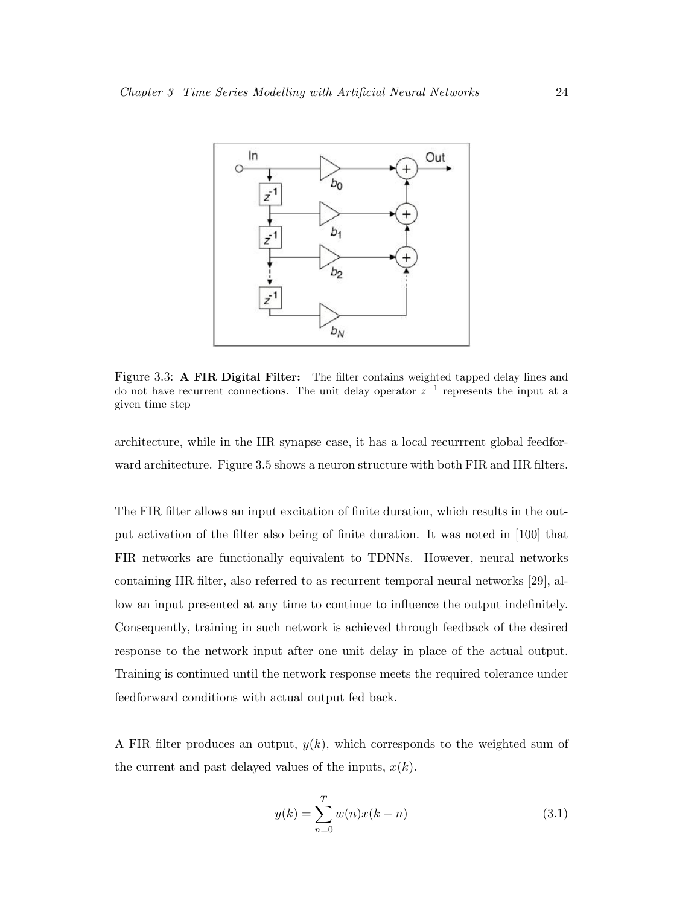Figure 3.3: **A FIR Digital Filter:** The filter contains weighted tapped delay lines and do not have recurrent connections. The unit delay operator $z^{-1}$ represents the input at a given time step

architecture, while in the IIR synapse case, it has a local recurrrent global feedforward architecture. Figure 3.5 shows a neuron structure with both FIR and IIR filters.

The FIR filter allows an input excitation of finite duration, which results in the output activation of the filter also being of finite duration. It was noted in [100] that FIR networks are functionally equivalent to TDNNs. However, neural networks containing IIR filter, also referred to as recurrent temporal neural networks [29], allow an input presented at any time to continue to influence the output indefinitely. Consequently, training in such network is achieved through feedback of the desired response to the network input after one unit delay in place of the actual output. Training is continued until the network response meets the required tolerance under feedforward conditions with actual output fed back.

A FIR filter produces an output, $y(k)$, which corresponds to the weighted sum of the current and past delayed values of the inputs, $x(k)$.

$$y(k) = \sum_{n=0}^{T} w(n)x(k-n) \tag{3.1}$$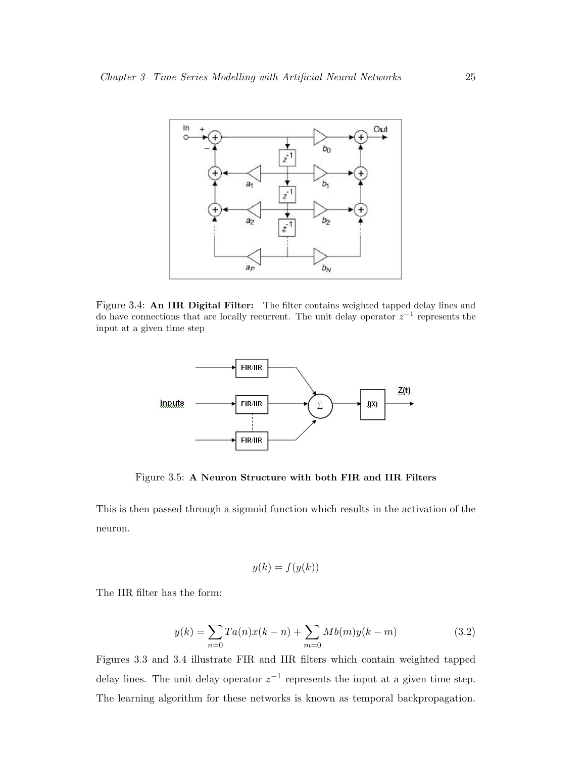Figure 3.4: **An IIR Digital Filter:** The filter contains weighted tapped delay lines and do have connections that are locally recurrent. The unit delay operator $z^{-1}$ represents the input at a given time step

Figure 3.5: **A Neuron Structure with both FIR and IIR Filters**

This is then passed through a sigmoid function which results in the activation of the neuron.

$$y(k) = f(y(k))$$

The IIR filter has the form:

$$y(k) = \sum_{n=0} Ta(n)x(k-n) + \sum_{m=0} Mb(m)y(k-m) \tag{3.2}$$

Figures 3.3 and 3.4 illustrate FIR and IIR filters which contain weighted tapped delay lines. The unit delay operator $z^{-1}$ represents the input at a given time step. The learning algorithm for these networks is known as temporal backpropagation.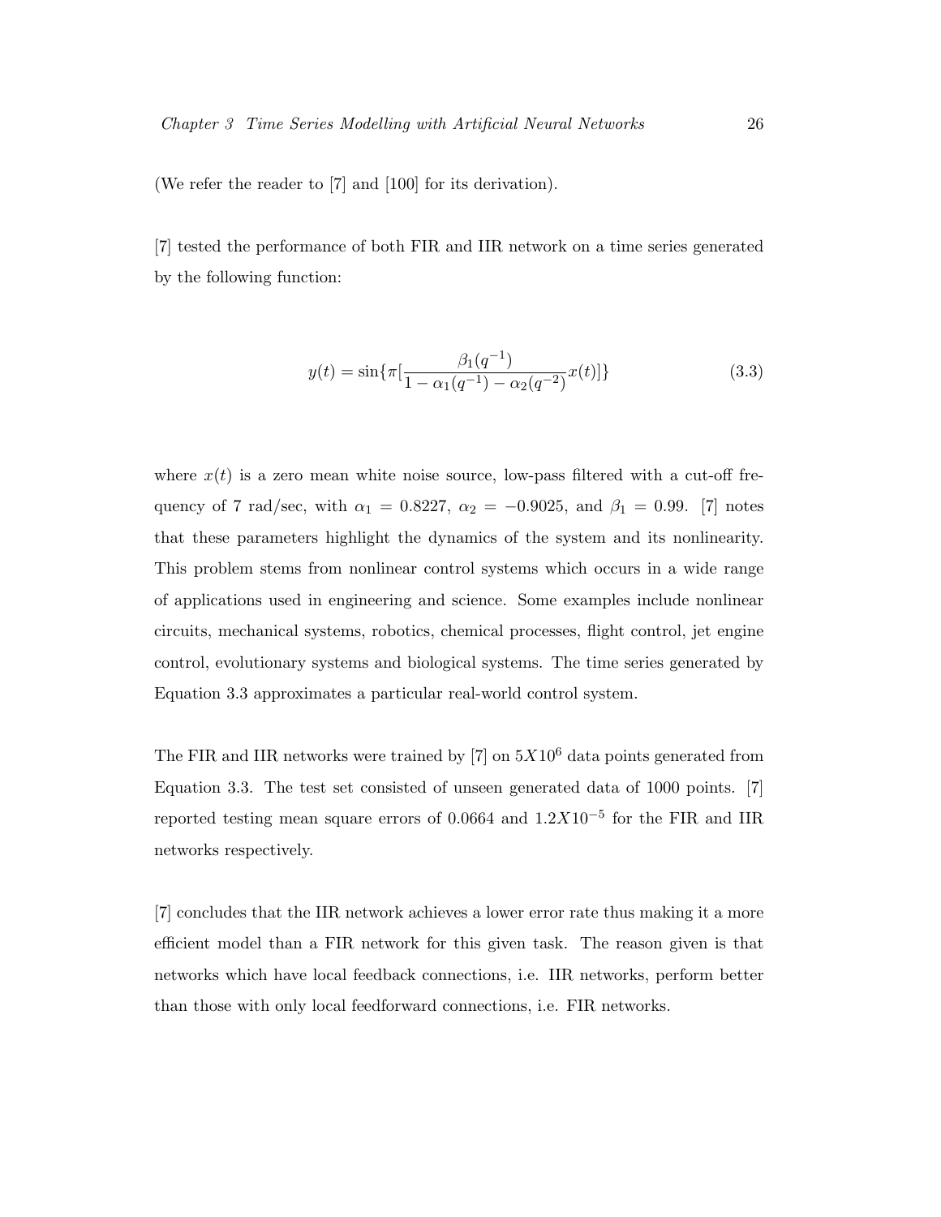(We refer the reader to [7] and [100] for its derivation).

[7] tested the performance of both FIR and IIR network on a time series generated by the following function:

$$y(t) = \sin\{\pi[\frac{\beta_1(q^{-1})}{1 - \alpha_1(q^{-1}) - \alpha_2(q^{-2})}x(t)]\} \tag{3.3}$$

where $x(t)$ is a zero mean white noise source, low-pass filtered with a cut-off frequency of 7 rad/sec, with $\alpha_1 = 0.8227$, $\alpha_2 = -0.9025$, and $\beta_1 = 0.99$. [7] notes that these parameters highlight the dynamics of the system and its nonlinearity. This problem stems from nonlinear control systems which occurs in a wide range of applications used in engineering and science. Some examples include nonlinear circuits, mechanical systems, robotics, chemical processes, flight control, jet engine control, evolutionary systems and biological systems. The time series generated by Equation 3.3 approximates a particular real-world control system.

The FIR and IIR networks were trained by [7] on $5X10^6$ data points generated from Equation 3.3. The test set consisted of unseen generated data of 1000 points. [7] reported testing mean square errors of 0.0664 and $1.2X10^{-5}$ for the FIR and IIR networks respectively.

[7] concludes that the IIR network achieves a lower error rate thus making it a more efficient model than a FIR network for this given task. The reason given is that networks which have local feedback connections, i.e. IIR networks, perform better than those with only local feedforward connections, i.e. FIR networks.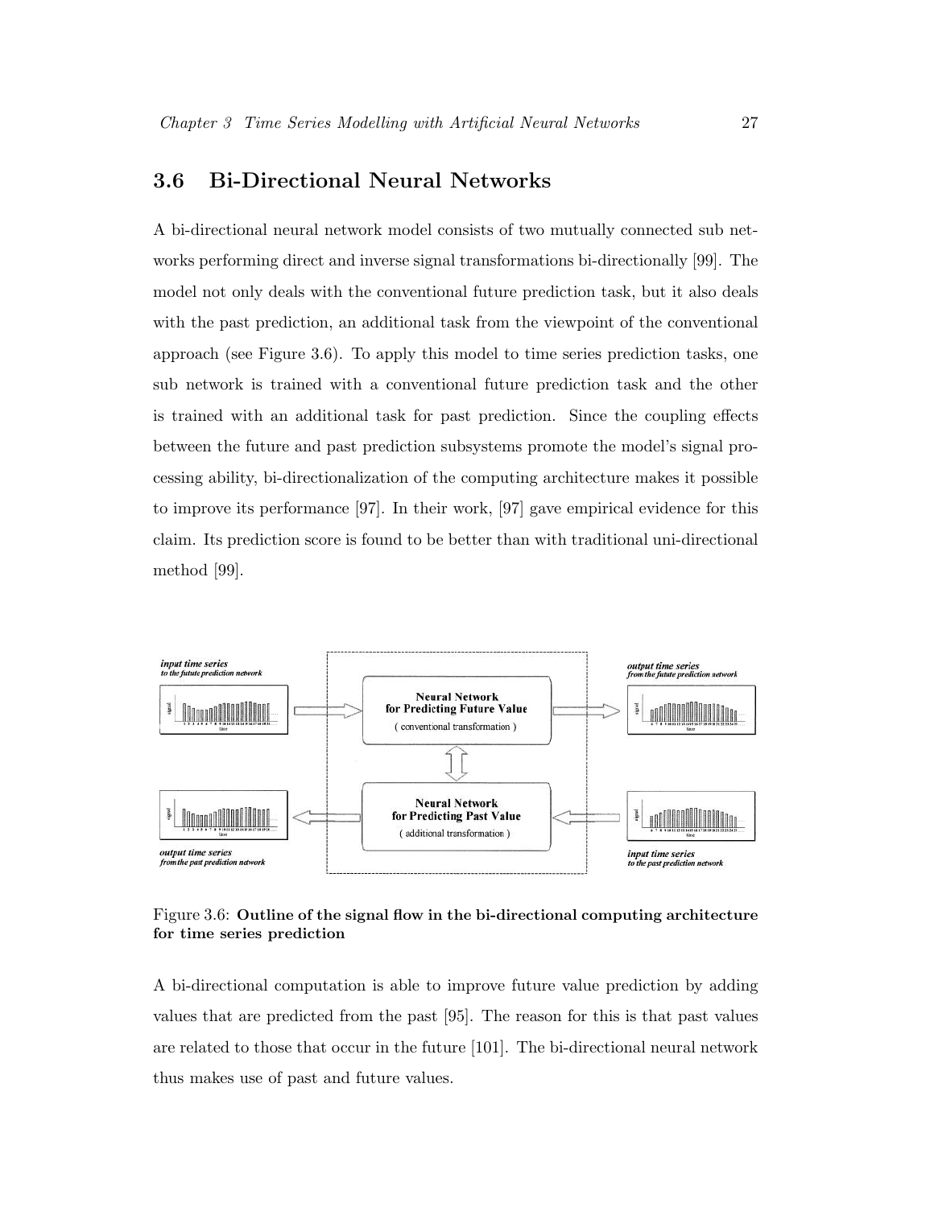## 3.6 Bi-Directional Neural Networks

A bi-directional neural network model consists of two mutually connected sub networks performing direct and inverse signal transformations bi-directionally [99]. The model not only deals with the conventional future prediction task, but it also deals with the past prediction, an additional task from the viewpoint of the conventional approach (see Figure 3.6). To apply this model to time series prediction tasks, one sub network is trained with a conventional future prediction task and the other is trained with an additional task for past prediction. Since the coupling effects between the future and past prediction subsystems promote the model's signal processing ability, bi-directionalization of the computing architecture makes it possible to improve its performance [97]. In their work, [97] gave empirical evidence for this claim. Its prediction score is found to be better than with traditional uni-directional method [99].

Figure 3.6: **Outline of the signal flow in the bi-directional computing architecture for time series prediction**

A bi-directional computation is able to improve future value prediction by adding values that are predicted from the past [95]. The reason for this is that past values are related to those that occur in the future [101]. The bi-directional neural network thus makes use of past and future values.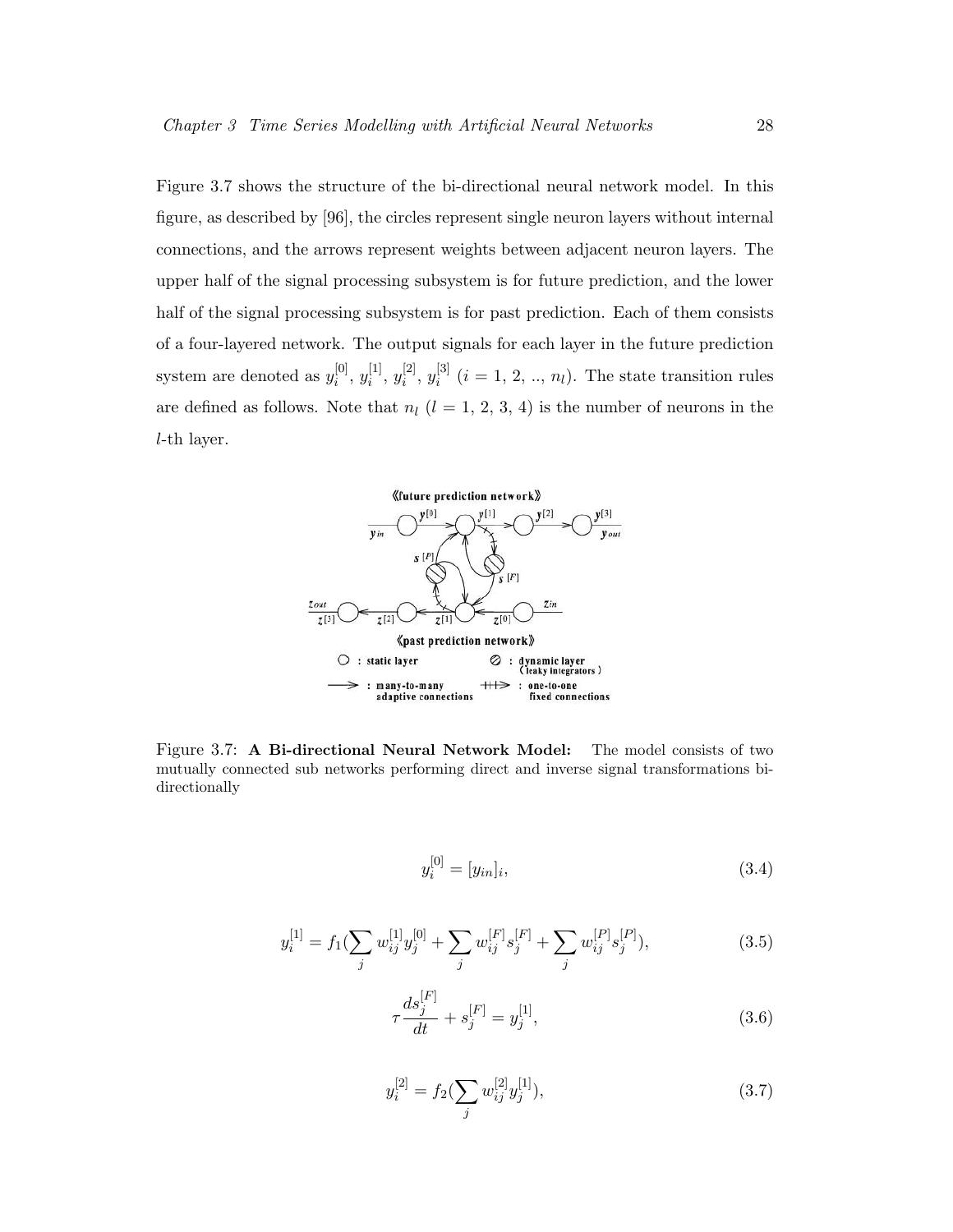Figure 3.7 shows the structure of the bi-directional neural network model. In this figure, as described by [96], the circles represent single neuron layers without internal connections, and the arrows represent weights between adjacent neuron layers. The upper half of the signal processing subsystem is for future prediction, and the lower half of the signal processing subsystem is for past prediction. Each of them consists of a four-layered network. The output signals for each layer in the future prediction system are denoted as $y_i^{[0]}$, $y_i^{[1]}$, $y_i^{[2]}$, $y_i^{[3]}$ ($i$ = 1, 2, .., $n_l$). The state transition rules are defined as follows. Note that $n_l$ ($l$ = 1, 2, 3, 4) is the number of neurons in the $l$-th layer.

Figure 3.7: **A Bi-directional Neural Network Model:** The model consists of two mutually connected sub networks performing direct and inverse signal transformations bi-directionally

$$y_i^{[0]} = [y_{in}]_i, \tag{3.4}$$

$$y_i^{[1]} = f_1(\sum_j w_{ij}^{[1]} y_j^{[0]} + \sum_j w_{ij}^{[F]} s_j^{[F]} + \sum_j w_{ij}^{[P]} s_j^{[P]}), \tag{3.5}$$

$$\tau \frac{ds_j^{[F]}}{dt} + s_j^{[F]} = y_j^{[1]}, \tag{3.6}$$

$$y_i^{[2]} = f_2(\sum_j w_{ij}^{[2]} y_j^{[1]}), \tag{3.7}$$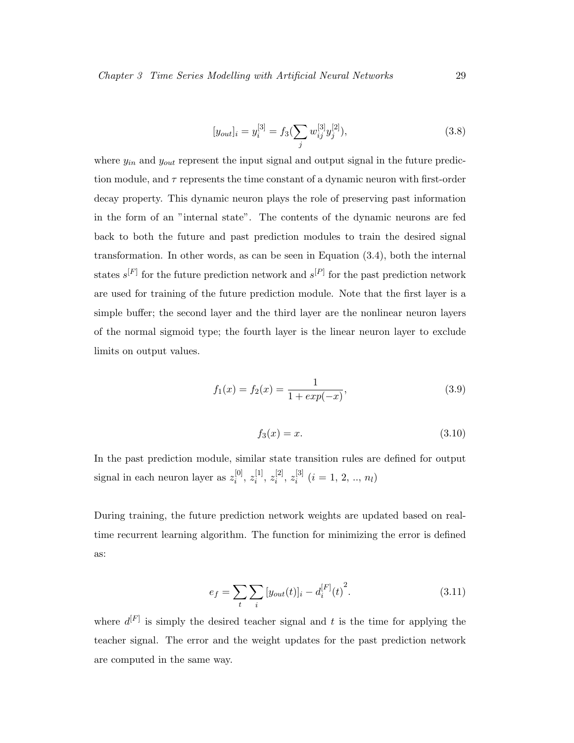$$[y_{out}]_i = y_i^{[3]} = f_3(\sum_j w_{ij}^{[3]} y_j^{[2]}), \tag{3.8}$$

where $y_{in}$ and $y_{out}$ represent the input signal and output signal in the future prediction module, and $\tau$ represents the time constant of a dynamic neuron with first-order decay property. This dynamic neuron plays the role of preserving past information in the form of an "internal state". The contents of the dynamic neurons are fed back to both the future and past prediction modules to train the desired signal transformation. In other words, as can be seen in Equation (3.4), both the internal states $s^{[F]}$ for the future prediction network and $s^{[P]}$ for the past prediction network are used for training of the future prediction module. Note that the first layer is a simple buffer; the second layer and the third layer are the nonlinear neuron layers of the normal sigmoid type; the fourth layer is the linear neuron layer to exclude limits on output values.

$$f_1(x) = f_2(x) = \frac{1}{1 + exp(-x)}, \tag{3.9}$$

$$f_3(x) = x. \tag{3.10}$$

In the past prediction module, similar state transition rules are defined for output signal in each neuron layer as $z_i^{[0]}$, $z_i^{[1]}$, $z_i^{[2]}$, $z_i^{[3]}$ $(i = 1, 2, .., n_l)$

During training, the future prediction network weights are updated based on real-time recurrent learning algorithm. The function for minimizing the error is defined as:

$$e_f = \sum_t \sum_i [y_{out}(t)]_i - d_i^{[F]}(t)^2. \tag{3.11}$$

where $d^{[F]}$ is simply the desired teacher signal and $t$ is the time for applying the teacher signal. The error and the weight updates for the past prediction network are computed in the same way.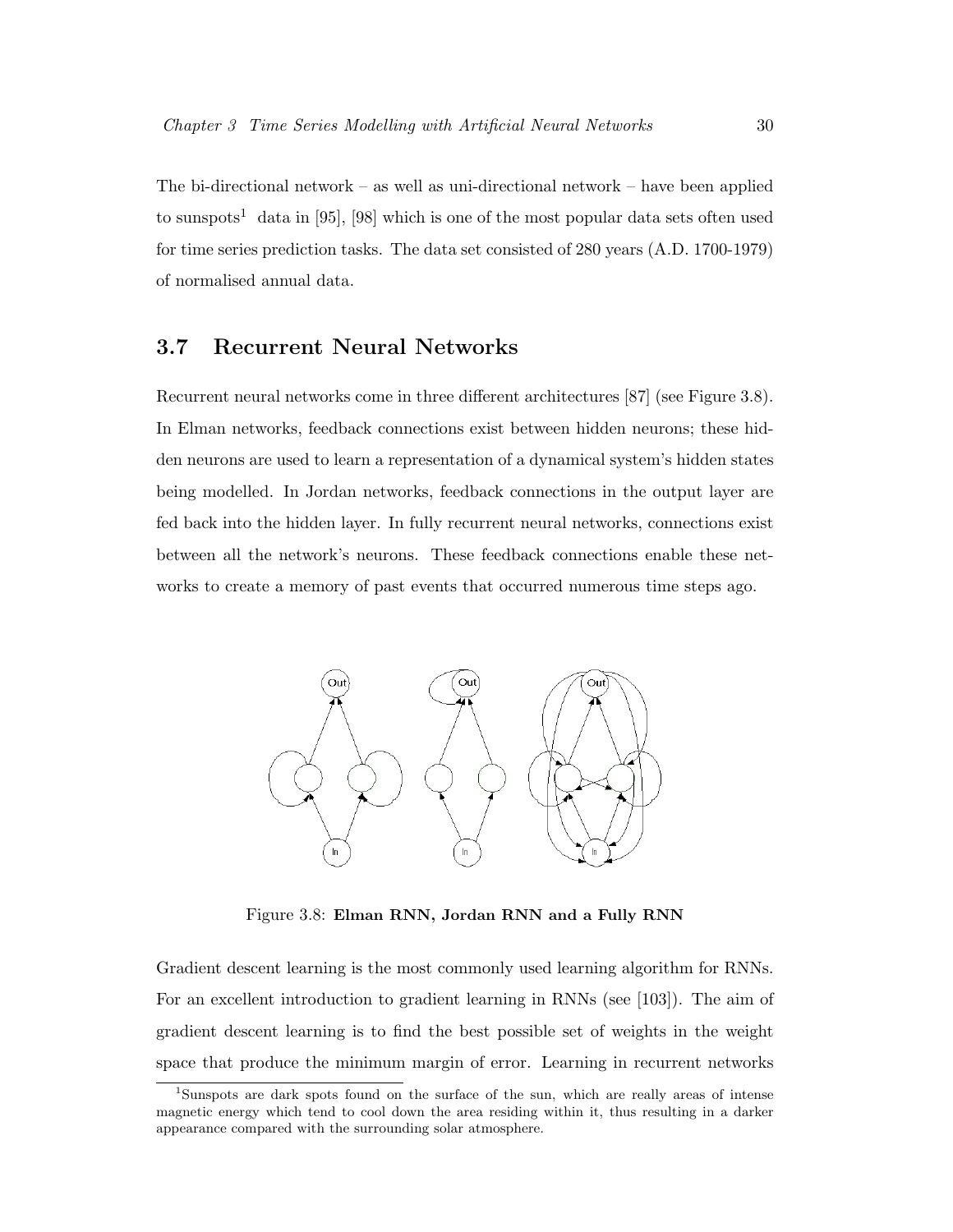The bi-directional network – as well as uni-directional network – have been applied to sunspots[1] data in [95], [98] which is one of the most popular data sets often used for time series prediction tasks. The data set consisted of 280 years (A.D. 1700-1979) of normalised annual data.

## 3.7 Recurrent Neural Networks

Recurrent neural networks come in three different architectures [87] (see Figure 3.8). In Elman networks, feedback connections exist between hidden neurons; these hidden neurons are used to learn a representation of a dynamical system's hidden states being modelled. In Jordan networks, feedback connections in the output layer are fed back into the hidden layer. In fully recurrent neural networks, connections exist between all the network's neurons. These feedback connections enable these networks to create a memory of past events that occurred numerous time steps ago.

Figure 3.8: **Elman RNN, Jordan RNN and a Fully RNN**

Gradient descent learning is the most commonly used learning algorithm for RNNs. For an excellent introduction to gradient learning in RNNs (see [103]). The aim of gradient descent learning is to find the best possible set of weights in the weight space that produce the minimum margin of error. Learning in recurrent networks

[1] Sunspots are dark spots found on the surface of the sun, which are really areas of intense magnetic energy which tend to cool down the area residing within it, thus resulting in a darker appearance compared with the surrounding solar atmosphere.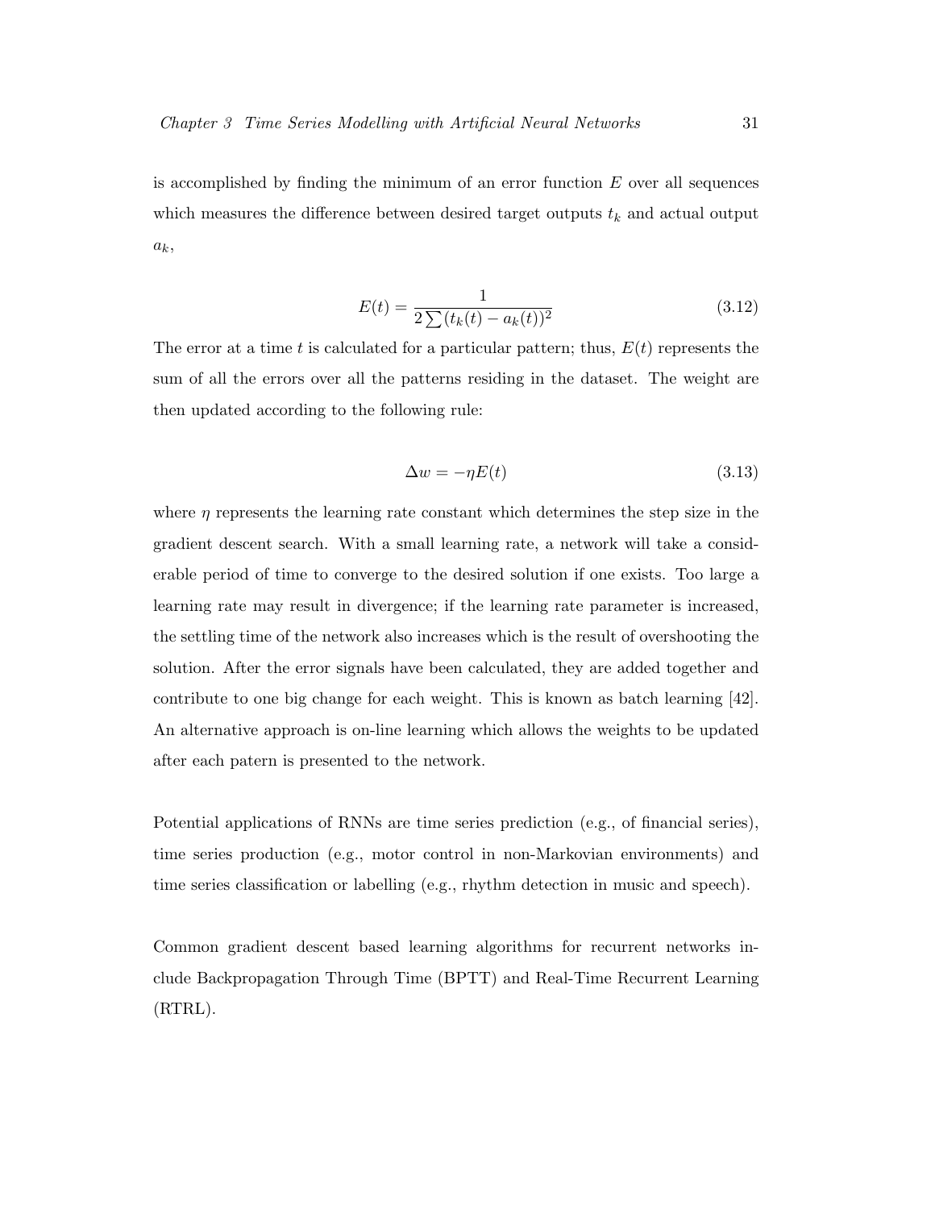is accomplished by finding the minimum of an error function $E$ over all sequences which measures the difference between desired target outputs $t_k$ and actual output $a_k$,

$$E(t) = \frac{1}{2\sum(t_k(t) - a_k(t))^2} \tag{3.12}$$

The error at a time $t$ is calculated for a particular pattern; thus, $E(t)$ represents the sum of all the errors over all the patterns residing in the dataset. The weight are then updated according to the following rule:

$$\Delta w = -\eta E(t) \tag{3.13}$$

where $\eta$ represents the learning rate constant which determines the step size in the gradient descent search. With a small learning rate, a network will take a considerable period of time to converge to the desired solution if one exists. Too large a learning rate may result in divergence; if the learning rate parameter is increased, the settling time of the network also increases which is the result of overshooting the solution. After the error signals have been calculated, they are added together and contribute to one big change for each weight. This is known as batch learning [42]. An alternative approach is on-line learning which allows the weights to be updated after each patern is presented to the network.

Potential applications of RNNs are time series prediction (e.g., of financial series), time series production (e.g., motor control in non-Markovian environments) and time series classification or labelling (e.g., rhythm detection in music and speech).

Common gradient descent based learning algorithms for recurrent networks include Backpropagation Through Time (BPTT) and Real-Time Recurrent Learning (RTRL).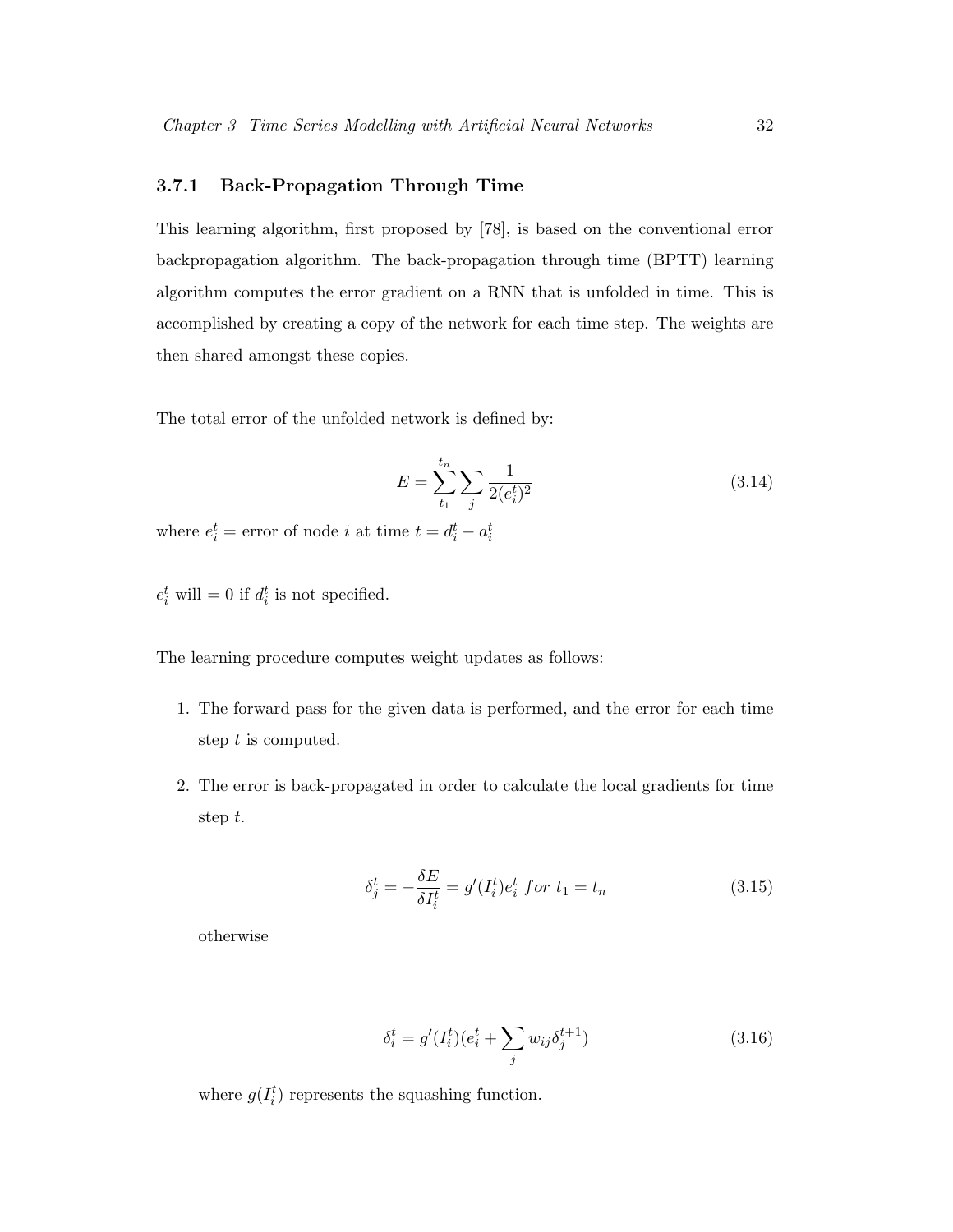### 3.7.1 Back-Propagation Through Time

This learning algorithm, first proposed by [78], is based on the conventional error backpropagation algorithm. The back-propagation through time (BPTT) learning algorithm computes the error gradient on a RNN that is unfolded in time. This is accomplished by creating a copy of the network for each time step. The weights are then shared amongst these copies.

The total error of the unfolded network is defined by:

$$E = \sum_{t_1}^{t_n} \sum_{j} \frac{1}{2(e_i^t)^2} \tag{3.14}$$

where $e_i^t$ = error of node $i$ at time $t = d_i^t - a_i^t$

$e_i^t$ will $= 0$ if $d_i^t$ is not specified.

The learning procedure computes weight updates as follows:

1. The forward pass for the given data is performed, and the error for each time step $t$ is computed.
2. The error is back-propagated in order to calculate the local gradients for time step $t$.

   $$\delta_j^t = -\frac{\delta E}{\delta I_i^t} = g'(I_i^t) e_i^t \; for \; t_1 = t_n \tag{3.15}$$

   otherwise

   $$\delta_i^t = g'(I_i^t)(e_i^t + \sum_{j} w_{ij} \delta_j^{t+1}) \tag{3.16}$$

   where $g(I_i^t)$ represents the squashing function.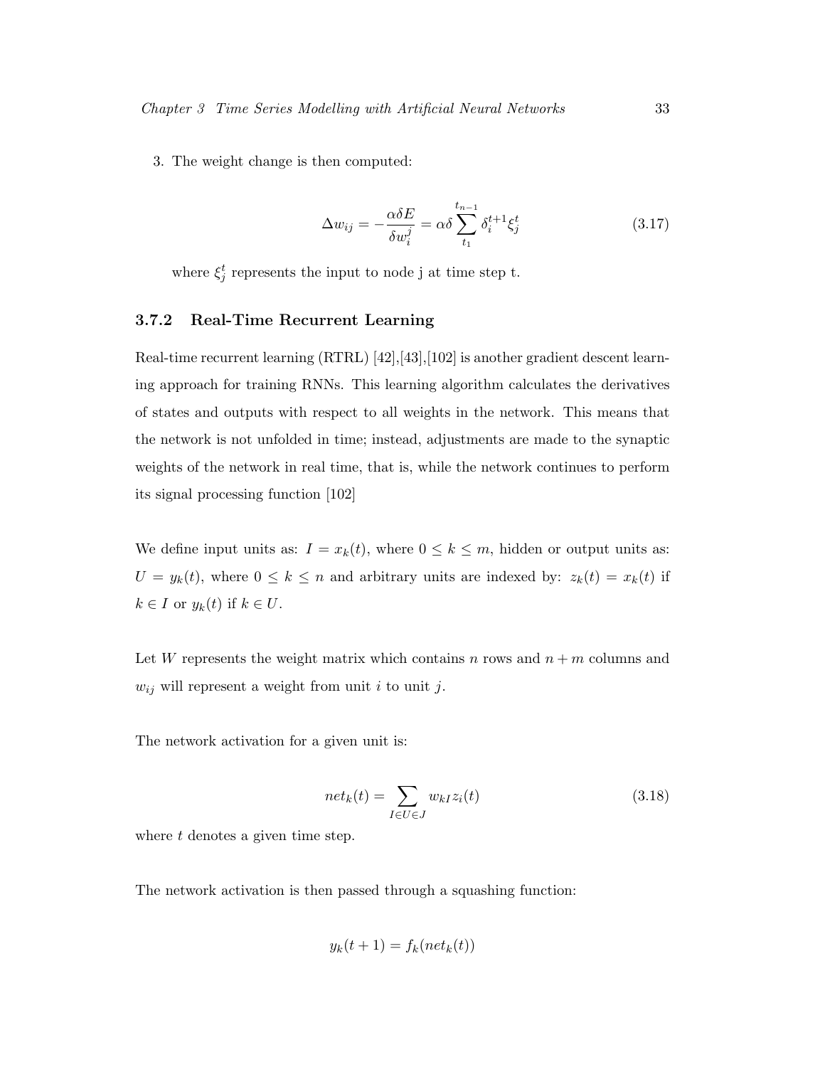3. The weight change is then computed:

$$\Delta w_{ij} = -\frac{\alpha \delta E}{\delta w_i^j} = \alpha \delta \sum_{t_1}^{t_{n-1}} \delta_i^{t+1} \xi_j^t \tag{3.17}$$

where $\xi_j^t$ represents the input to node j at time step t.

### 3.7.2 Real-Time Recurrent Learning

Real-time recurrent learning (RTRL) [42],[43],[102] is another gradient descent learning approach for training RNNs. This learning algorithm calculates the derivatives of states and outputs with respect to all weights in the network. This means that the network is not unfolded in time; instead, adjustments are made to the synaptic weights of the network in real time, that is, while the network continues to perform its signal processing function [102]

We define input units as: $I = x_k(t)$, where $0 \leq k \leq m$, hidden or output units as: $U = y_k(t)$, where $0 \leq k \leq n$ and arbitrary units are indexed by: $z_k(t) = x_k(t)$ if $k \in I$ or $y_k(t)$ if $k \in U$.

Let $W$ represents the weight matrix which contains $n$ rows and $n + m$ columns and $w_{ij}$ will represent a weight from unit $i$ to unit $j$.

The network activation for a given unit is:

$$net_k(t) = \sum_{I \in U \in J} w_{kI} z_i(t) \tag{3.18}$$

where $t$ denotes a given time step.

The network activation is then passed through a squashing function:

$$y_k(t+1) = f_k(net_k(t))$$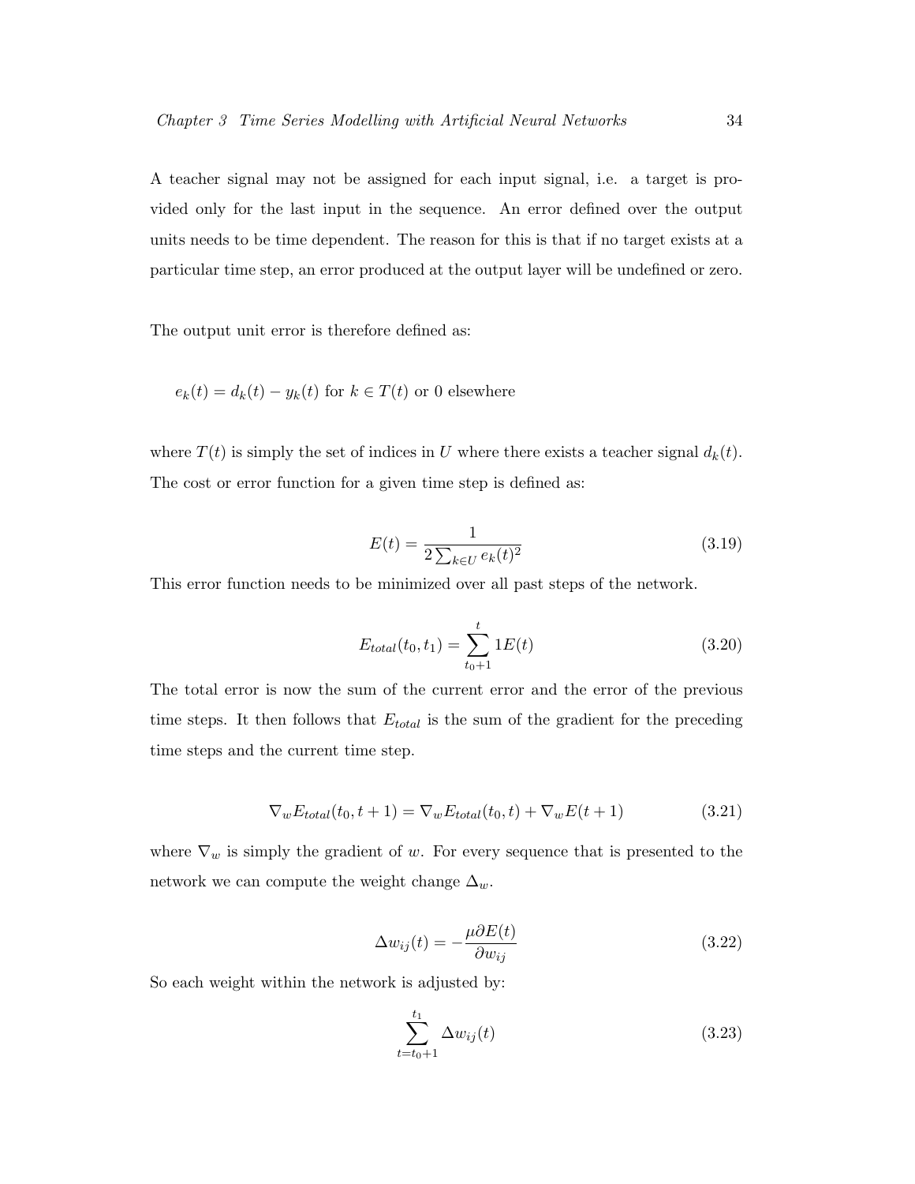A teacher signal may not be assigned for each input signal, i.e. a target is provided only for the last input in the sequence. An error defined over the output units needs to be time dependent. The reason for this is that if no target exists at a particular time step, an error produced at the output layer will be undefined or zero.

The output unit error is therefore defined as:

$e_k(t) = d_k(t) - y_k(t)$ for $k \in T(t)$ or 0 elsewhere

where $T(t)$ is simply the set of indices in $U$ where there exists a teacher signal $d_k(t)$. The cost or error function for a given time step is defined as:

$$E(t) = \frac{1}{2\sum_{k \in U} e_k(t)^2} \tag{3.19}$$

This error function needs to be minimized over all past steps of the network.

$$E_{total}(t_0, t_1) = \sum_{t_0+1}^{t} 1E(t) \tag{3.20}$$

The total error is now the sum of the current error and the error of the previous time steps. It then follows that $E_{total}$ is the sum of the gradient for the preceding time steps and the current time step.

$$\nabla_w E_{total}(t_0, t+1) = \nabla_w E_{total}(t_0, t) + \nabla_w E(t+1) \tag{3.21}$$

where $\nabla_w$ is simply the gradient of $w$. For every sequence that is presented to the network we can compute the weight change $\Delta_w$.

$$\Delta w_{ij}(t) = -\frac{\mu \partial E(t)}{\partial w_{ij}} \tag{3.22}$$

So each weight within the network is adjusted by:

$$\sum_{t=t_0+1}^{t_1} \Delta w_{ij}(t) \tag{3.23}$$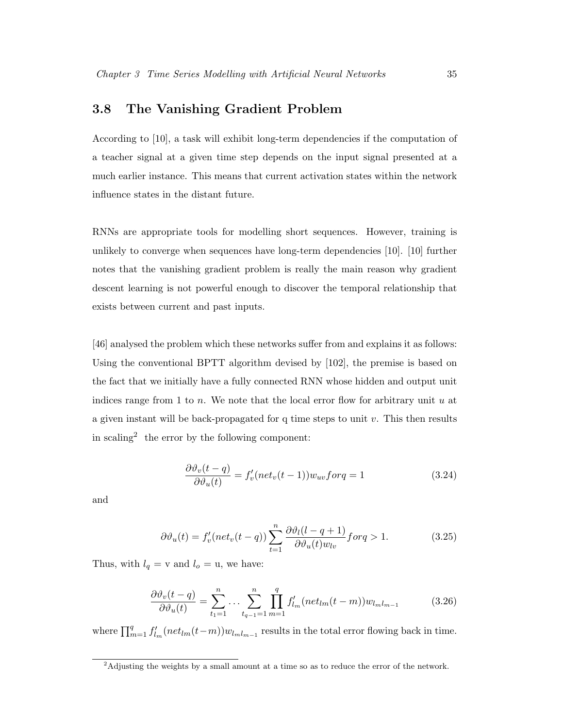## 3.8 The Vanishing Gradient Problem

According to [10], a task will exhibit long-term dependencies if the computation of a teacher signal at a given time step depends on the input signal presented at a much earlier instance. This means that current activation states within the network influence states in the distant future.

RNNs are appropriate tools for modelling short sequences. However, training is unlikely to converge when sequences have long-term dependencies [10]. [10] further notes that the vanishing gradient problem is really the main reason why gradient descent learning is not powerful enough to discover the temporal relationship that exists between current and past inputs.

[46] analysed the problem which these networks suffer from and explains it as follows: Using the conventional BPTT algorithm devised by [102], the premise is based on the fact that we initially have a fully connected RNN whose hidden and output unit indices range from 1 to $n$. We note that the local error flow for arbitrary unit $u$ at a given instant will be back-propagated for q time steps to unit $v$. This then results in scaling[2] the error by the following component:

$$\frac{\partial \vartheta_v(t-q)}{\partial \vartheta_u(t)} = f_v'(net_v(t-1))w_{uv} for q = 1 \tag{3.24}$$

and

$$\partial \vartheta_u(t) = f_v'(net_v(t-q)) \sum_{t=1}^{n} \frac{\partial \vartheta_l(l-q+1)}{\partial \vartheta_u(t) w_{lv}} for q > 1. \tag{3.25}$$

Thus, with $l_q$ = v and $l_o$ = u, we have:

$$\frac{\partial \vartheta_v(t-q)}{\partial \vartheta_u(t)} = \sum_{t_1=1}^{n} \cdots \sum_{t_{q-1}=1}^{n} \prod_{m=1}^{q} f_{l_m}'(net_{lm}(t-m)) w_{l_m l_{m-1}} \tag{3.26}$$

where $\prod_{m=1}^{q} f_{l_m}'(net_{lm}(t-m)) w_{l_m l_{m-1}}$ results in the total error flowing back in time.

[2] Adjusting the weights by a small amount at a time so as to reduce the error of the network.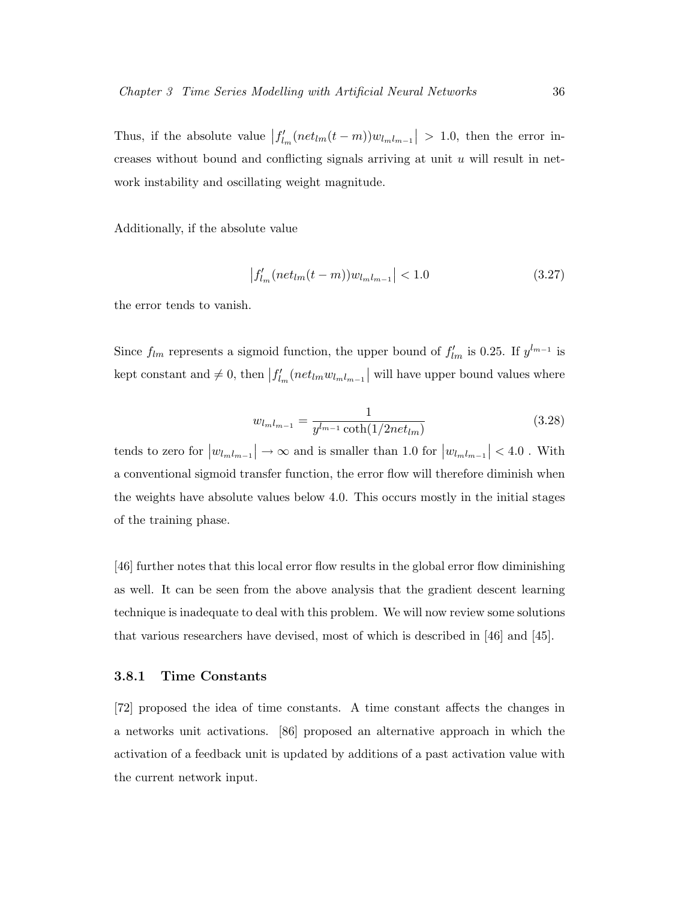Thus, if the absolute value $\left|f'_{l_m}(net_{lm}(t-m))w_{l_m l_{m-1}}\right| > 1.0$, then the error increases without bound and conflicting signals arriving at unit $u$ will result in network instability and oscillating weight magnitude.

Additionally, if the absolute value

$$\left|f'_{l_m}(net_{lm}(t-m))w_{l_m l_{m-1}}\right| < 1.0 \tag{3.27}$$

the error tends to vanish.

Since $f_{lm}$ represents a sigmoid function, the upper bound of $f'_{lm}$ is 0.25. If $y^{l_{m-1}}$ is kept constant and $\neq 0$, then $\left|f'_{l_m}(net_{lm}w_{l_m l_{m-1}}\right|$ will have upper bound values where

$$w_{l_m l_{m-1}} = \frac{1}{y^{l_{m-1}} \coth(1/2net_{lm})} \tag{3.28}$$

tends to zero for $\left|w_{l_m l_{m-1}}\right| \to \infty$ and is smaller than 1.0 for $\left|w_{l_m l_{m-1}}\right| < 4.0$ . With a conventional sigmoid transfer function, the error flow will therefore diminish when the weights have absolute values below 4.0. This occurs mostly in the initial stages of the training phase.

[46] further notes that this local error flow results in the global error flow diminishing as well. It can be seen from the above analysis that the gradient descent learning technique is inadequate to deal with this problem. We will now review some solutions that various researchers have devised, most of which is described in [46] and [45].

### 3.8.1 Time Constants

[72] proposed the idea of time constants. A time constant affects the changes in a networks unit activations. [86] proposed an alternative approach in which the activation of a feedback unit is updated by additions of a past activation value with the current network input.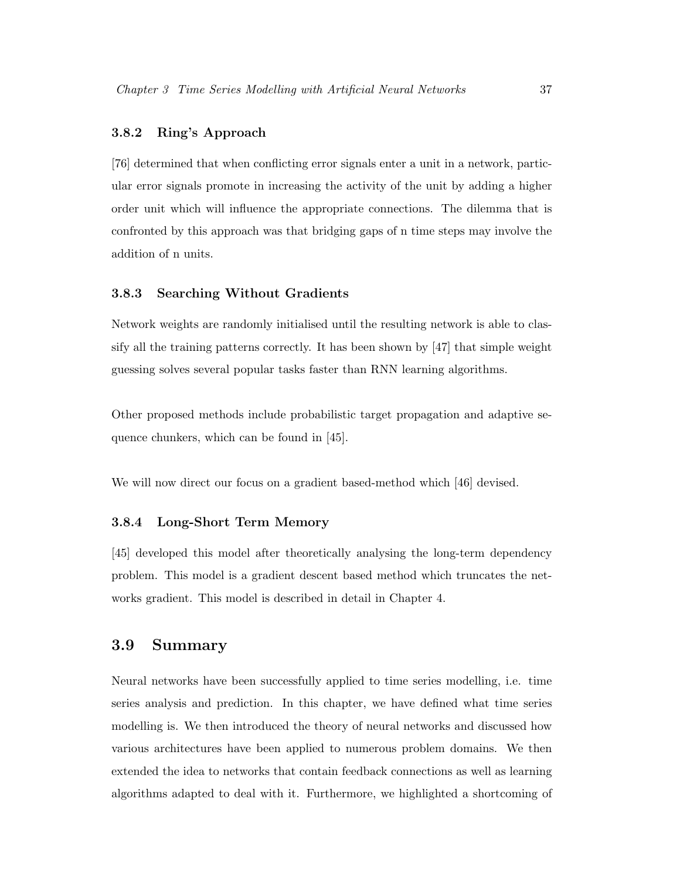### 3.8.2 Ring's Approach

[76] determined that when conflicting error signals enter a unit in a network, particular error signals promote in increasing the activity of the unit by adding a higher order unit which will influence the appropriate connections. The dilemma that is confronted by this approach was that bridging gaps of n time steps may involve the addition of n units.

### 3.8.3 Searching Without Gradients

Network weights are randomly initialised until the resulting network is able to classify all the training patterns correctly. It has been shown by [47] that simple weight guessing solves several popular tasks faster than RNN learning algorithms.

Other proposed methods include probabilistic target propagation and adaptive sequence chunkers, which can be found in [45].

We will now direct our focus on a gradient based-method which [46] devised.

### 3.8.4 Long-Short Term Memory

[45] developed this model after theoretically analysing the long-term dependency problem. This model is a gradient descent based method which truncates the networks gradient. This model is described in detail in Chapter 4.

## 3.9 Summary

Neural networks have been successfully applied to time series modelling, i.e. time series analysis and prediction. In this chapter, we have defined what time series modelling is. We then introduced the theory of neural networks and discussed how various architectures have been applied to numerous problem domains. We then extended the idea to networks that contain feedback connections as well as learning algorithms adapted to deal with it. Furthermore, we highlighted a shortcoming of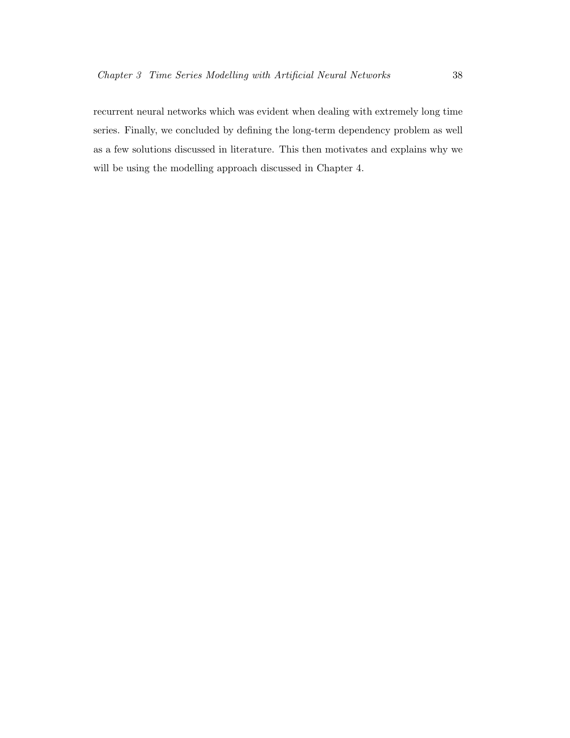recurrent neural networks which was evident when dealing with extremely long time series. Finally, we concluded by defining the long-term dependency problem as well as a few solutions discussed in literature. This then motivates and explains why we will be using the modelling approach discussed in Chapter 4.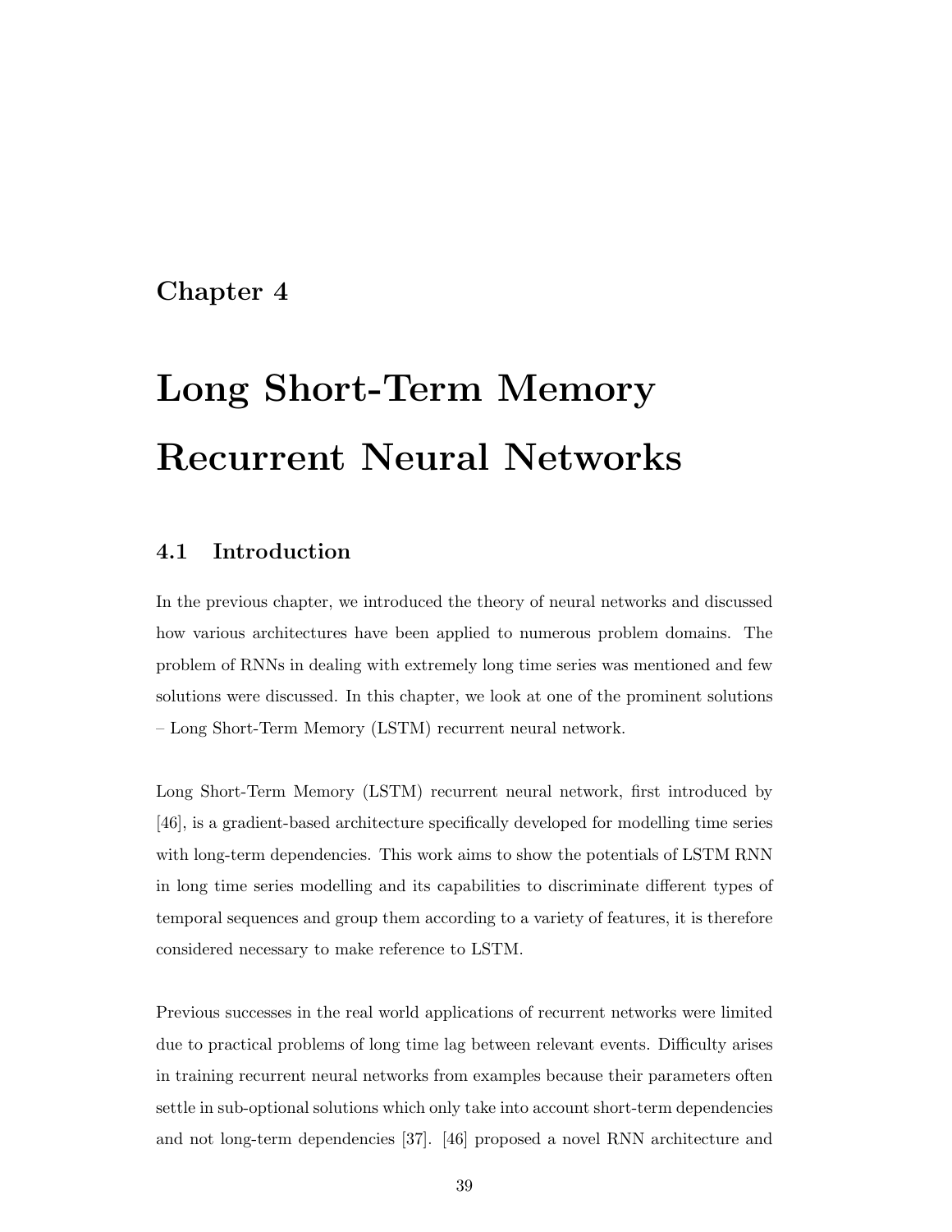# Chapter 4

# Long Short-Term Memory Recurrent Neural Networks

## 4.1 Introduction

In the previous chapter, we introduced the theory of neural networks and discussed how various architectures have been applied to numerous problem domains. The problem of RNNs in dealing with extremely long time series was mentioned and few solutions were discussed. In this chapter, we look at one of the prominent solutions – Long Short-Term Memory (LSTM) recurrent neural network.

Long Short-Term Memory (LSTM) recurrent neural network, first introduced by [46], is a gradient-based architecture specifically developed for modelling time series with long-term dependencies. This work aims to show the potentials of LSTM RNN in long time series modelling and its capabilities to discriminate different types of temporal sequences and group them according to a variety of features, it is therefore considered necessary to make reference to LSTM.

Previous successes in the real world applications of recurrent networks were limited due to practical problems of long time lag between relevant events. Difficulty arises in training recurrent neural networks from examples because their parameters often settle in sub-optional solutions which only take into account short-term dependencies and not long-term dependencies [37]. [46] proposed a novel RNN architecture and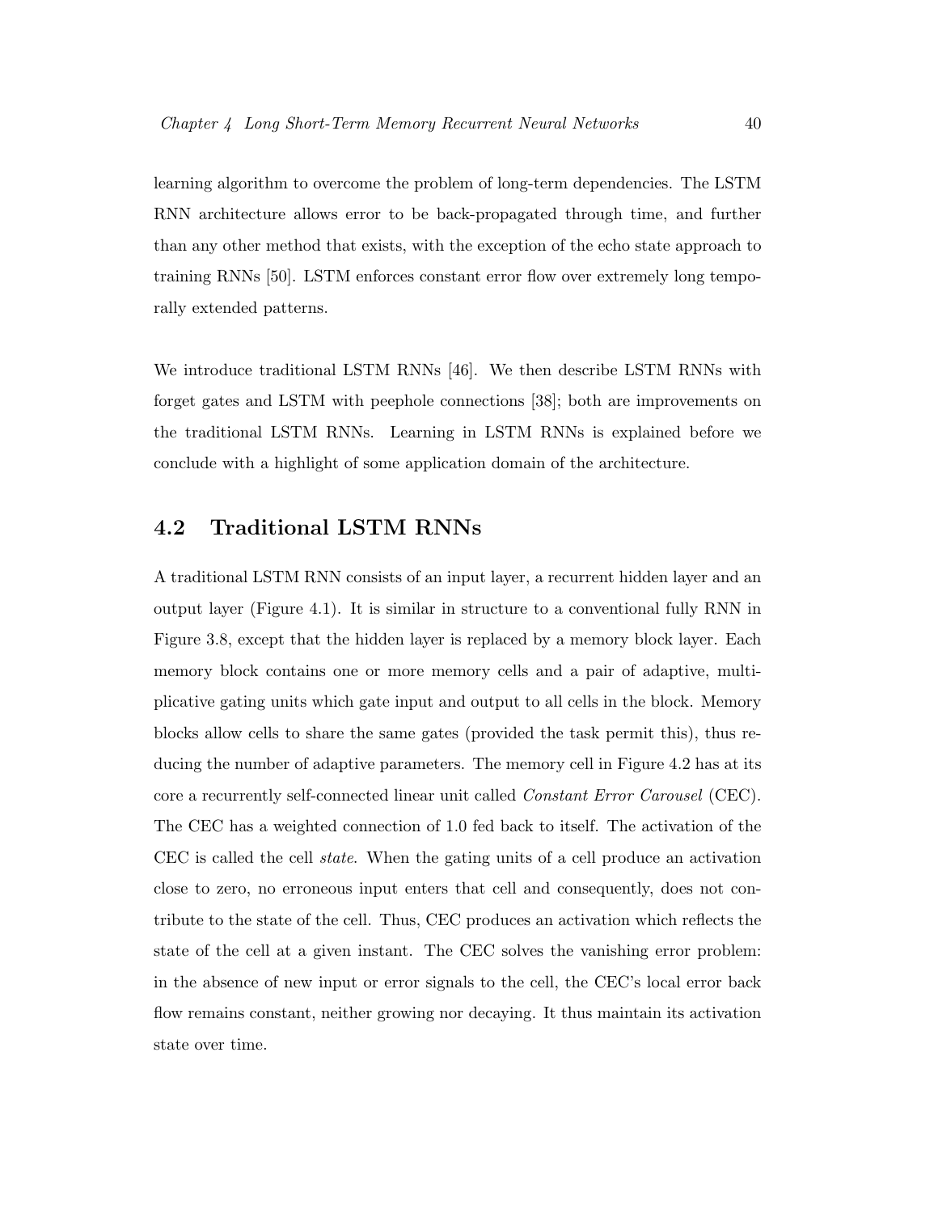learning algorithm to overcome the problem of long-term dependencies. The LSTM RNN architecture allows error to be back-propagated through time, and further than any other method that exists, with the exception of the echo state approach to training RNNs [50]. LSTM enforces constant error flow over extremely long temporally extended patterns.

We introduce traditional LSTM RNNs [46]. We then describe LSTM RNNs with forget gates and LSTM with peephole connections [38]; both are improvements on the traditional LSTM RNNs. Learning in LSTM RNNs is explained before we conclude with a highlight of some application domain of the architecture.

## 4.2 Traditional LSTM RNNs

A traditional LSTM RNN consists of an input layer, a recurrent hidden layer and an output layer (Figure 4.1). It is similar in structure to a conventional fully RNN in Figure 3.8, except that the hidden layer is replaced by a memory block layer. Each memory block contains one or more memory cells and a pair of adaptive, multiplicative gating units which gate input and output to all cells in the block. Memory blocks allow cells to share the same gates (provided the task permit this), thus reducing the number of adaptive parameters. The memory cell in Figure 4.2 has at its core a recurrently self-connected linear unit called *Constant Error Carousel* (CEC). The CEC has a weighted connection of 1.0 fed back to itself. The activation of the CEC is called the cell *state*. When the gating units of a cell produce an activation close to zero, no erroneous input enters that cell and consequently, does not contribute to the state of the cell. Thus, CEC produces an activation which reflects the state of the cell at a given instant. The CEC solves the vanishing error problem: in the absence of new input or error signals to the cell, the CEC's local error back flow remains constant, neither growing nor decaying. It thus maintain its activation state over time.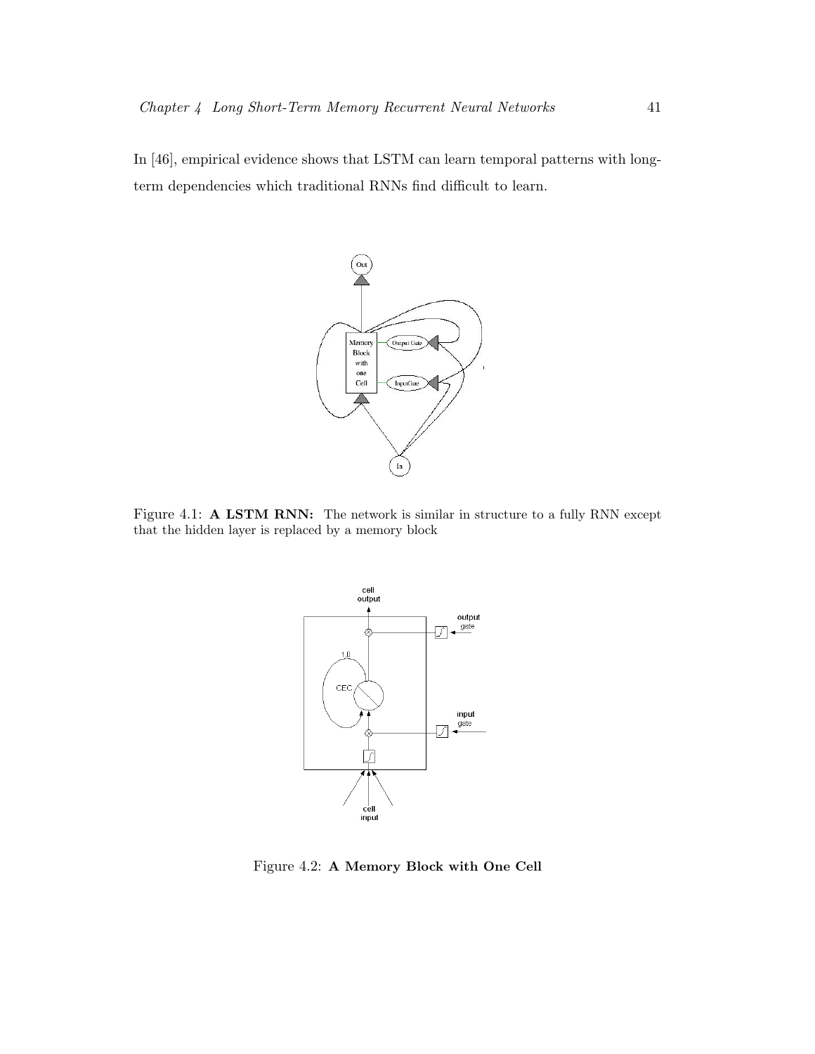In [46], empirical evidence shows that LSTM can learn temporal patterns with long-term dependencies which traditional RNNs find difficult to learn.

Figure 4.1: **A LSTM RNN:** The network is similar in structure to a fully RNN except that the hidden layer is replaced by a memory block

Figure 4.2: **A Memory Block with One Cell**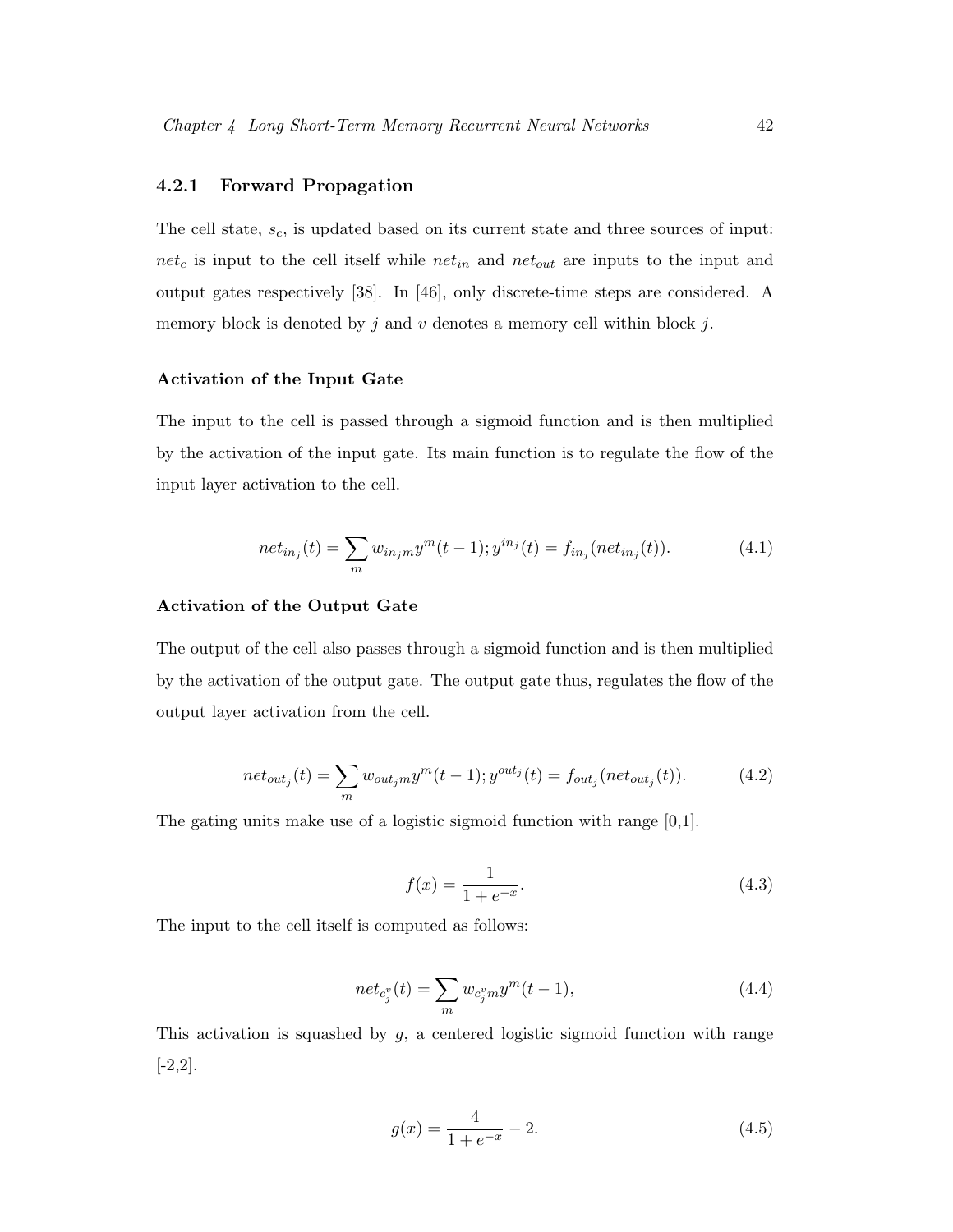### 4.2.1 Forward Propagation

The cell state, $s_c$, is updated based on its current state and three sources of input: $net_c$ is input to the cell itself while $net_{in}$ and $net_{out}$ are inputs to the input and output gates respectively [38]. In [46], only discrete-time steps are considered. A memory block is denoted by $j$ and $v$ denotes a memory cell within block $j$.

#### Activation of the Input Gate

The input to the cell is passed through a sigmoid function and is then multiplied by the activation of the input gate. Its main function is to regulate the flow of the input layer activation to the cell.

$$net_{in_j}(t) = \sum_m w_{in_j m} y^m(t-1); y^{in_j}(t) = f_{in_j}(net_{in_j}(t)). \tag{4.1}$$

#### Activation of the Output Gate

The output of the cell also passes through a sigmoid function and is then multiplied by the activation of the output gate. The output gate thus, regulates the flow of the output layer activation from the cell.

$$net_{out_j}(t) = \sum_m w_{out_j m} y^m(t-1); y^{out_j}(t) = f_{out_j}(net_{out_j}(t)). \tag{4.2}$$

The gating units make use of a logistic sigmoid function with range [0,1].

$$f(x) = \frac{1}{1+e^{-x}}. \tag{4.3}$$

The input to the cell itself is computed as follows:

$$net_{c_j^v}(t) = \sum_m w_{c_j^v m} y^m(t-1), \tag{4.4}$$

This activation is squashed by $g$, a centered logistic sigmoid function with range [-2,2].

$$g(x) = \frac{4}{1+e^{-x}} - 2. \tag{4.5}$$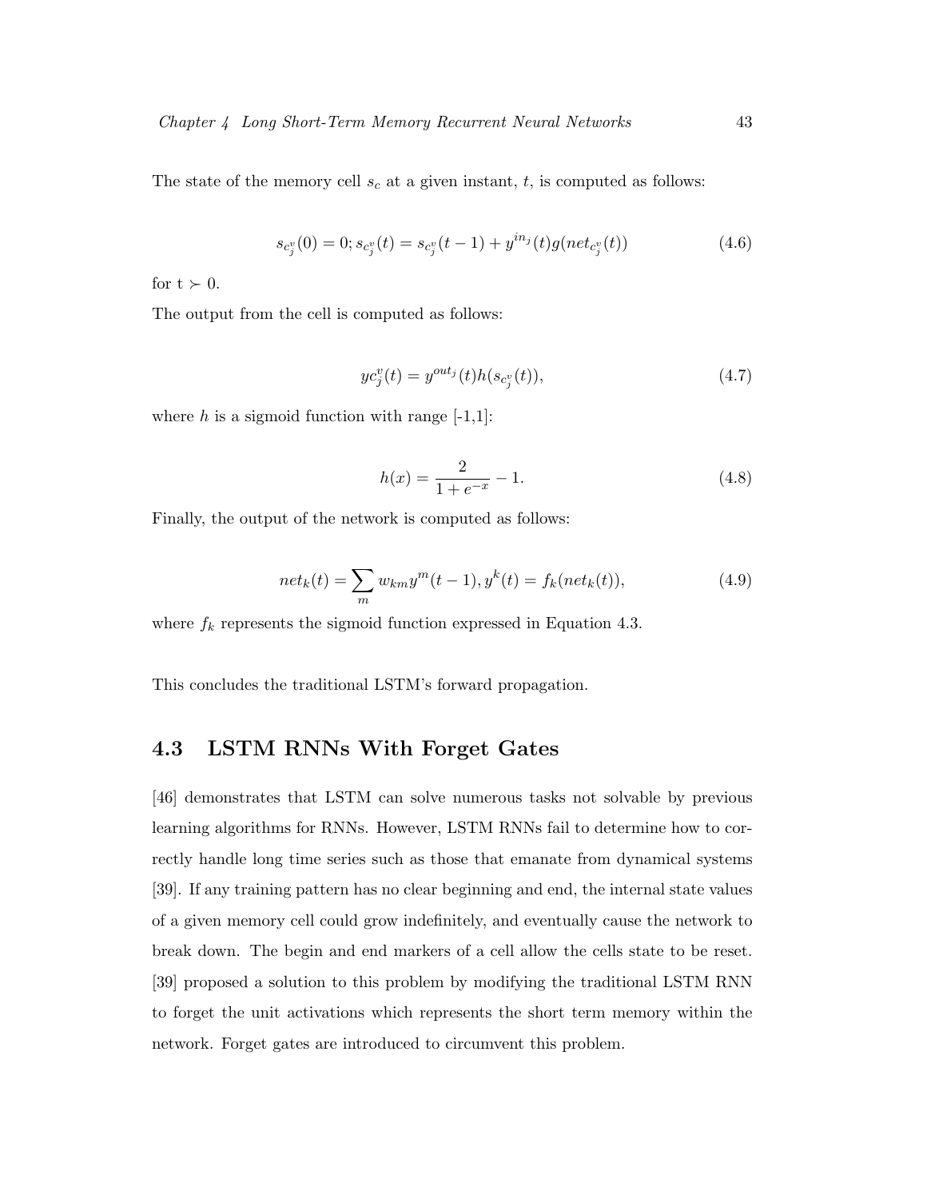The state of the memory cell $s_c$ at a given instant, $t$, is computed as follows:

$$s_{c_j^v}(0) = 0; s_{c_j^v}(t) = s_{c_j^v}(t-1) + y^{in_j}(t)g(net_{c_j^v}(t)) \tag{4.6}$$

for t $\succ$ 0.

The output from the cell is computed as follows:

$$yc_j^v(t) = y^{out_j}(t)h(s_{c_j^v}(t)), \tag{4.7}$$

where $h$ is a sigmoid function with range [-1,1]:

$$h(x) = \frac{2}{1+e^{-x}} - 1. \tag{4.8}$$

Finally, the output of the network is computed as follows:

$$net_k(t) = \sum_m w_{km}y^m(t-1), y^k(t) = f_k(net_k(t)), \tag{4.9}$$

where $f_k$ represents the sigmoid function expressed in Equation 4.3.

This concludes the traditional LSTM's forward propagation.

## 4.3 LSTM RNNs With Forget Gates

[46] demonstrates that LSTM can solve numerous tasks not solvable by previous learning algorithms for RNNs. However, LSTM RNNs fail to determine how to correctly handle long time series such as those that emanate from dynamical systems [39]. If any training pattern has no clear beginning and end, the internal state values of a given memory cell could grow indefinitely, and eventually cause the network to break down. The begin and end markers of a cell allow the cells state to be reset. [39] proposed a solution to this problem by modifying the traditional LSTM RNN to forget the unit activations which represents the short term memory within the network. Forget gates are introduced to circumvent this problem.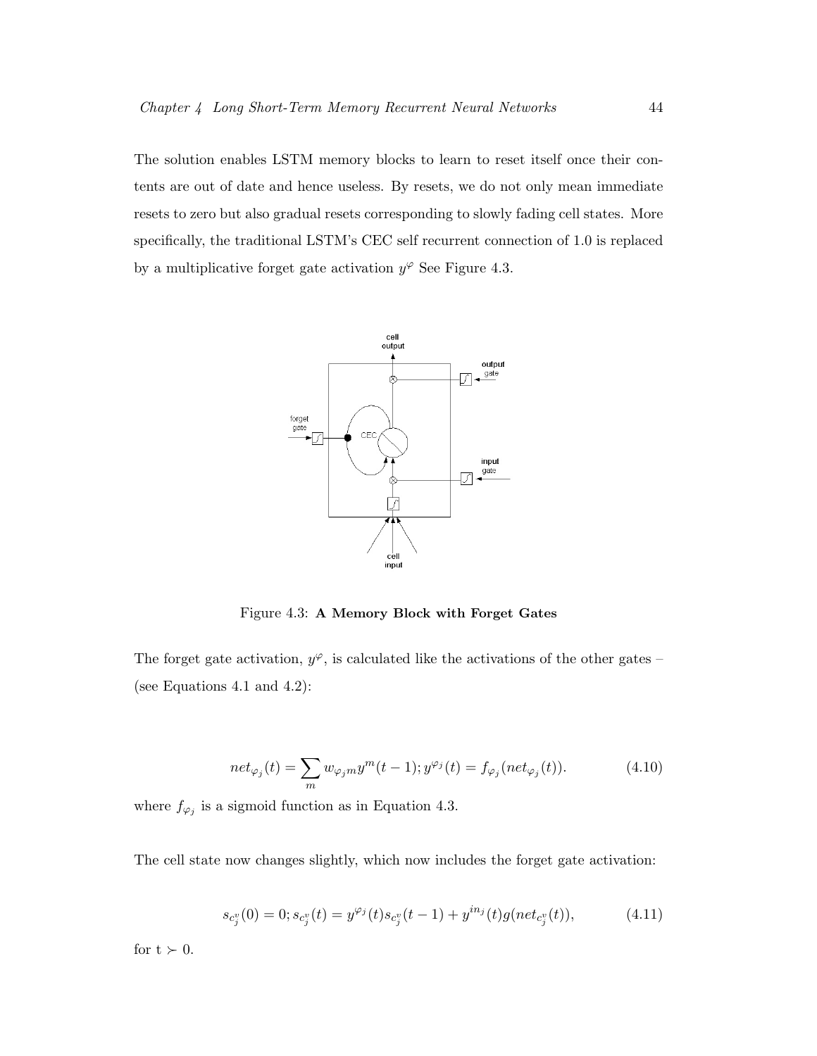The solution enables LSTM memory blocks to learn to reset itself once their contents are out of date and hence useless. By resets, we do not only mean immediate resets to zero but also gradual resets corresponding to slowly fading cell states. More specifically, the traditional LSTM's CEC self recurrent connection of 1.0 is replaced by a multiplicative forget gate activation $y^{\varphi}$ See Figure 4.3.

Figure 4.3: **A Memory Block with Forget Gates**

The forget gate activation, $y^{\varphi}$, is calculated like the activations of the other gates – (see Equations 4.1 and 4.2):

$$net_{\varphi_j}(t) = \sum_m w_{\varphi_j m} y^m(t-1); y^{\varphi_j}(t) = f_{\varphi_j}(net_{\varphi_j}(t)). \tag{4.10}$$

where $f_{\varphi_j}$ is a sigmoid function as in Equation 4.3.

The cell state now changes slightly, which now includes the forget gate activation:

$$s_{c_j^v}(0) = 0; s_{c_j^v}(t) = y^{\varphi_j}(t) s_{c_j^v}(t-1) + y^{in_j}(t) g(net_{c_j^v}(t)), \tag{4.11}$$

for $t \succ 0$.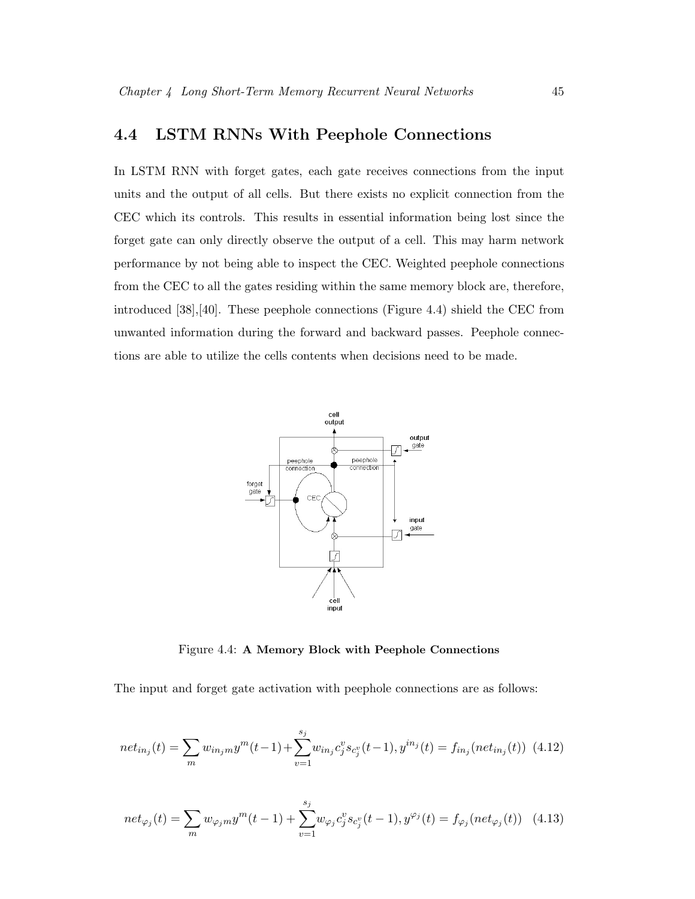## 4.4 LSTM RNNs With Peephole Connections

In LSTM RNN with forget gates, each gate receives connections from the input units and the output of all cells. But there exists no explicit connection from the CEC which its controls. This results in essential information being lost since the forget gate can only directly observe the output of a cell. This may harm network performance by not being able to inspect the CEC. Weighted peephole connections from the CEC to all the gates residing within the same memory block are, therefore, introduced [38],[40]. These peephole connections (Figure 4.4) shield the CEC from unwanted information during the forward and backward passes. Peephole connections are able to utilize the cells contents when decisions need to be made.

Figure 4.4: **A Memory Block with Peephole Connections**

The input and forget gate activation with peephole connections are as follows:

$$net_{in_j}(t) = \sum_m w_{in_j m} y^m(t-1) + \sum_{v=1}^{s_j} w_{in_j c_j^v} s_{c_j^v}(t-1), y^{in_j}(t) = f_{in_j}(net_{in_j}(t)) \quad (4.12)$$

$$net_{\varphi_j}(t) = \sum_m w_{\varphi_j m} y^m(t-1) + \sum_{v=1}^{s_j} w_{\varphi_j c_j^v} s_{c_j^v}(t-1), y^{\varphi_j}(t) = f_{\varphi_j}(net_{\varphi_j}(t)) \quad (4.13)$$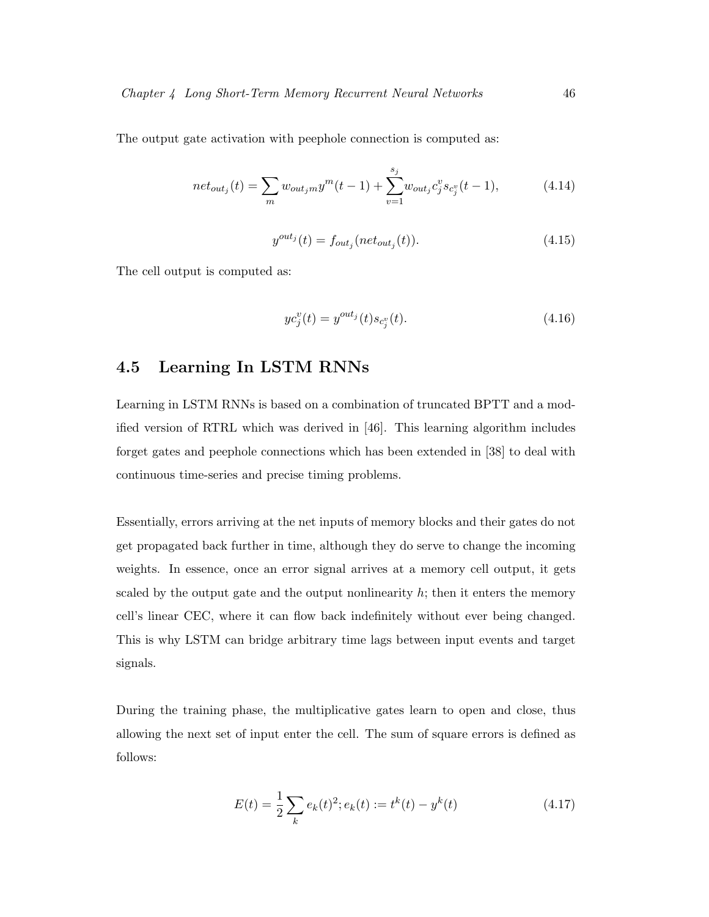The output gate activation with peephole connection is computed as:

$$net_{out_j}(t) = \sum_m w_{out_j m} y^m(t-1) + \sum_{v=1}^{s_j} w_{out_j c_j^v} s_{c_j^v}(t-1), \tag{4.14}$$

$$y^{out_j}(t) = f_{out_j}(net_{out_j}(t)). \tag{4.15}$$

The cell output is computed as:

$$yc_j^v(t) = y^{out_j}(t) s_{c_j^v}(t). \tag{4.16}$$

## 4.5 Learning In LSTM RNNs

Learning in LSTM RNNs is based on a combination of truncated BPTT and a modified version of RTRL which was derived in [46]. This learning algorithm includes forget gates and peephole connections which has been extended in [38] to deal with continuous time-series and precise timing problems.

Essentially, errors arriving at the net inputs of memory blocks and their gates do not get propagated back further in time, although they do serve to change the incoming weights. In essence, once an error signal arrives at a memory cell output, it gets scaled by the output gate and the output nonlinearity $h$; then it enters the memory cell's linear CEC, where it can flow back indefinitely without ever being changed. This is why LSTM can bridge arbitrary time lags between input events and target signals.

During the training phase, the multiplicative gates learn to open and close, thus allowing the next set of input enter the cell. The sum of square errors is defined as follows:

$$E(t) = \frac{1}{2} \sum_k e_k(t)^2; e_k(t) := t^k(t) - y^k(t) \tag{4.17}$$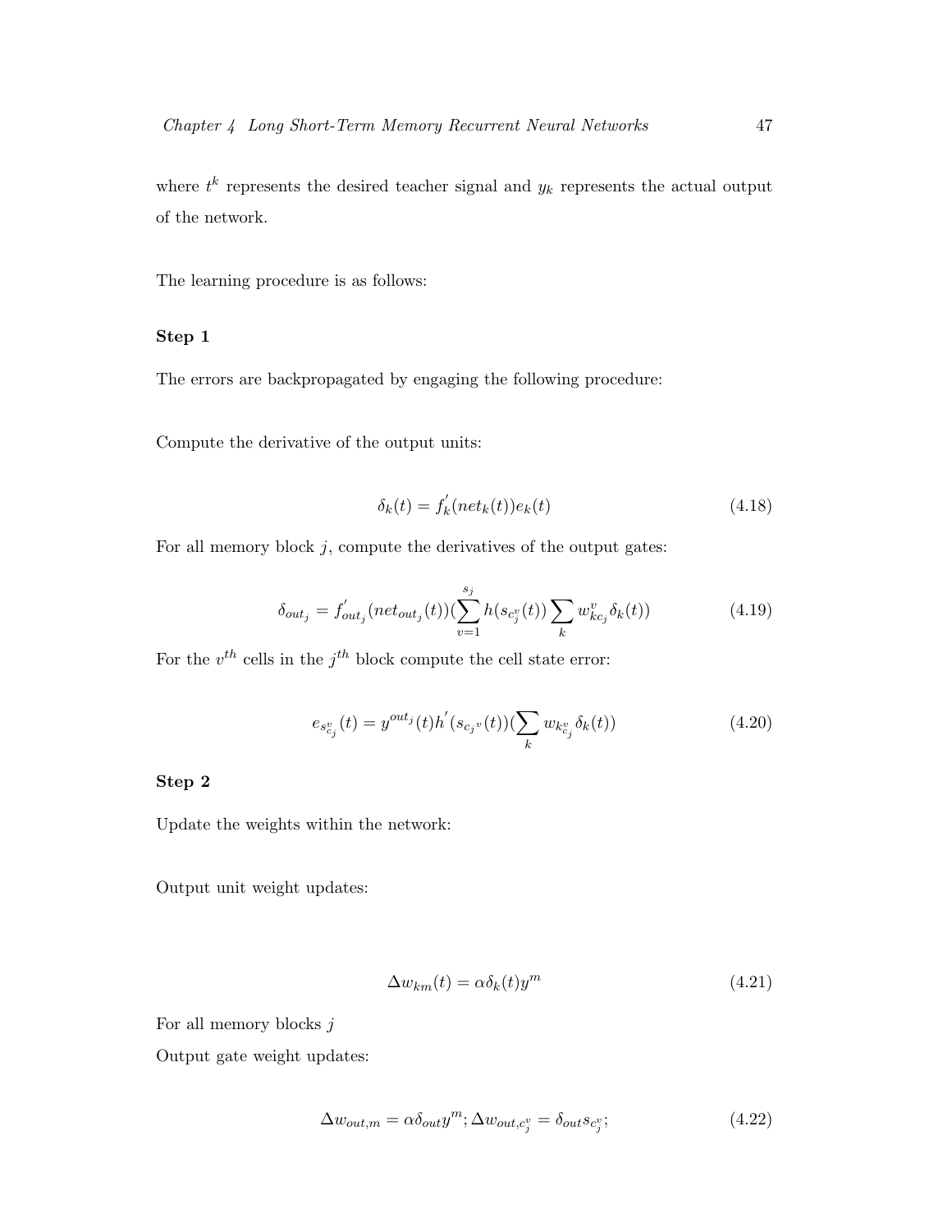where $t^k$ represents the desired teacher signal and $y_k$ represents the actual output of the network.

The learning procedure is as follows:

**Step 1**

The errors are backpropagated by engaging the following procedure:

Compute the derivative of the output units:

$$\delta_k(t) = f_k^{'}(net_k(t))e_k(t) \tag{4.18}$$

For all memory block $j$, compute the derivatives of the output gates:

$$\delta_{out_j} = f_{out_j}^{'}(net_{out_j}(t))(\sum_{v=1}^{s_j} h(s_{c_j^v}(t)) \sum_k w_{kc_j}^v \delta_k(t)) \tag{4.19}$$

For the $v^{th}$ cells in the $j^{th}$ block compute the cell state error:

$$e_{s_{c_j}^v}(t) = y^{out_j}(t)h^{'}(s_{c_j{}^v}(t))(\sum_k w_{kc_j^v}\delta_k(t)) \tag{4.20}$$

**Step 2**

Update the weights within the network:

Output unit weight updates:

$$\Delta w_{km}(t) = \alpha\delta_k(t)y^m \tag{4.21}$$

For all memory blocks $j$

Output gate weight updates:

$$\Delta w_{out,m} = \alpha\delta_{out}y^m; \Delta w_{out,c_j^v} = \delta_{out}s_{c_j^v}; \tag{4.22}$$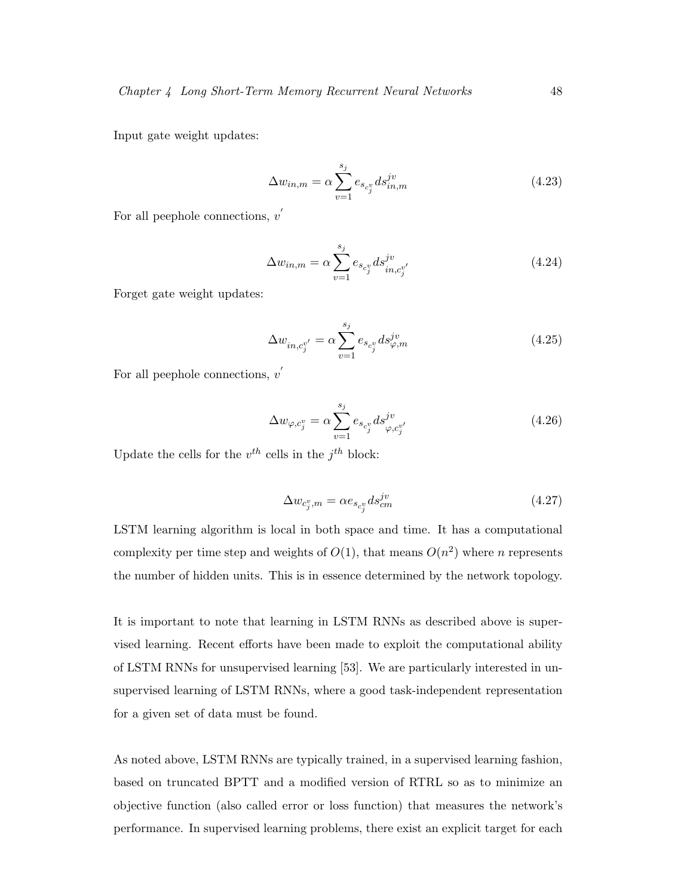Input gate weight updates:

$$\Delta w_{in,m} = \alpha \sum_{v=1}^{s_j} e_{s_{c_j^v}} ds_{in,m}^{jv} \tag{4.23}$$

For all peephole connections, $v^{'}$

$$\Delta w_{in,m} = \alpha \sum_{v=1}^{s_j} e_{s_{c_j^v}} ds_{in,c_j^{v'}}^{jv} \tag{4.24}$$

Forget gate weight updates:

$$\Delta w_{in,c_j^{v'}} = \alpha \sum_{v=1}^{s_j} e_{s_{c_j^v}} ds_{\varphi,m}^{jv} \tag{4.25}$$

For all peephole connections, $v^{'}$

$$\Delta w_{\varphi,c_j^v} = \alpha \sum_{v=1}^{s_j} e_{s_{c_j^v}} ds_{\varphi,c_j^{v'}}^{jv} \tag{4.26}$$

Update the cells for the $v^{th}$ cells in the $j^{th}$ block:

$$\Delta w_{c_j^v,m} = \alpha e_{s_{c_j^v}} ds_{cm}^{jv} \tag{4.27}$$

LSTM learning algorithm is local in both space and time. It has a computational complexity per time step and weights of $O(1)$, that means $O(n^2)$ where $n$ represents the number of hidden units. This is in essence determined by the network topology.

It is important to note that learning in LSTM RNNs as described above is supervised learning. Recent efforts have been made to exploit the computational ability of LSTM RNNs for unsupervised learning [53]. We are particularly interested in unsupervised learning of LSTM RNNs, where a good task-independent representation for a given set of data must be found.

As noted above, LSTM RNNs are typically trained, in a supervised learning fashion, based on truncated BPTT and a modified version of RTRL so as to minimize an objective function (also called error or loss function) that measures the network's performance. In supervised learning problems, there exist an explicit target for each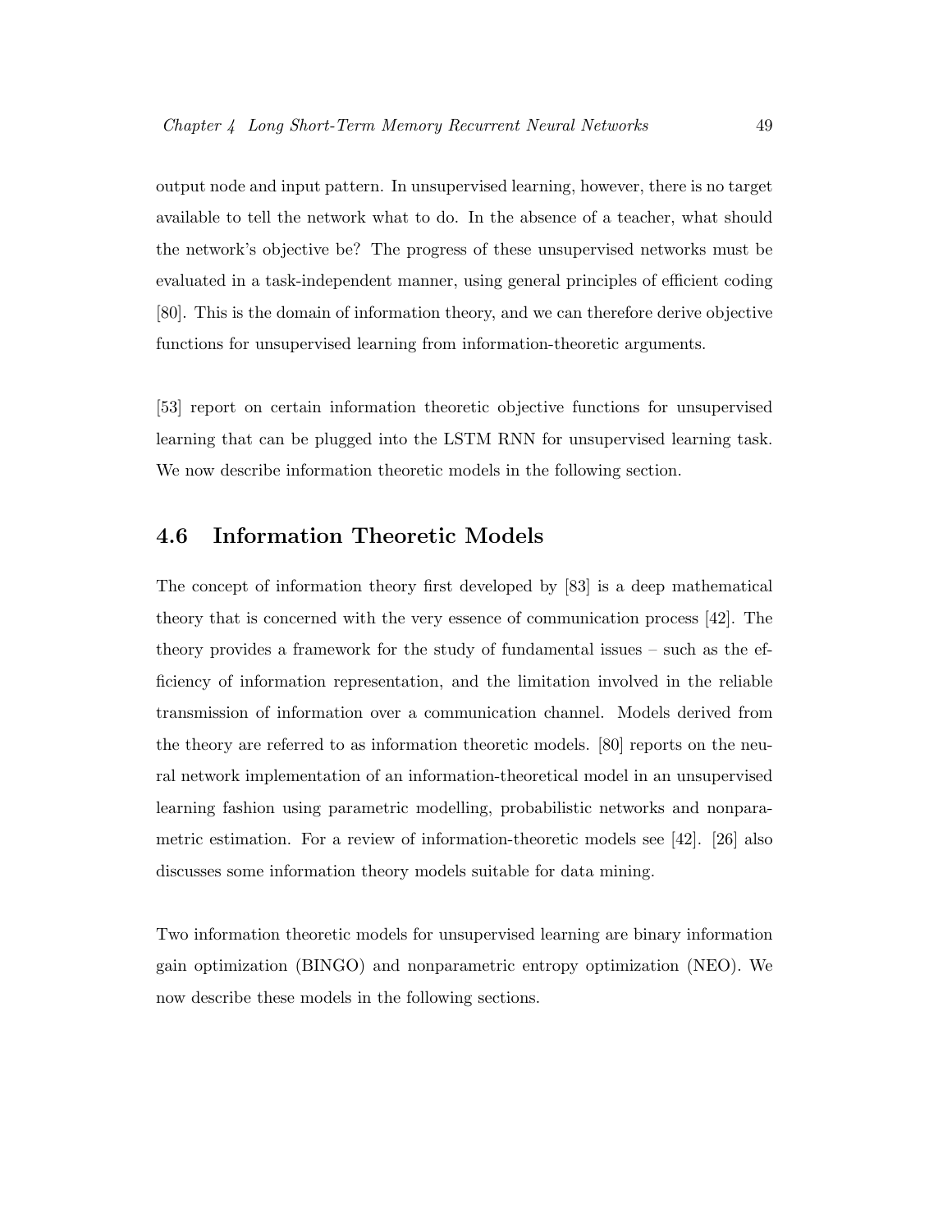output node and input pattern. In unsupervised learning, however, there is no target available to tell the network what to do. In the absence of a teacher, what should the network's objective be? The progress of these unsupervised networks must be evaluated in a task-independent manner, using general principles of efficient coding [80]. This is the domain of information theory, and we can therefore derive objective functions for unsupervised learning from information-theoretic arguments.

[53] report on certain information theoretic objective functions for unsupervised learning that can be plugged into the LSTM RNN for unsupervised learning task. We now describe information theoretic models in the following section.

## 4.6 Information Theoretic Models

The concept of information theory first developed by [83] is a deep mathematical theory that is concerned with the very essence of communication process [42]. The theory provides a framework for the study of fundamental issues – such as the efficiency of information representation, and the limitation involved in the reliable transmission of information over a communication channel. Models derived from the theory are referred to as information theoretic models. [80] reports on the neural network implementation of an information-theoretical model in an unsupervised learning fashion using parametric modelling, probabilistic networks and nonparametric estimation. For a review of information-theoretic models see [42]. [26] also discusses some information theory models suitable for data mining.

Two information theoretic models for unsupervised learning are binary information gain optimization (BINGO) and nonparametric entropy optimization (NEO). We now describe these models in the following sections.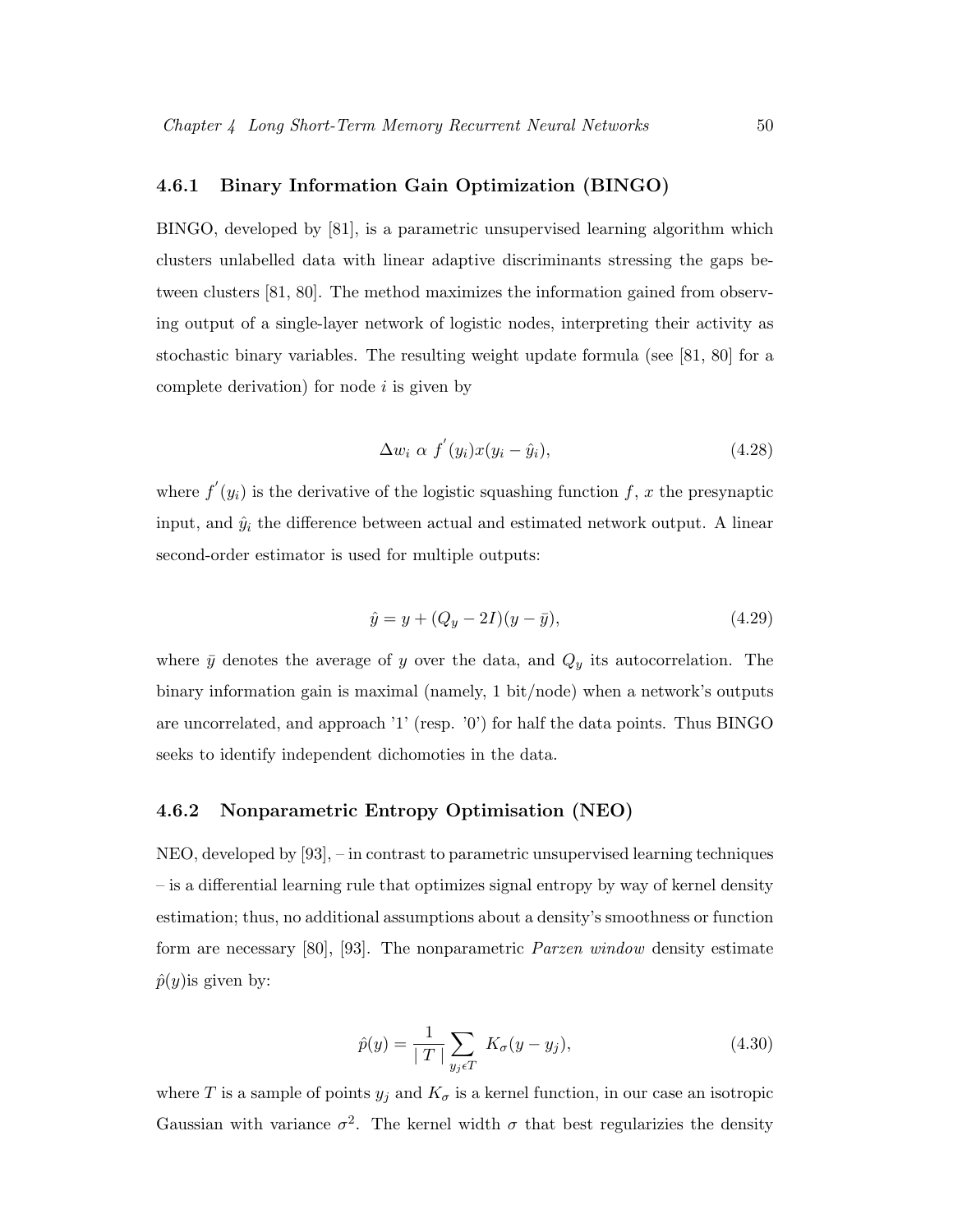### 4.6.1 Binary Information Gain Optimization (BINGO)

BINGO, developed by [81], is a parametric unsupervised learning algorithm which clusters unlabelled data with linear adaptive discriminants stressing the gaps between clusters [81, 80]. The method maximizes the information gained from observing output of a single-layer network of logistic nodes, interpreting their activity as stochastic binary variables. The resulting weight update formula (see [81, 80] for a complete derivation) for node $i$ is given by

$$\Delta w_i \ \alpha \ f^{'}(y_i) x (y_i - \hat{y}_i), \tag{4.28}$$

where $f^{'}(y_i)$ is the derivative of the logistic squashing function $f$, $x$ the presynaptic input, and $\hat{y}_i$ the difference between actual and estimated network output. A linear second-order estimator is used for multiple outputs:

$$\hat{y} = y + (Q_y - 2I)(y - \bar{y}), \tag{4.29}$$

where $\bar{y}$ denotes the average of $y$ over the data, and $Q_y$ its autocorrelation. The binary information gain is maximal (namely, 1 bit/node) when a network's outputs are uncorrelated, and approach '1' (resp. '0') for half the data points. Thus BINGO seeks to identify independent dichomoties in the data.

### 4.6.2 Nonparametric Entropy Optimisation (NEO)

NEO, developed by [93], – in contrast to parametric unsupervised learning techniques – is a differential learning rule that optimizes signal entropy by way of kernel density estimation; thus, no additional assumptions about a density's smoothness or function form are necessary [80], [93]. The nonparametric *Parzen window* density estimate $\hat{p}(y)$is given by:

$$\hat{p}(y) = \frac{1}{\mid T \mid} \sum_{y_j \epsilon T} K_\sigma(y - y_j), \tag{4.30}$$

where $T$ is a sample of points $y_j$ and $K_\sigma$ is a kernel function, in our case an isotropic Gaussian with variance $\sigma^2$. The kernel width $\sigma$ that best regularizies the density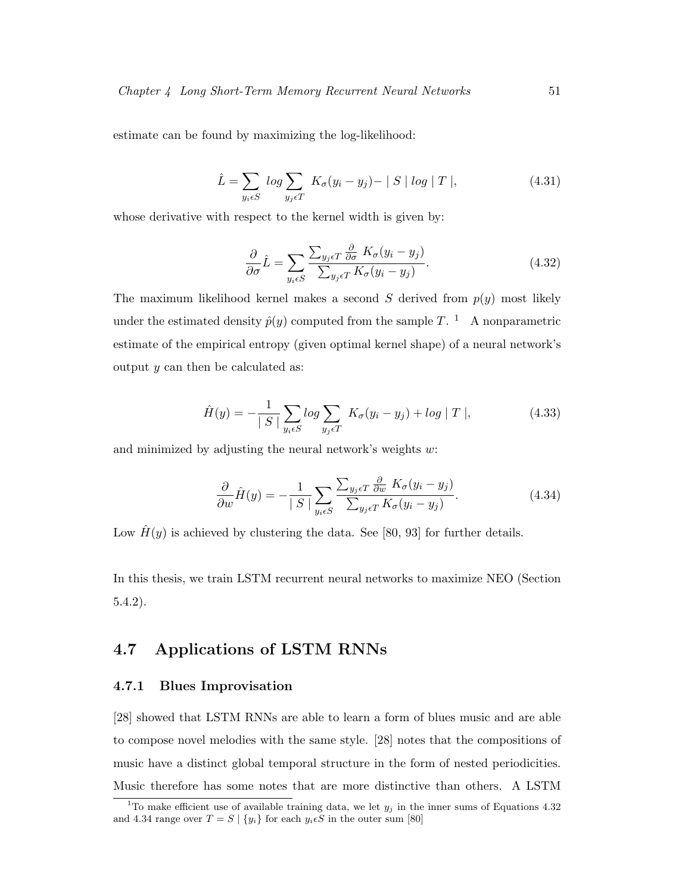estimate can be found by maximizing the log-likelihood:

$$\hat{L} = \sum_{y_i \epsilon S} log \sum_{y_j \epsilon T} K_\sigma(y_i - y_j) - \mid S \mid log \mid T \mid, \tag{4.31}$$

whose derivative with respect to the kernel width is given by:

$$\frac{\partial}{\partial \sigma} \hat{L} = \sum_{y_i \epsilon S} \frac{\sum_{y_j \epsilon T} \frac{\partial}{\partial \sigma} K_\sigma(y_i - y_j)}{\sum_{y_j \epsilon T} K_\sigma(y_i - y_j)}. \tag{4.32}$$

The maximum likelihood kernel makes a second $S$ derived from $p(y)$ most likely under the estimated density $\hat{p}(y)$ computed from the sample $T$. [1] A nonparametric estimate of the empirical entropy (given optimal kernel shape) of a neural network's output $y$ can then be calculated as:

$$\hat{H}(y) = -\frac{1}{\mid S \mid} \sum_{y_i \epsilon S} log \sum_{y_j \epsilon T} K_\sigma(y_i - y_j) + log \mid T \mid, \tag{4.33}$$

and minimized by adjusting the neural network's weights $w$:

$$\frac{\partial}{\partial w} \hat{H}(y) = -\frac{1}{\mid S \mid} \sum_{y_i \epsilon S} \frac{\sum_{y_j \epsilon T} \frac{\partial}{\partial w} K_\sigma(y_i - y_j)}{\sum_{y_j \epsilon T} K_\sigma(y_i - y_j)}. \tag{4.34}$$

Low $\hat{H}(y)$ is achieved by clustering the data. See [80, 93] for further details.

In this thesis, we train LSTM recurrent neural networks to maximize NEO (Section 5.4.2).

## 4.7 Applications of LSTM RNNs

### 4.7.1 Blues Improvisation

[28] showed that LSTM RNNs are able to learn a form of blues music and are able to compose novel melodies with the same style. [28] notes that the compositions of music have a distinct global temporal structure in the form of nested periodicities. Music therefore has some notes that are more distinctive than others. A LSTM

[1] To make efficient use of available training data, we let $y_j$ in the inner sums of Equations 4.32 and 4.34 range over $T = S \mid \{y_i\}$ for each $y_i \epsilon S$ in the outer sum [80]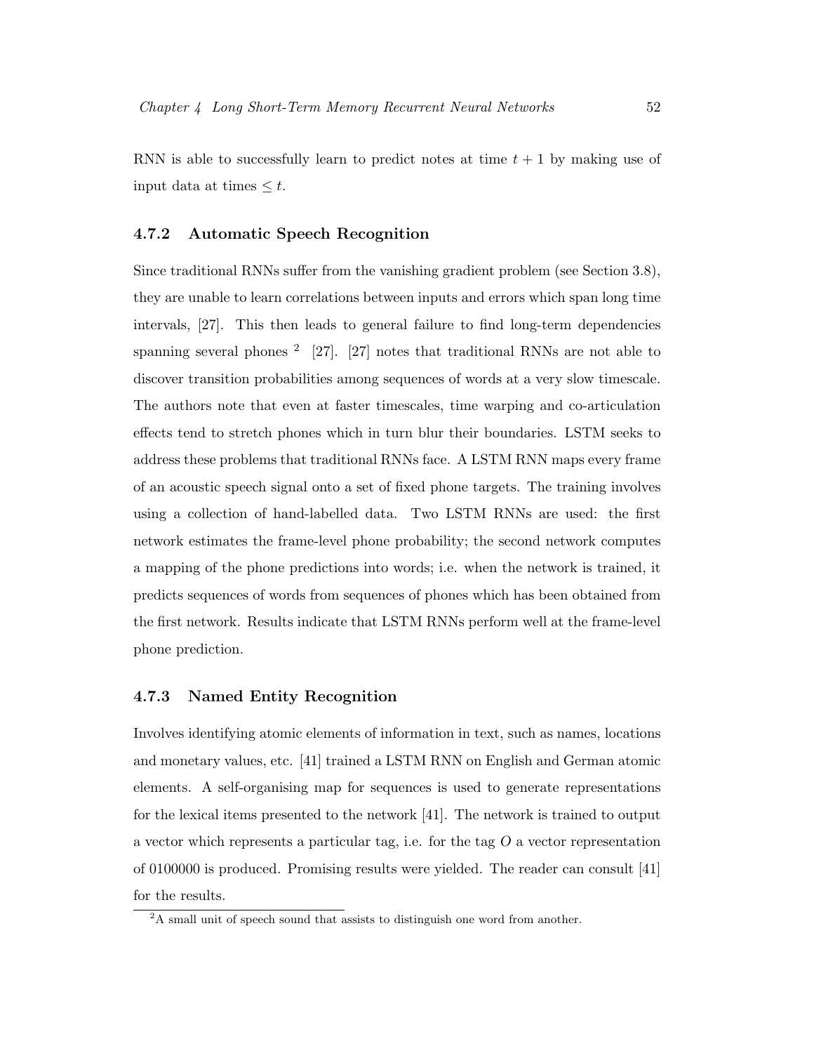RNN is able to successfully learn to predict notes at time $t + 1$ by making use of input data at times $\leq t$.

### 4.7.2 Automatic Speech Recognition

Since traditional RNNs suffer from the vanishing gradient problem (see Section 3.8), they are unable to learn correlations between inputs and errors which span long time intervals, [27]. This then leads to general failure to find long-term dependencies spanning several phones [2] [27]. [27] notes that traditional RNNs are not able to discover transition probabilities among sequences of words at a very slow timescale. The authors note that even at faster timescales, time warping and co-articulation effects tend to stretch phones which in turn blur their boundaries. LSTM seeks to address these problems that traditional RNNs face. A LSTM RNN maps every frame of an acoustic speech signal onto a set of fixed phone targets. The training involves using a collection of hand-labelled data. Two LSTM RNNs are used: the first network estimates the frame-level phone probability; the second network computes a mapping of the phone predictions into words; i.e. when the network is trained, it predicts sequences of words from sequences of phones which has been obtained from the first network. Results indicate that LSTM RNNs perform well at the frame-level phone prediction.

### 4.7.3 Named Entity Recognition

Involves identifying atomic elements of information in text, such as names, locations and monetary values, etc. [41] trained a LSTM RNN on English and German atomic elements. A self-organising map for sequences is used to generate representations for the lexical items presented to the network [41]. The network is trained to output a vector which represents a particular tag, i.e. for the tag $O$ a vector representation of 0100000 is produced. Promising results were yielded. The reader can consult [41] for the results.

[2] A small unit of speech sound that assists to distinguish one word from another.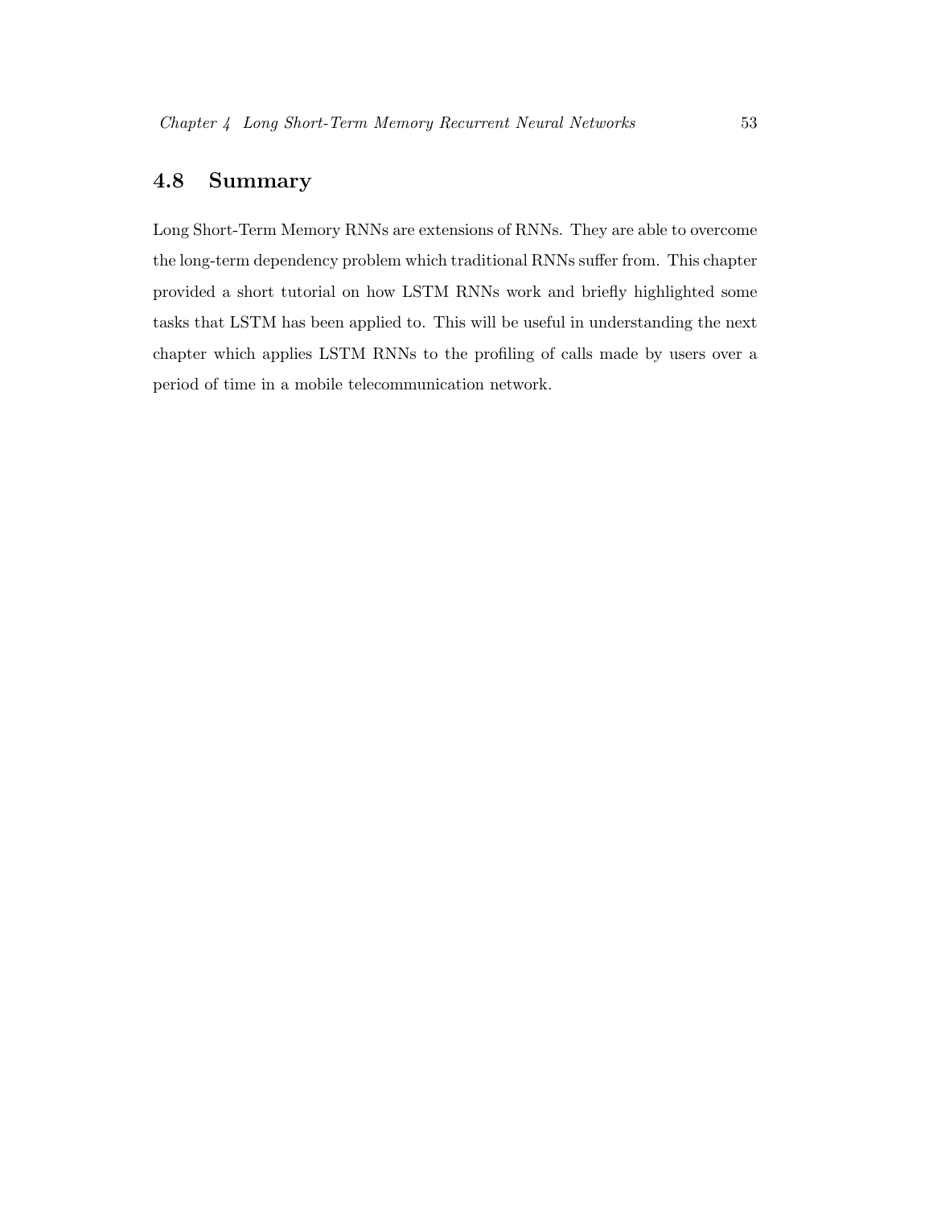## 4.8 Summary

Long Short-Term Memory RNNs are extensions of RNNs. They are able to overcome the long-term dependency problem which traditional RNNs suffer from. This chapter provided a short tutorial on how LSTM RNNs work and briefly highlighted some tasks that LSTM has been applied to. This will be useful in understanding the next chapter which applies LSTM RNNs to the profiling of calls made by users over a period of time in a mobile telecommunication network.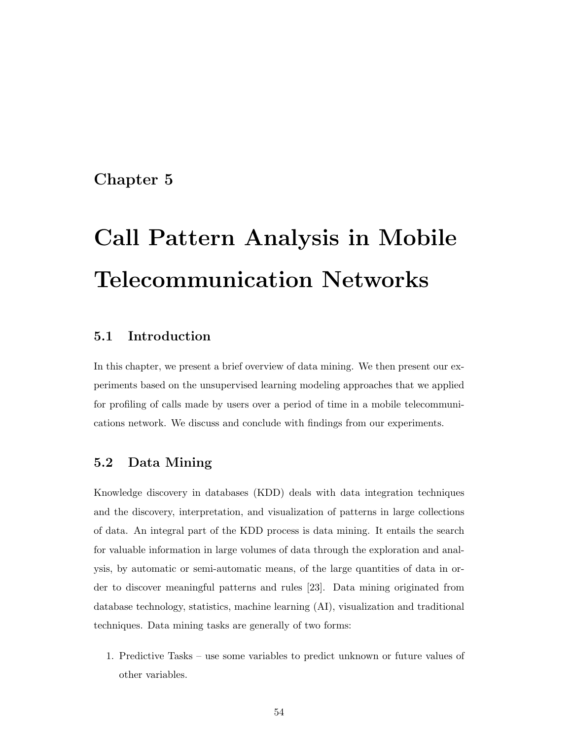# Chapter 5

# Call Pattern Analysis in Mobile Telecommunication Networks

## 5.1 Introduction

In this chapter, we present a brief overview of data mining. We then present our experiments based on the unsupervised learning modeling approaches that we applied for profiling of calls made by users over a period of time in a mobile telecommunications network. We discuss and conclude with findings from our experiments.

## 5.2 Data Mining

Knowledge discovery in databases (KDD) deals with data integration techniques and the discovery, interpretation, and visualization of patterns in large collections of data. An integral part of the KDD process is data mining. It entails the search for valuable information in large volumes of data through the exploration and analysis, by automatic or semi-automatic means, of the large quantities of data in order to discover meaningful patterns and rules [23]. Data mining originated from database technology, statistics, machine learning (AI), visualization and traditional techniques. Data mining tasks are generally of two forms:

1. Predictive Tasks – use some variables to predict unknown or future values of other variables.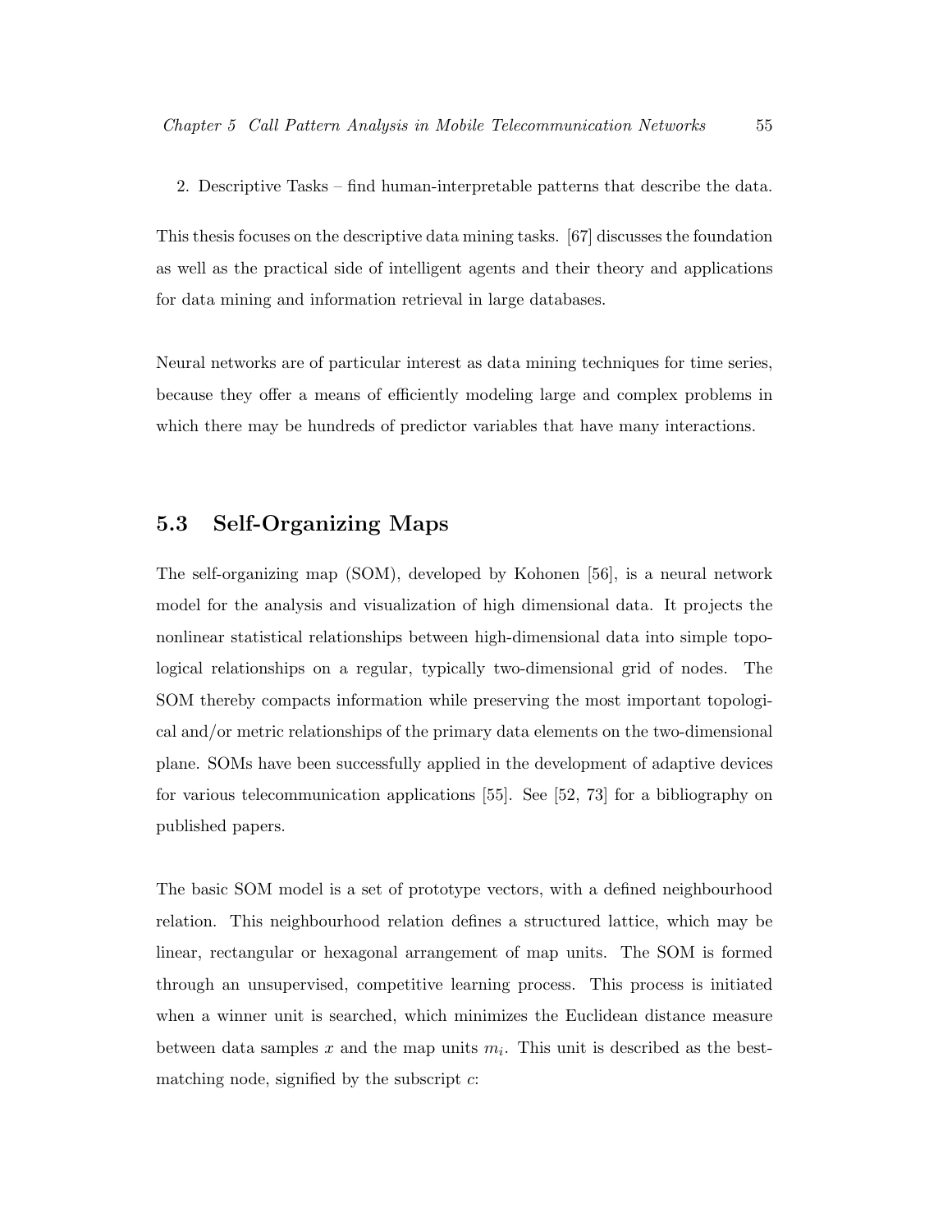2. Descriptive Tasks – find human-interpretable patterns that describe the data.

This thesis focuses on the descriptive data mining tasks. [67] discusses the foundation as well as the practical side of intelligent agents and their theory and applications for data mining and information retrieval in large databases.

Neural networks are of particular interest as data mining techniques for time series, because they offer a means of efficiently modeling large and complex problems in which there may be hundreds of predictor variables that have many interactions.

## 5.3 Self-Organizing Maps

The self-organizing map (SOM), developed by Kohonen [56], is a neural network model for the analysis and visualization of high dimensional data. It projects the nonlinear statistical relationships between high-dimensional data into simple topological relationships on a regular, typically two-dimensional grid of nodes. The SOM thereby compacts information while preserving the most important topological and/or metric relationships of the primary data elements on the two-dimensional plane. SOMs have been successfully applied in the development of adaptive devices for various telecommunication applications [55]. See [52, 73] for a bibliography on published papers.

The basic SOM model is a set of prototype vectors, with a defined neighbourhood relation. This neighbourhood relation defines a structured lattice, which may be linear, rectangular or hexagonal arrangement of map units. The SOM is formed through an unsupervised, competitive learning process. This process is initiated when a winner unit is searched, which minimizes the Euclidean distance measure between data samples $x$ and the map units $m_i$. This unit is described as the best-matching node, signified by the subscript $c$: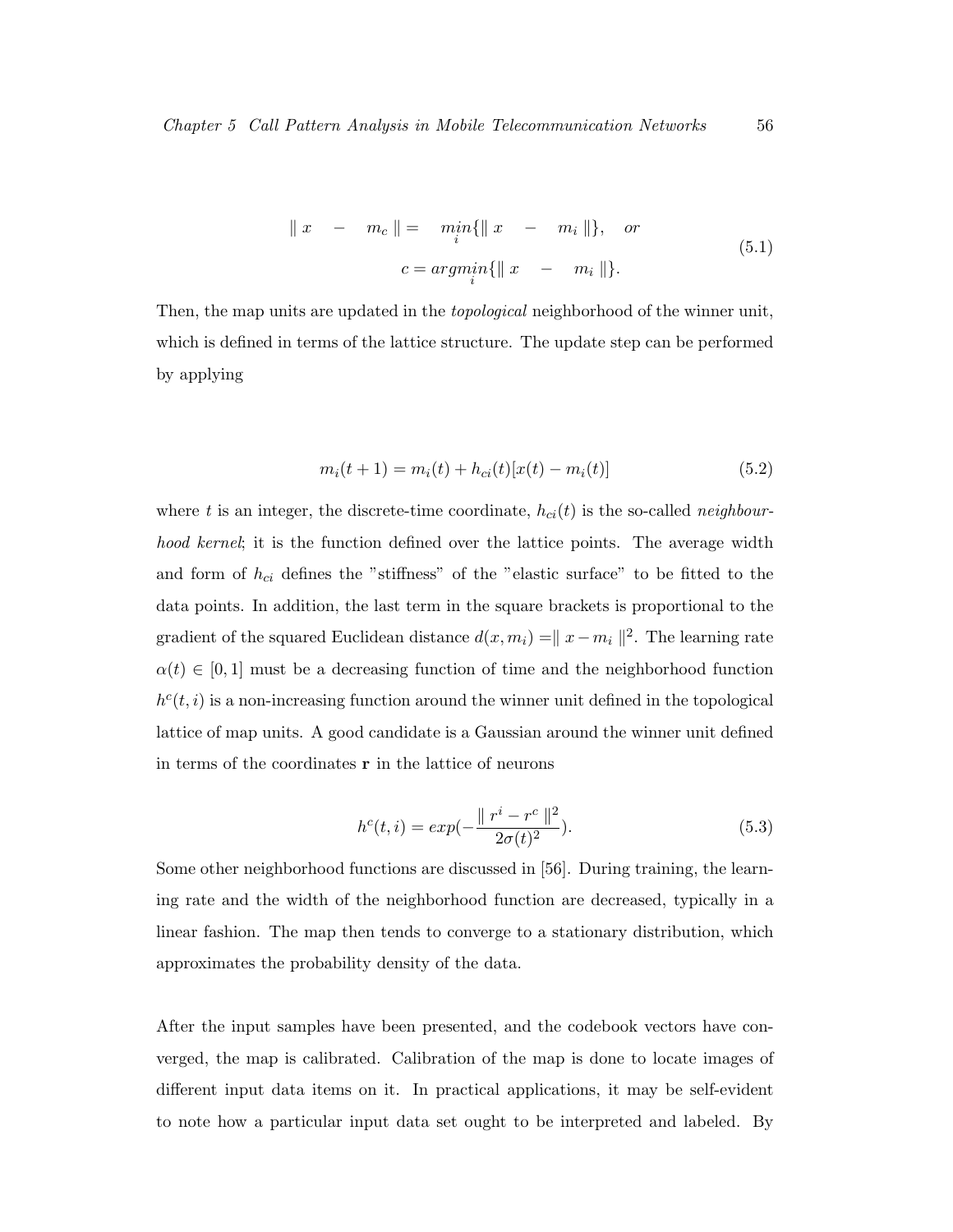$$
\begin{aligned}
\| x - m_c \| &= \min_i \{\| x - m_i \|\}, \quad or \\
c &= \underset{i}{argmin} \{\| x - m_i \|\}.
\end{aligned}
\tag{5.1}
$$

Then, the map units are updated in the *topological* neighborhood of the winner unit, which is defined in terms of the lattice structure. The update step can be performed by applying

$$
m_i(t+1) = m_i(t) + h_{ci}(t)[x(t) - m_i(t)] \tag{5.2}
$$

where $t$ is an integer, the discrete-time coordinate, $h_{ci}(t)$ is the so-called *neighbourhood kernel*; it is the function defined over the lattice points. The average width and form of $h_{ci}$ defines the "stiffness" of the "elastic surface" to be fitted to the data points. In addition, the last term in the square brackets is proportional to the gradient of the squared Euclidean distance $d(x, m_i) = \| x - m_i \|^2$. The learning rate $\alpha(t) \in [0, 1]$ must be a decreasing function of time and the neighborhood function $h^c(t, i)$ is a non-increasing function around the winner unit defined in the topological lattice of map units. A good candidate is a Gaussian around the winner unit defined in terms of the coordinates $\mathbf{r}$ in the lattice of neurons

$$
h^c(t, i) = exp(-\frac{\| r^i - r^c \|^2}{2\sigma(t)^2}). \tag{5.3}
$$

Some other neighborhood functions are discussed in [56]. During training, the learning rate and the width of the neighborhood function are decreased, typically in a linear fashion. The map then tends to converge to a stationary distribution, which approximates the probability density of the data.

After the input samples have been presented, and the codebook vectors have converged, the map is calibrated. Calibration of the map is done to locate images of different input data items on it. In practical applications, it may be self-evident to note how a particular input data set ought to be interpreted and labeled. By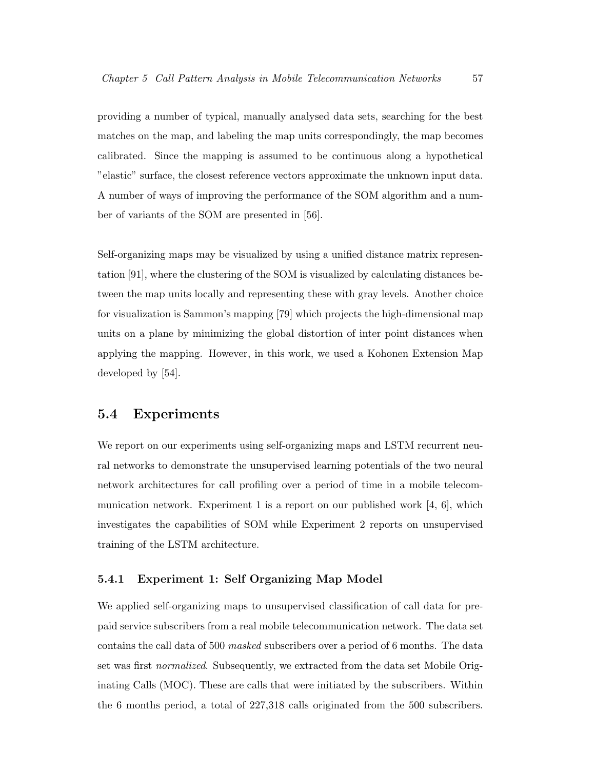providing a number of typical, manually analysed data sets, searching for the best matches on the map, and labeling the map units correspondingly, the map becomes calibrated. Since the mapping is assumed to be continuous along a hypothetical "elastic" surface, the closest reference vectors approximate the unknown input data. A number of ways of improving the performance of the SOM algorithm and a number of variants of the SOM are presented in [56].

Self-organizing maps may be visualized by using a unified distance matrix representation [91], where the clustering of the SOM is visualized by calculating distances between the map units locally and representing these with gray levels. Another choice for visualization is Sammon's mapping [79] which projects the high-dimensional map units on a plane by minimizing the global distortion of inter point distances when applying the mapping. However, in this work, we used a Kohonen Extension Map developed by [54].

## 5.4 Experiments

We report on our experiments using self-organizing maps and LSTM recurrent neural networks to demonstrate the unsupervised learning potentials of the two neural network architectures for call profiling over a period of time in a mobile telecommunication network. Experiment 1 is a report on our published work [4, 6], which investigates the capabilities of SOM while Experiment 2 reports on unsupervised training of the LSTM architecture.

### 5.4.1 Experiment 1: Self Organizing Map Model

We applied self-organizing maps to unsupervised classification of call data for prepaid service subscribers from a real mobile telecommunication network. The data set contains the call data of 500 *masked* subscribers over a period of 6 months. The data set was first *normalized*. Subsequently, we extracted from the data set Mobile Originating Calls (MOC). These are calls that were initiated by the subscribers. Within the 6 months period, a total of 227,318 calls originated from the 500 subscribers.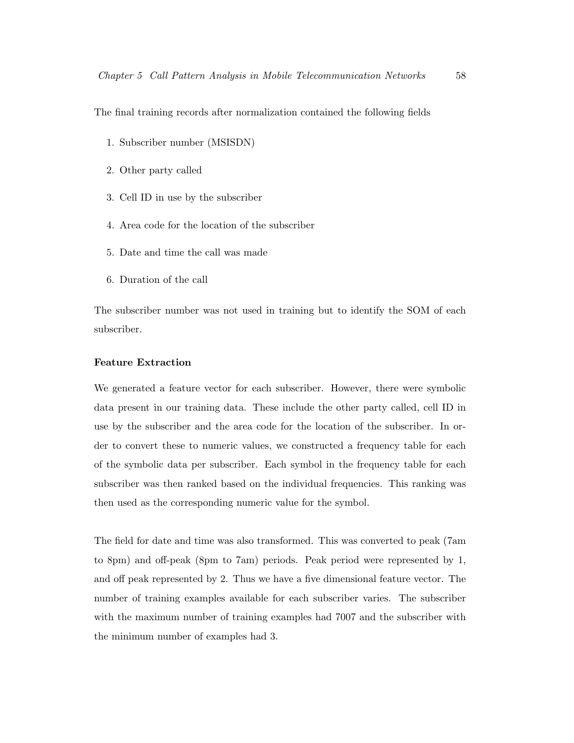The final training records after normalization contained the following fields

1. Subscriber number (MSISDN)
2. Other party called
3. Cell ID in use by the subscriber
4. Area code for the location of the subscriber
5. Date and time the call was made
6. Duration of the call

The subscriber number was not used in training but to identify the SOM of each subscriber.

**Feature Extraction**

We generated a feature vector for each subscriber. However, there were symbolic data present in our training data. These include the other party called, cell ID in use by the subscriber and the area code for the location of the subscriber. In order to convert these to numeric values, we constructed a frequency table for each of the symbolic data per subscriber. Each symbol in the frequency table for each subscriber was then ranked based on the individual frequencies. This ranking was then used as the corresponding numeric value for the symbol.

The field for date and time was also transformed. This was converted to peak (7am to 8pm) and off-peak (8pm to 7am) periods. Peak period were represented by 1, and off peak represented by 2. Thus we have a five dimensional feature vector. The number of training examples available for each subscriber varies. The subscriber with the maximum number of training examples had 7007 and the subscriber with the minimum number of examples had 3.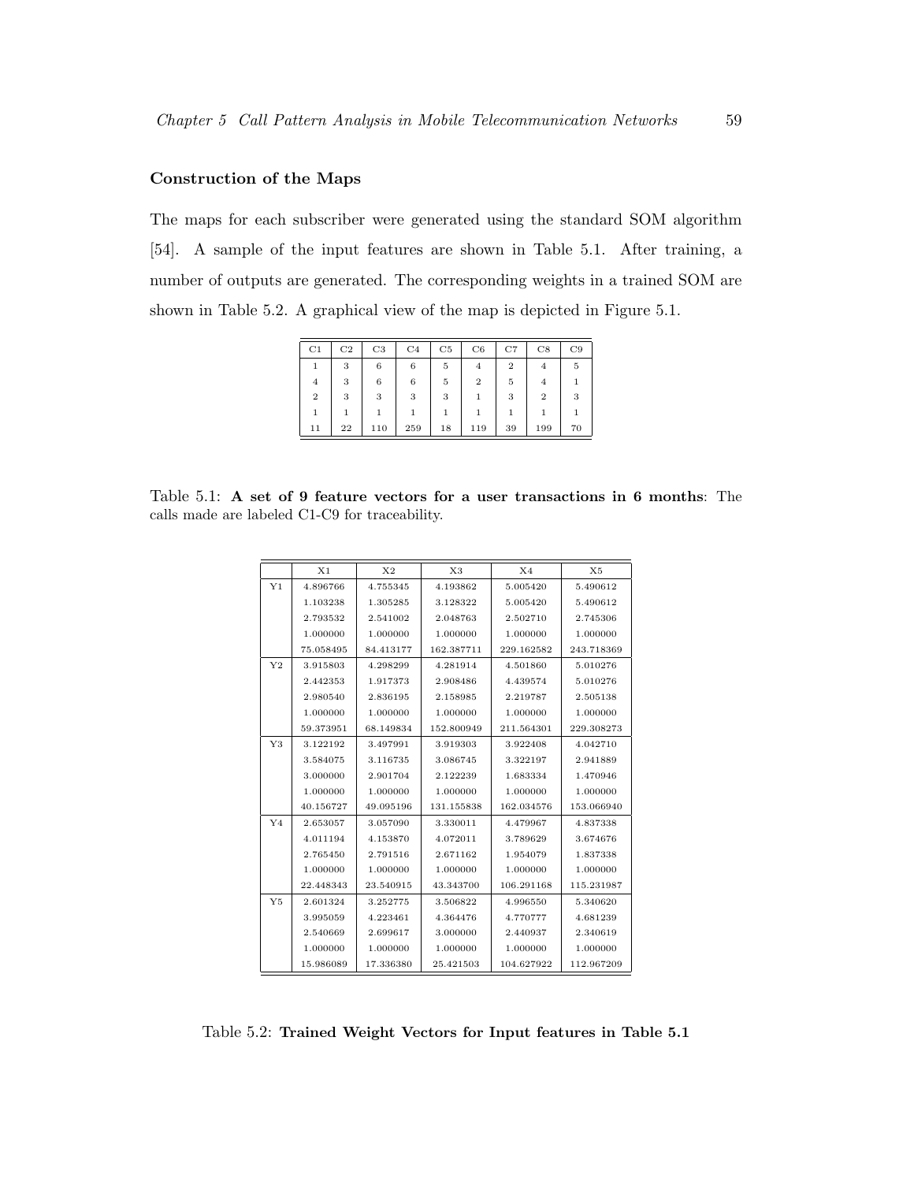### Construction of the Maps

The maps for each subscriber were generated using the standard SOM algorithm [54]. A sample of the input features are shown in Table 5.1. After training, a number of outputs are generated. The corresponding weights in a trained SOM are shown in Table 5.2. A graphical view of the map is depicted in Figure 5.1.

| C1 | C2 | C3 | C4 | C5 | C6 | C7 | C8 | C9 |
|---|---|---|---|---|---|---|---|---|
| 1 | 3 | 6 | 6 | 5 | 4 | 2 | 4 | 5 |
| 4 | 3 | 6 | 6 | 5 | 2 | 5 | 4 | 1 |
| 2 | 3 | 3 | 3 | 3 | 1 | 3 | 2 | 3 |
| 1 | 1 | 1 | 1 | 1 | 1 | 1 | 1 | 1 |
| 11 | 22 | 110 | 259 | 18 | 119 | 39 | 199 | 70 |

Table 5.1: **A set of 9 feature vectors for a user transactions in 6 months**: The calls made are labeled C1-C9 for traceability.

| | X1 | X2 | X3 | X4 | X5 |
|---|---|---|---|---|---|
| Y1 | 4.896766 | 4.755345 | 4.193862 | 5.005420 | 5.490612 |
| | 1.103238 | 1.305285 | 3.128322 | 5.005420 | 5.490612 |
| | 2.793532 | 2.541002 | 2.048763 | 2.502710 | 2.745306 |
| | 1.000000 | 1.000000 | 1.000000 | 1.000000 | 1.000000 |
| | 75.058495 | 84.413177 | 162.387711 | 229.162582 | 243.718369 |
| Y2 | 3.915803 | 4.298299 | 4.281914 | 4.501860 | 5.010276 |
| | 2.442353 | 1.917373 | 2.908486 | 4.439574 | 5.010276 |
| | 2.980540 | 2.836195 | 2.158985 | 2.219787 | 2.505138 |
| | 1.000000 | 1.000000 | 1.000000 | 1.000000 | 1.000000 |
| | 59.373951 | 68.149834 | 152.800949 | 211.564301 | 229.308273 |
| Y3 | 3.122192 | 3.497991 | 3.919303 | 3.922408 | 4.042710 |
| | 3.584075 | 3.116735 | 3.086745 | 3.322197 | 2.941889 |
| | 3.000000 | 2.901704 | 2.122239 | 1.683334 | 1.470946 |
| | 1.000000 | 1.000000 | 1.000000 | 1.000000 | 1.000000 |
| | 40.156727 | 49.095196 | 131.155838 | 162.034576 | 153.066940 |
| Y4 | 2.653057 | 3.057090 | 3.330011 | 4.479967 | 4.837338 |
| | 4.011194 | 4.153870 | 4.072011 | 3.789629 | 3.674676 |
| | 2.765450 | 2.791516 | 2.671162 | 1.954079 | 1.837338 |
| | 1.000000 | 1.000000 | 1.000000 | 1.000000 | 1.000000 |
| | 22.448343 | 23.540915 | 43.343700 | 106.291168 | 115.231987 |
| Y5 | 2.601324 | 3.252775 | 3.506822 | 4.996550 | 5.340620 |
| | 3.995059 | 4.223461 | 4.364476 | 4.770777 | 4.681239 |
| | 2.540669 | 2.699617 | 3.000000 | 2.440937 | 2.340619 |
| | 1.000000 | 1.000000 | 1.000000 | 1.000000 | 1.000000 |
| | 15.986089 | 17.336380 | 25.421503 | 104.627922 | 112.967209 |

Table 5.2: **Trained Weight Vectors for Input features in Table 5.1**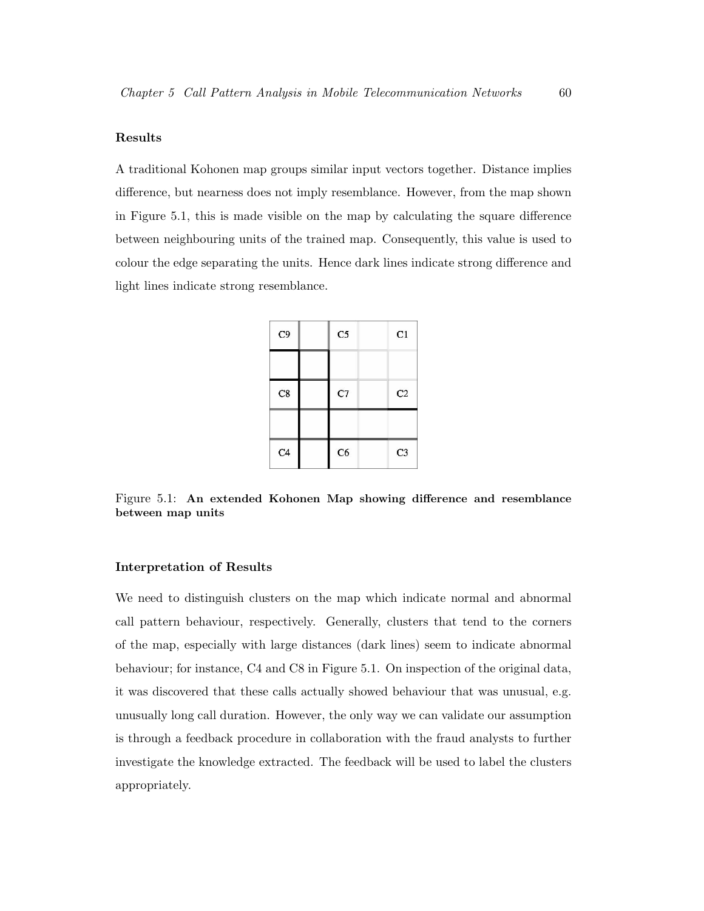### Results

A traditional Kohonen map groups similar input vectors together. Distance implies difference, but nearness does not imply resemblance. However, from the map shown in Figure 5.1, this is made visible on the map by calculating the square difference between neighbouring units of the trained map. Consequently, this value is used to colour the edge separating the units. Hence dark lines indicate strong difference and light lines indicate strong resemblance.

| C9 | | C5 | | C1 |
|---|---|---|---|---|
| | | | | |
| C8 | | C7 | | C2 |
| | | | | |
| C4 | | C6 | | C3 |

Figure 5.1: **An extended Kohonen Map showing difference and resemblance between map units**

### Interpretation of Results

We need to distinguish clusters on the map which indicate normal and abnormal call pattern behaviour, respectively. Generally, clusters that tend to the corners of the map, especially with large distances (dark lines) seem to indicate abnormal behaviour; for instance, C4 and C8 in Figure 5.1. On inspection of the original data, it was discovered that these calls actually showed behaviour that was unusual, e.g. unusually long call duration. However, the only way we can validate our assumption is through a feedback procedure in collaboration with the fraud analysts to further investigate the knowledge extracted. The feedback will be used to label the clusters appropriately.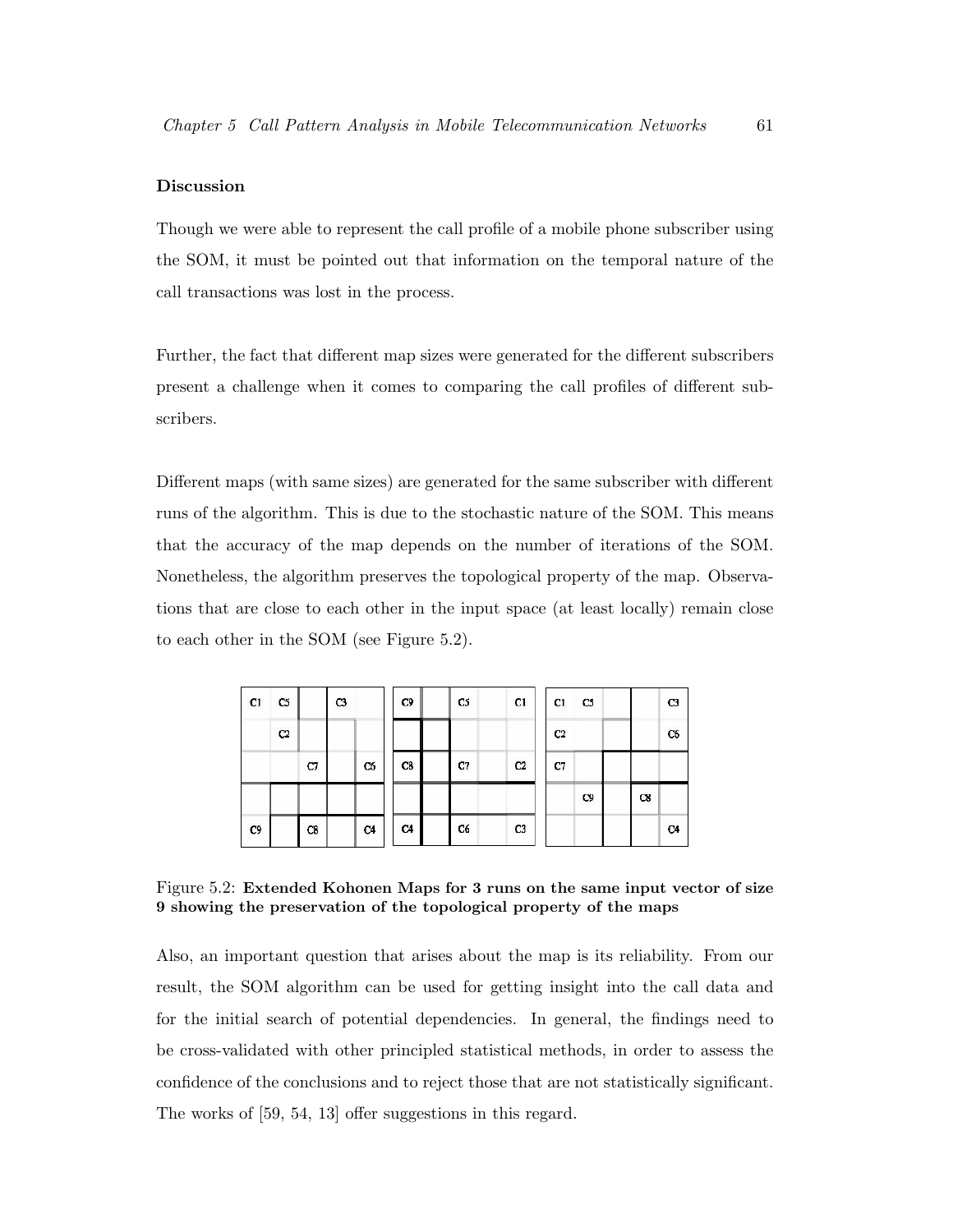**Discussion**

Though we were able to represent the call profile of a mobile phone subscriber using the SOM, it must be pointed out that information on the temporal nature of the call transactions was lost in the process.

Further, the fact that different map sizes were generated for the different subscribers present a challenge when it comes to comparing the call profiles of different subscribers.

Different maps (with same sizes) are generated for the same subscriber with different runs of the algorithm. This is due to the stochastic nature of the SOM. This means that the accuracy of the map depends on the number of iterations of the SOM. Nonetheless, the algorithm preserves the topological property of the map. Observations that are close to each other in the input space (at least locally) remain close to each other in the SOM (see Figure 5.2).

| C1 | C5 | | C3 | |
|---|---|---|---|---|
| | C2 | | | |
| | | C7 | | C6 |
| | | | | |
| C9 | | C8 | | C4 |

| C9 | | C5 | | C1 |
|---|---|---|---|---|
| | | | | |
| C8 | | C7 | | C2 |
| | | | | |
| C4 | | C6 | | C3 |

| C1 | C5 | | | C3 |
|---|---|---|---|---|
| C2 | | | | C6 |
| C7 | | | | |
| | C9 | | C8 | |
| | | | | C4 |

Figure 5.2: **Extended Kohonen Maps for 3 runs on the same input vector of size 9 showing the preservation of the topological property of the maps**

Also, an important question that arises about the map is its reliability. From our result, the SOM algorithm can be used for getting insight into the call data and for the initial search of potential dependencies. In general, the findings need to be cross-validated with other principled statistical methods, in order to assess the confidence of the conclusions and to reject those that are not statistically significant. The works of [59, 54, 13] offer suggestions in this regard.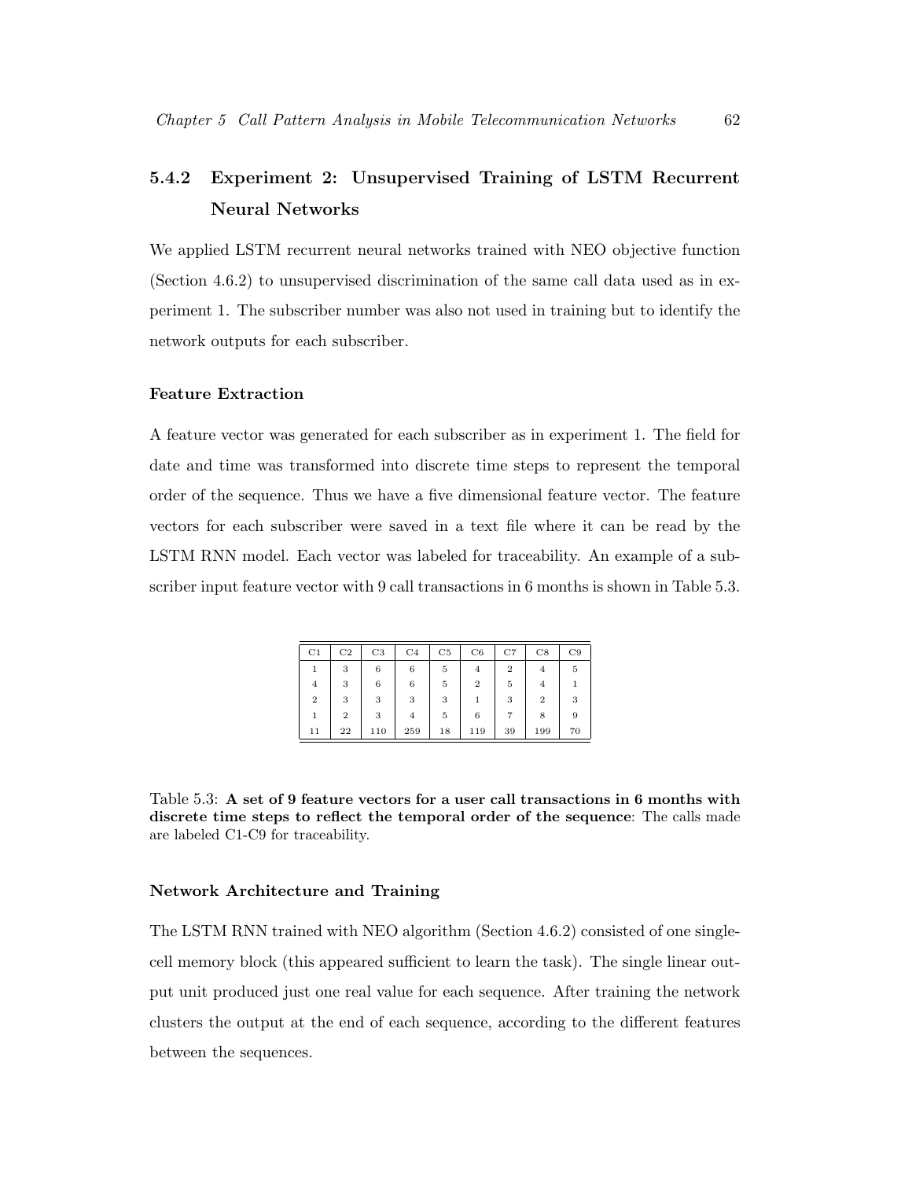### 5.4.2 Experiment 2: Unsupervised Training of LSTM Recurrent Neural Networks

We applied LSTM recurrent neural networks trained with NEO objective function (Section 4.6.2) to unsupervised discrimination of the same call data used as in experiment 1. The subscriber number was also not used in training but to identify the network outputs for each subscriber.

#### Feature Extraction

A feature vector was generated for each subscriber as in experiment 1. The field for date and time was transformed into discrete time steps to represent the temporal order of the sequence. Thus we have a five dimensional feature vector. The feature vectors for each subscriber were saved in a text file where it can be read by the LSTM RNN model. Each vector was labeled for traceability. An example of a subscriber input feature vector with 9 call transactions in 6 months is shown in Table 5.3.

| C1 | C2 | C3 | C4 | C5 | C6 | C7 | C8 | C9 |
|---|---|---|---|---|---|---|---|---|
| 1 | 3 | 6 | 6 | 5 | 4 | 2 | 4 | 5 |
| 4 | 3 | 6 | 6 | 5 | 2 | 5 | 4 | 1 |
| 2 | 3 | 3 | 3 | 3 | 1 | 3 | 2 | 3 |
| 1 | 2 | 3 | 4 | 5 | 6 | 7 | 8 | 9 |
| 11 | 22 | 110 | 259 | 18 | 119 | 39 | 199 | 70 |

Table 5.3: **A set of 9 feature vectors for a user call transactions in 6 months with discrete time steps to reflect the temporal order of the sequence**: The calls made are labeled C1-C9 for traceability.

#### Network Architecture and Training

The LSTM RNN trained with NEO algorithm (Section 4.6.2) consisted of one single-cell memory block (this appeared sufficient to learn the task). The single linear output unit produced just one real value for each sequence. After training the network clusters the output at the end of each sequence, according to the different features between the sequences.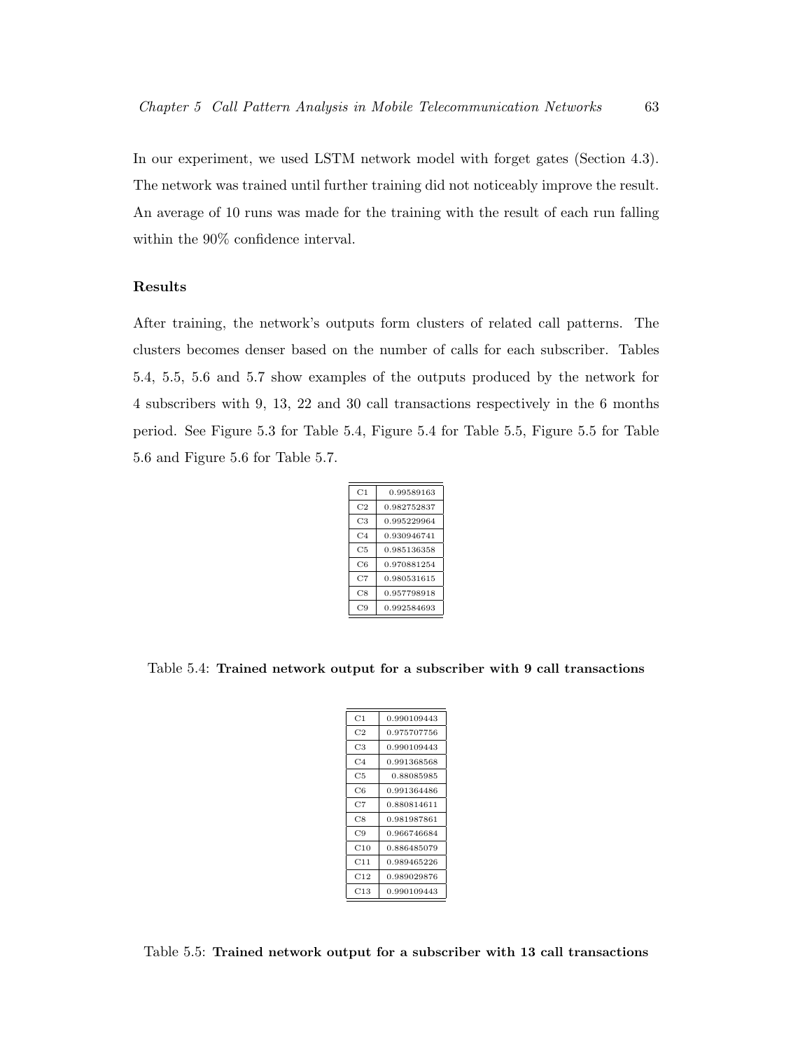In our experiment, we used LSTM network model with forget gates (Section 4.3). The network was trained until further training did not noticeably improve the result. An average of 10 runs was made for the training with the result of each run falling within the 90% confidence interval.

### Results

After training, the network's outputs form clusters of related call patterns. The clusters becomes denser based on the number of calls for each subscriber. Tables 5.4, 5.5, 5.6 and 5.7 show examples of the outputs produced by the network for 4 subscribers with 9, 13, 22 and 30 call transactions respectively in the 6 months period. See Figure 5.3 for Table 5.4, Figure 5.4 for Table 5.5, Figure 5.5 for Table 5.6 and Figure 5.6 for Table 5.7.

| | |
|---|---|
| C1 | 0.99589163 |
| C2 | 0.982752837 |
| C3 | 0.995229964 |
| C4 | 0.930946741 |
| C5 | 0.985136358 |
| C6 | 0.970881254 |
| C7 | 0.980531615 |
| C8 | 0.957798918 |
| C9 | 0.992584693 |

Table 5.4: **Trained network output for a subscriber with 9 call transactions**

| | |
|---|---|
| C1 | 0.990109443 |
| C2 | 0.975707756 |
| C3 | 0.990109443 |
| C4 | 0.991368568 |
| C5 | 0.88085985 |
| C6 | 0.991364486 |
| C7 | 0.880814611 |
| C8 | 0.981987861 |
| C9 | 0.966746684 |
| C10 | 0.886485079 |
| C11 | 0.989465226 |
| C12 | 0.989029876 |
| C13 | 0.990109443 |

Table 5.5: **Trained network output for a subscriber with 13 call transactions**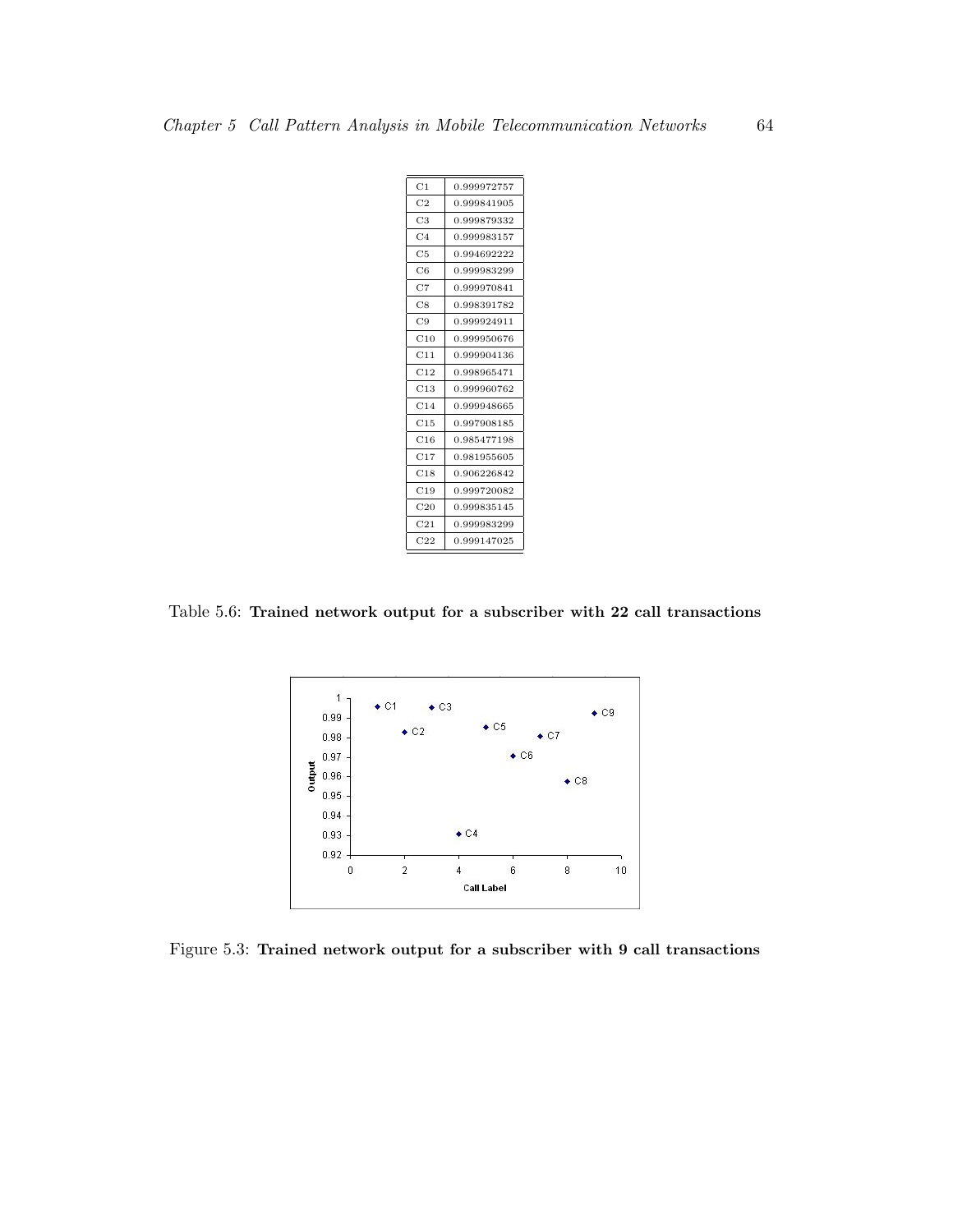| | |
|---|---|
| C1 | 0.999972757 |
| C2 | 0.999841905 |
| C3 | 0.999879332 |
| C4 | 0.999983157 |
| C5 | 0.994692222 |
| C6 | 0.999983299 |
| C7 | 0.999970841 |
| C8 | 0.998391782 |
| C9 | 0.999924911 |
| C10 | 0.999950676 |
| C11 | 0.999904136 |
| C12 | 0.998965471 |
| C13 | 0.999960762 |
| C14 | 0.999948665 |
| C15 | 0.997908185 |
| C16 | 0.985477198 |
| C17 | 0.981955605 |
| C18 | 0.906226842 |
| C19 | 0.999720082 |
| C20 | 0.999835145 |
| C21 | 0.999983299 |
| C22 | 0.999147025 |

Table 5.6: **Trained network output for a subscriber with 22 call transactions**

Figure 5.3: **Trained network output for a subscriber with 9 call transactions**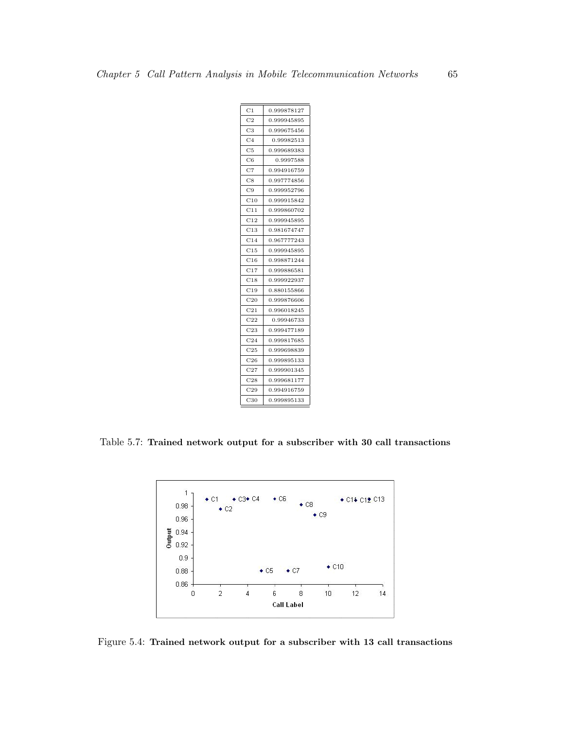| | |
|---|---|
| C1 | 0.999878127 |
| C2 | 0.999945895 |
| C3 | 0.999675456 |
| C4 | 0.99982513 |
| C5 | 0.999689383 |
| C6 | 0.9997588 |
| C7 | 0.994916759 |
| C8 | 0.997774856 |
| C9 | 0.999952796 |
| C10 | 0.999915842 |
| C11 | 0.999860702 |
| C12 | 0.999945895 |
| C13 | 0.981674747 |
| C14 | 0.967777243 |
| C15 | 0.999945895 |
| C16 | 0.998871244 |
| C17 | 0.999886581 |
| C18 | 0.999922937 |
| C19 | 0.880155866 |
| C20 | 0.999876606 |
| C21 | 0.996018245 |
| C22 | 0.99946733 |
| C23 | 0.999477189 |
| C24 | 0.999817685 |
| C25 | 0.999698839 |
| C26 | 0.999895133 |
| C27 | 0.999901345 |
| C28 | 0.999681177 |
| C29 | 0.994916759 |
| C30 | 0.999895133 |

Table 5.7: **Trained network output for a subscriber with 30 call transactions**

Figure 5.4: **Trained network output for a subscriber with 13 call transactions**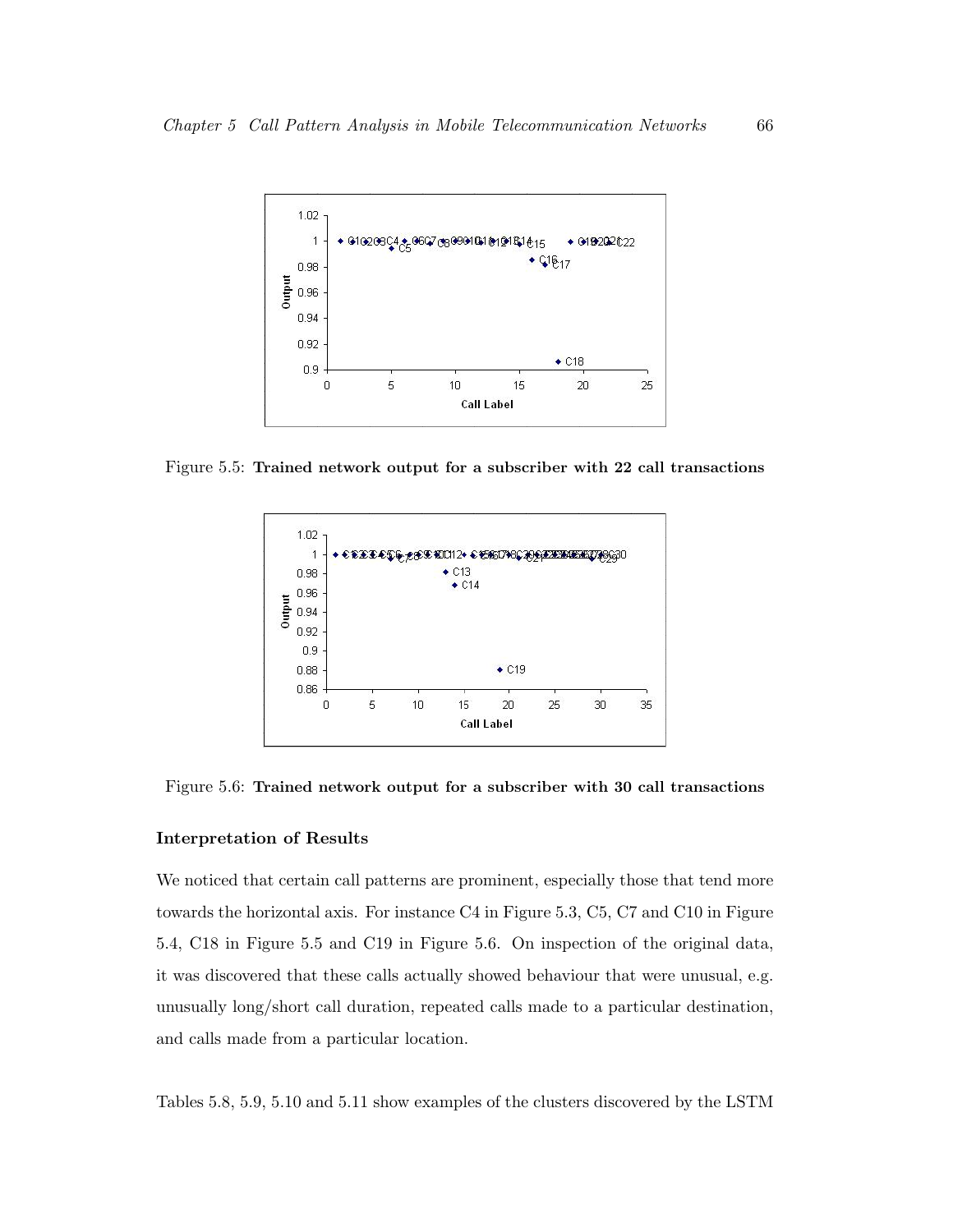Figure 5.5: **Trained network output for a subscriber with 22 call transactions**

Figure 5.6: **Trained network output for a subscriber with 30 call transactions**

**Interpretation of Results**

We noticed that certain call patterns are prominent, especially those that tend more towards the horizontal axis. For instance C4 in Figure 5.3, C5, C7 and C10 in Figure 5.4, C18 in Figure 5.5 and C19 in Figure 5.6. On inspection of the original data, it was discovered that these calls actually showed behaviour that were unusual, e.g. unusually long/short call duration, repeated calls made to a particular destination, and calls made from a particular location.

Tables 5.8, 5.9, 5.10 and 5.11 show examples of the clusters discovered by the LSTM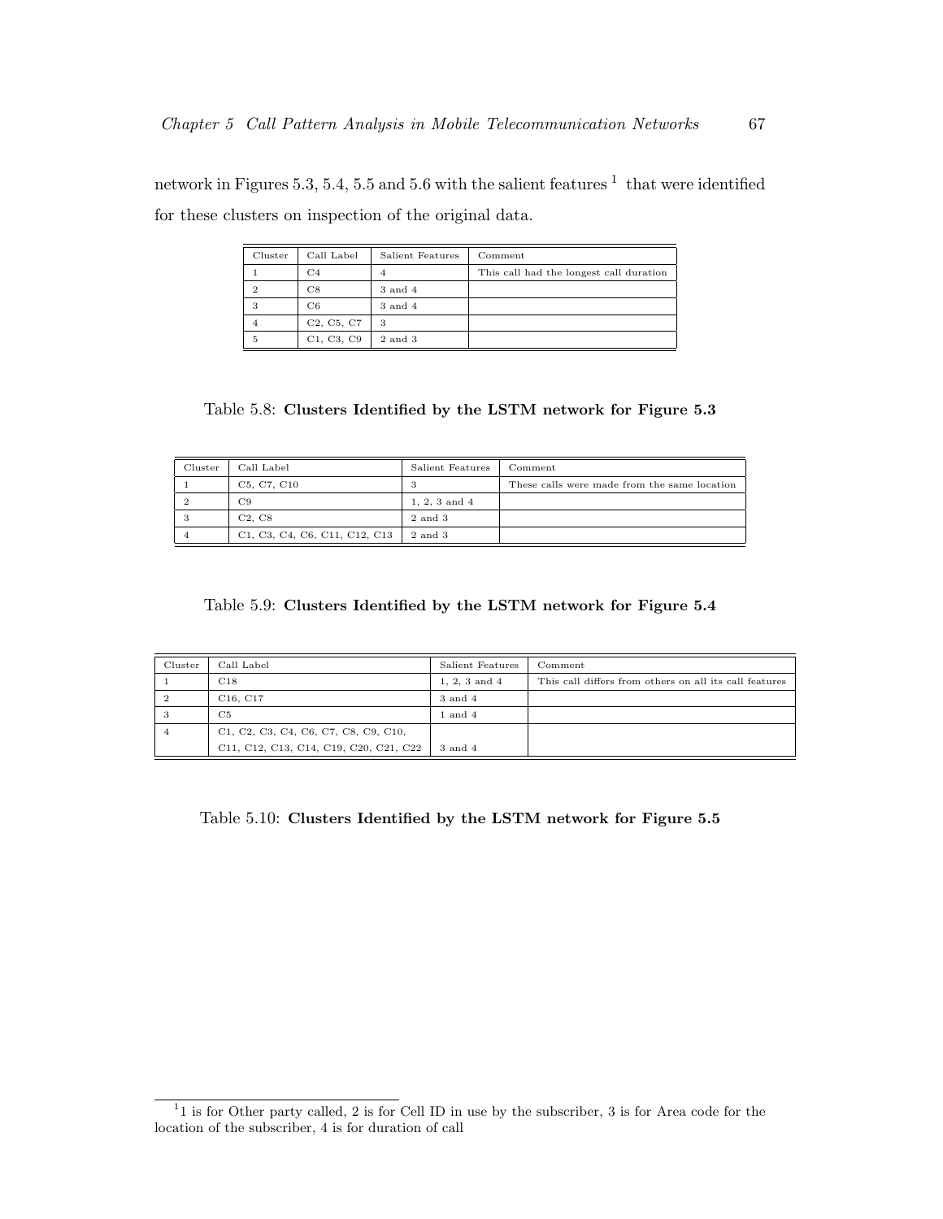network in Figures 5.3, 5.4, 5.5 and 5.6 with the salient features [1] that were identified for these clusters on inspection of the original data.

| Cluster | Call Label | Salient Features | Comment |
|---|---|---|---|
| 1 | C4 | 4 | This call had the longest call duration |
| 2 | C8 | 3 and 4 | |
| 3 | C6 | 3 and 4 | |
| 4 | C2, C5, C7 | 3 | |
| 5 | C1, C3, C9 | 2 and 3 | |

Table 5.8: **Clusters Identified by the LSTM network for Figure 5.3**

| Cluster | Call Label | Salient Features | Comment |
|---|---|---|---|
| 1 | C5, C7, C10 | 3 | These calls were made from the same location |
| 2 | C9 | 1, 2, 3 and 4 | |
| 3 | C2, C8 | 2 and 3 | |
| 4 | C1, C3, C4, C6, C11, C12, C13 | 2 and 3 | |

Table 5.9: **Clusters Identified by the LSTM network for Figure 5.4**

| Cluster | Call Label | Salient Features | Comment |
|---|---|---|---|
| 1 | C18 | 1, 2, 3 and 4 | This call differs from others on all its call features |
| 2 | C16, C17 | 3 and 4 | |
| 3 | C5 | 1 and 4 | |
| 4 | C1, C2, C3, C4, C6, C7, C8, C9, C10, C11, C12, C13, C14, C19, C20, C21, C22 | 3 and 4 | |

Table 5.10: **Clusters Identified by the LSTM network for Figure 5.5**

[1] 1 is for Other party called, 2 is for Cell ID in use by the subscriber, 3 is for Area code for the location of the subscriber, 4 is for duration of call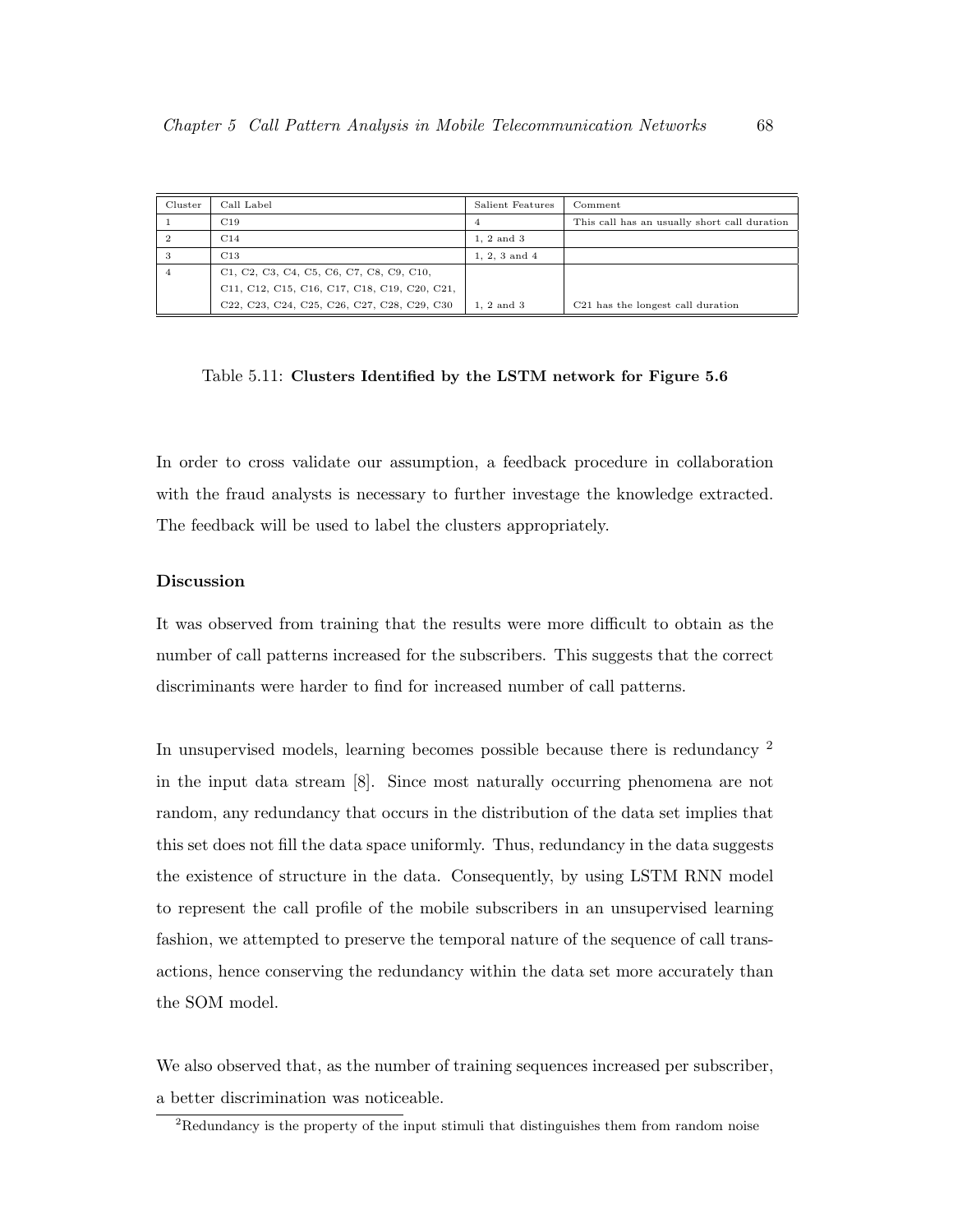| Cluster | Call Label | Salient Features | Comment |
|---|---|---|---|
| 1 | C19 | 4 | This call has an usually short call duration |
| 2 | C14 | 1, 2 and 3 | |
| 3 | C13 | 1, 2, 3 and 4 | |
| 4 | C1, C2, C3, C4, C5, C6, C7, C8, C9, C10, C11, C12, C15, C16, C17, C18, C19, C20, C21, C22, C23, C24, C25, C26, C27, C28, C29, C30 | 1, 2 and 3 | C21 has the longest call duration |

Table 5.11: **Clusters Identified by the LSTM network for Figure 5.6**

In order to cross validate our assumption, a feedback procedure in collaboration with the fraud analysts is necessary to further investage the knowledge extracted. The feedback will be used to label the clusters appropriately.

**Discussion**

It was observed from training that the results were more difficult to obtain as the number of call patterns increased for the subscribers. This suggests that the correct discriminants were harder to find for increased number of call patterns.

In unsupervised models, learning becomes possible because there is redundancy [2] in the input data stream [8]. Since most naturally occurring phenomena are not random, any redundancy that occurs in the distribution of the data set implies that this set does not fill the data space uniformly. Thus, redundancy in the data suggests the existence of structure in the data. Consequently, by using LSTM RNN model to represent the call profile of the mobile subscribers in an unsupervised learning fashion, we attempted to preserve the temporal nature of the sequence of call transactions, hence conserving the redundancy within the data set more accurately than the SOM model.

We also observed that, as the number of training sequences increased per subscriber, a better discrimination was noticeable.

[2] Redundancy is the property of the input stimuli that distinguishes them from random noise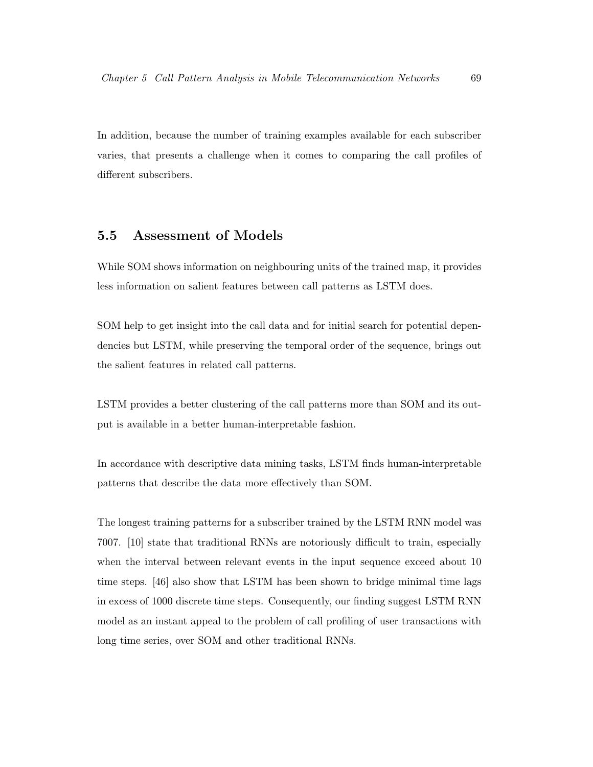In addition, because the number of training examples available for each subscriber varies, that presents a challenge when it comes to comparing the call profiles of different subscribers.

## 5.5 Assessment of Models

While SOM shows information on neighbouring units of the trained map, it provides less information on salient features between call patterns as LSTM does.

SOM help to get insight into the call data and for initial search for potential dependencies but LSTM, while preserving the temporal order of the sequence, brings out the salient features in related call patterns.

LSTM provides a better clustering of the call patterns more than SOM and its output is available in a better human-interpretable fashion.

In accordance with descriptive data mining tasks, LSTM finds human-interpretable patterns that describe the data more effectively than SOM.

The longest training patterns for a subscriber trained by the LSTM RNN model was 7007. [10] state that traditional RNNs are notoriously difficult to train, especially when the interval between relevant events in the input sequence exceed about 10 time steps. [46] also show that LSTM has been shown to bridge minimal time lags in excess of 1000 discrete time steps. Consequently, our finding suggest LSTM RNN model as an instant appeal to the problem of call profiling of user transactions with long time series, over SOM and other traditional RNNs.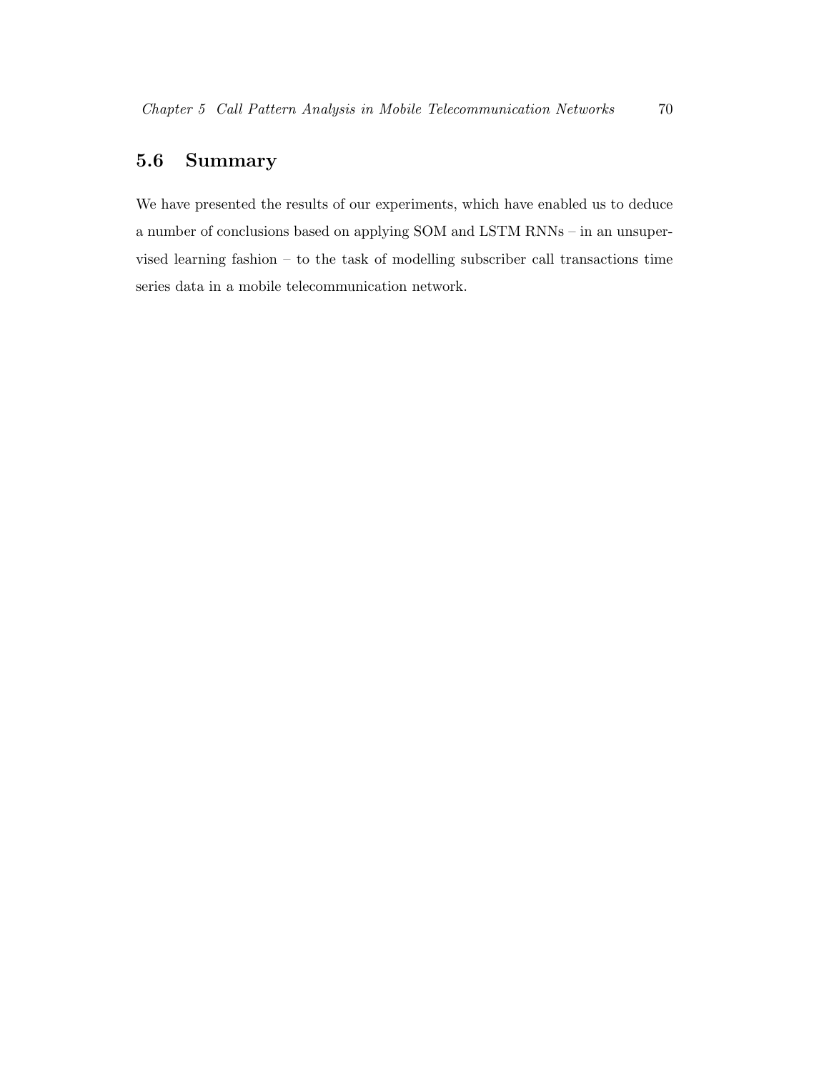## 5.6 Summary

We have presented the results of our experiments, which have enabled us to deduce a number of conclusions based on applying SOM and LSTM RNNs – in an unsupervised learning fashion – to the task of modelling subscriber call transactions time series data in a mobile telecommunication network.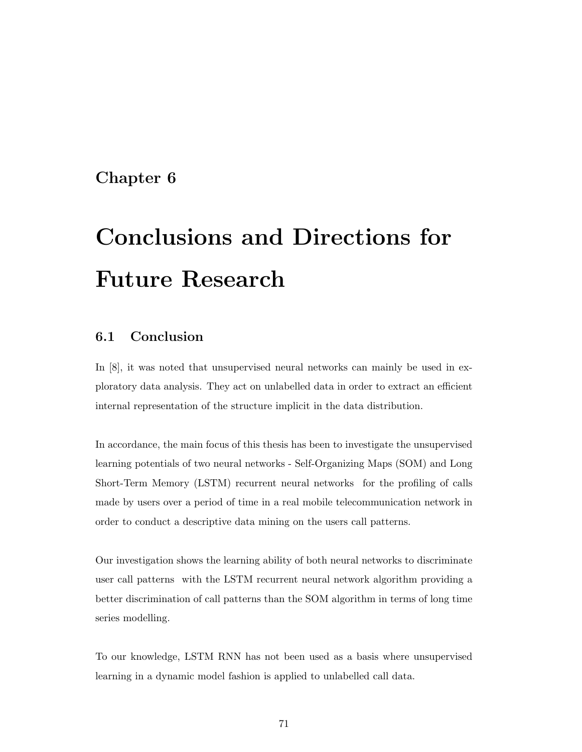# Chapter 6

# Conclusions and Directions for Future Research

## 6.1 Conclusion

In [8], it was noted that unsupervised neural networks can mainly be used in exploratory data analysis. They act on unlabelled data in order to extract an efficient internal representation of the structure implicit in the data distribution.

In accordance, the main focus of this thesis has been to investigate the unsupervised learning potentials of two neural networks - Self-Organizing Maps (SOM) and Long Short-Term Memory (LSTM) recurrent neural networks for the profiling of calls made by users over a period of time in a real mobile telecommunication network in order to conduct a descriptive data mining on the users call patterns.

Our investigation shows the learning ability of both neural networks to discriminate user call patterns with the LSTM recurrent neural network algorithm providing a better discrimination of call patterns than the SOM algorithm in terms of long time series modelling.

To our knowledge, LSTM RNN has not been used as a basis where unsupervised learning in a dynamic model fashion is applied to unlabelled call data.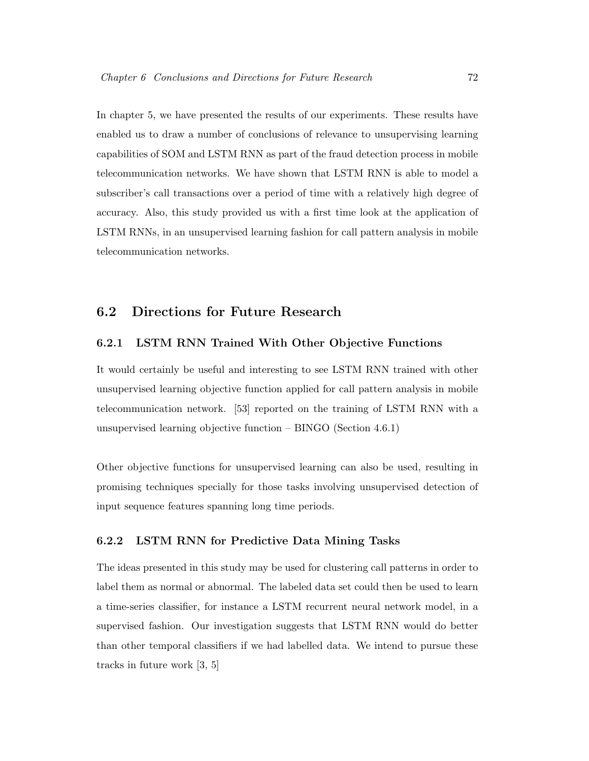In chapter 5, we have presented the results of our experiments. These results have enabled us to draw a number of conclusions of relevance to unsupervising learning capabilities of SOM and LSTM RNN as part of the fraud detection process in mobile telecommunication networks. We have shown that LSTM RNN is able to model a subscriber's call transactions over a period of time with a relatively high degree of accuracy. Also, this study provided us with a first time look at the application of LSTM RNNs, in an unsupervised learning fashion for call pattern analysis in mobile telecommunication networks.

## 6.2 Directions for Future Research

### 6.2.1 LSTM RNN Trained With Other Objective Functions

It would certainly be useful and interesting to see LSTM RNN trained with other unsupervised learning objective function applied for call pattern analysis in mobile telecommunication network. [53] reported on the training of LSTM RNN with a unsupervised learning objective function – BINGO (Section 4.6.1)

Other objective functions for unsupervised learning can also be used, resulting in promising techniques specially for those tasks involving unsupervised detection of input sequence features spanning long time periods.

### 6.2.2 LSTM RNN for Predictive Data Mining Tasks

The ideas presented in this study may be used for clustering call patterns in order to label them as normal or abnormal. The labeled data set could then be used to learn a time-series classifier, for instance a LSTM recurrent neural network model, in a supervised fashion. Our investigation suggests that LSTM RNN would do better than other temporal classifiers if we had labelled data. We intend to pursue these tracks in future work [3, 5]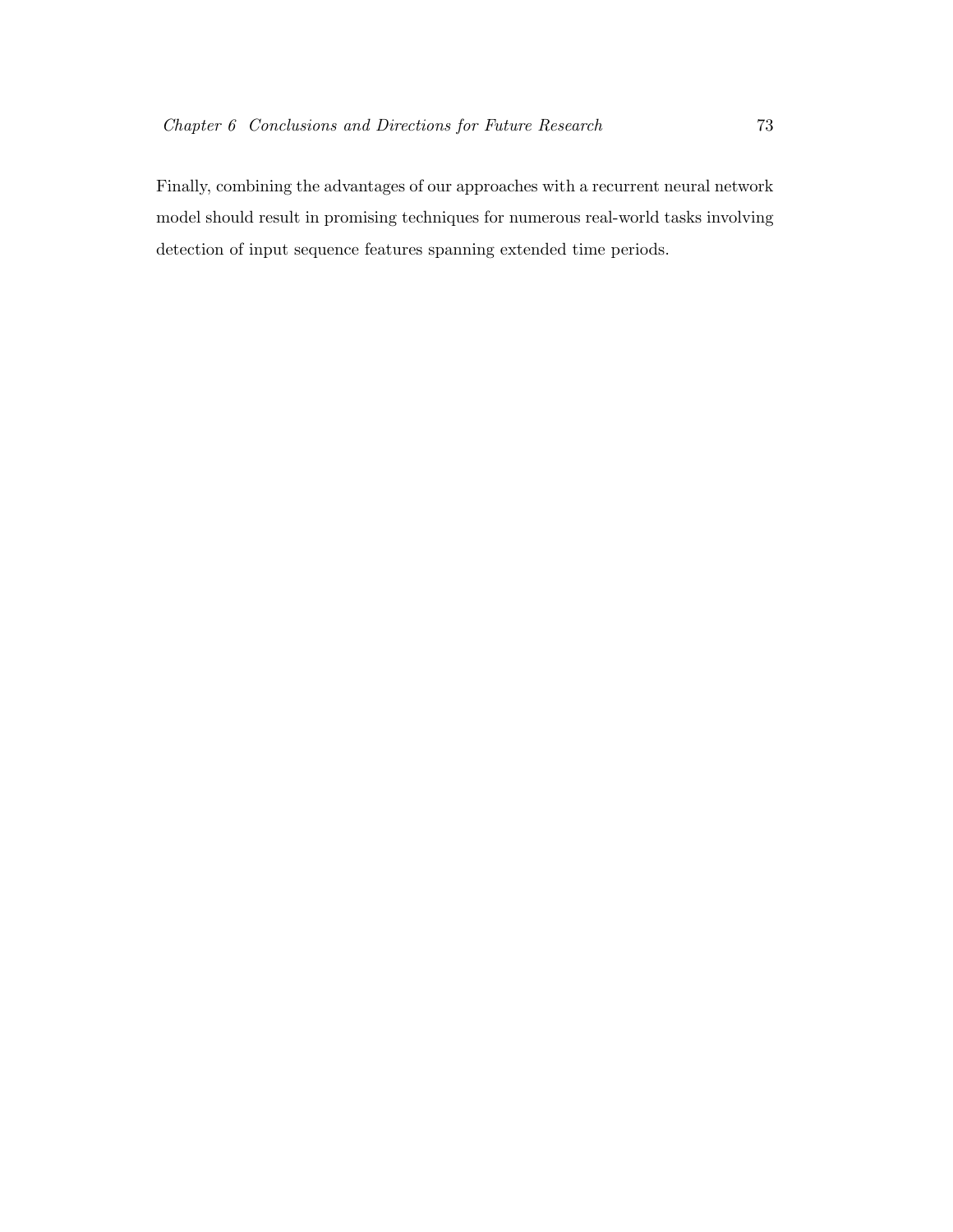Finally, combining the advantages of our approaches with a recurrent neural network model should result in promising techniques for numerous real-world tasks involving detection of input sequence features spanning extended time periods.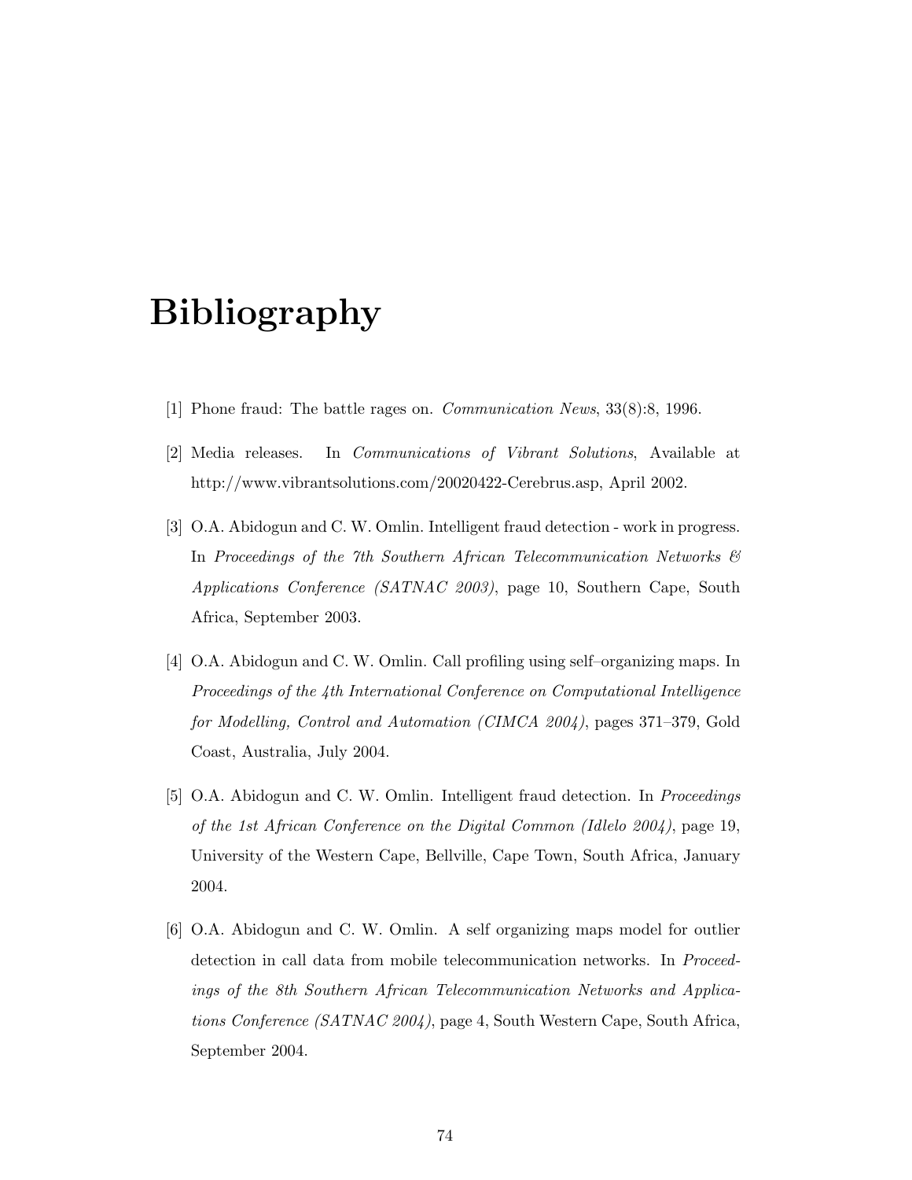# Bibliography

[1] Phone fraud: The battle rages on. *Communication News*, 33(8):8, 1996.

[2] Media releases. In *Communications of Vibrant Solutions*, Available at http://www.vibrantsolutions.com/20020422-Cerebrus.asp, April 2002.

[3] O.A. Abidogun and C. W. Omlin. Intelligent fraud detection - work in progress. In *Proceedings of the 7th Southern African Telecommunication Networks & Applications Conference (SATNAC 2003)*, page 10, Southern Cape, South Africa, September 2003.

[4] O.A. Abidogun and C. W. Omlin. Call profiling using self–organizing maps. In *Proceedings of the 4th International Conference on Computational Intelligence for Modelling, Control and Automation (CIMCA 2004)*, pages 371–379, Gold Coast, Australia, July 2004.

[5] O.A. Abidogun and C. W. Omlin. Intelligent fraud detection. In *Proceedings of the 1st African Conference on the Digital Common (Idlelo 2004)*, page 19, University of the Western Cape, Bellville, Cape Town, South Africa, January 2004.

[6] O.A. Abidogun and C. W. Omlin. A self organizing maps model for outlier detection in call data from mobile telecommunication networks. In *Proceedings of the 8th Southern African Telecommunication Networks and Applications Conference (SATNAC 2004)*, page 4, South Western Cape, South Africa, September 2004.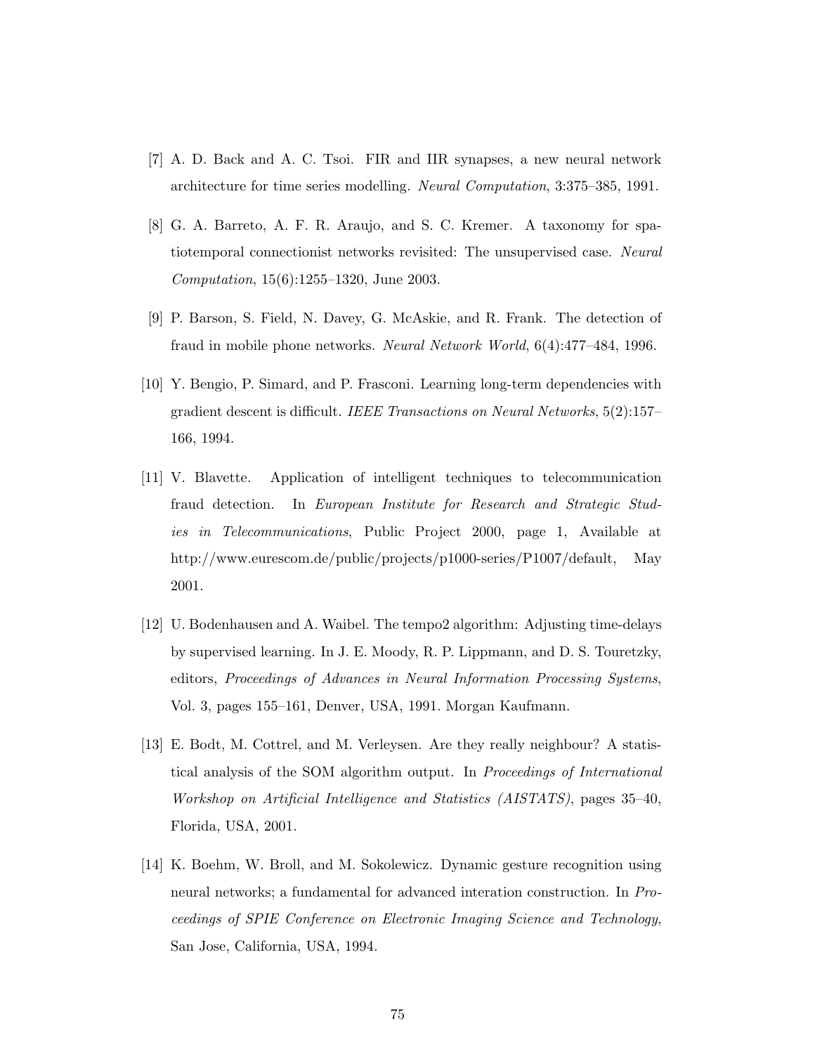[7] A. D. Back and A. C. Tsoi. FIR and IIR synapses, a new neural network architecture for time series modelling. *Neural Computation*, 3:375–385, 1991.

[8] G. A. Barreto, A. F. R. Araujo, and S. C. Kremer. A taxonomy for spatiotemporal connectionist networks revisited: The unsupervised case. *Neural Computation*, 15(6):1255–1320, June 2003.

[9] P. Barson, S. Field, N. Davey, G. McAskie, and R. Frank. The detection of fraud in mobile phone networks. *Neural Network World*, 6(4):477–484, 1996.

[10] Y. Bengio, P. Simard, and P. Frasconi. Learning long-term dependencies with gradient descent is difficult. *IEEE Transactions on Neural Networks*, 5(2):157–166, 1994.

[11] V. Blavette. Application of intelligent techniques to telecommunication fraud detection. In *European Institute for Research and Strategic Studies in Telecommunications*, Public Project 2000, page 1, Available at http://www.eurescom.de/public/projects/p1000-series/P1007/default, May 2001.

[12] U. Bodenhausen and A. Waibel. The tempo2 algorithm: Adjusting time-delays by supervised learning. In J. E. Moody, R. P. Lippmann, and D. S. Touretzky, editors, *Proceedings of Advances in Neural Information Processing Systems*, Vol. 3, pages 155–161, Denver, USA, 1991. Morgan Kaufmann.

[13] E. Bodt, M. Cottrel, and M. Verleysen. Are they really neighbour? A statistical analysis of the SOM algorithm output. In *Proceedings of International Workshop on Artificial Intelligence and Statistics (AISTATS)*, pages 35–40, Florida, USA, 2001.

[14] K. Boehm, W. Broll, and M. Sokolewicz. Dynamic gesture recognition using neural networks; a fundamental for advanced interation construction. In *Proceedings of SPIE Conference on Electronic Imaging Science and Technology*, San Jose, California, USA, 1994.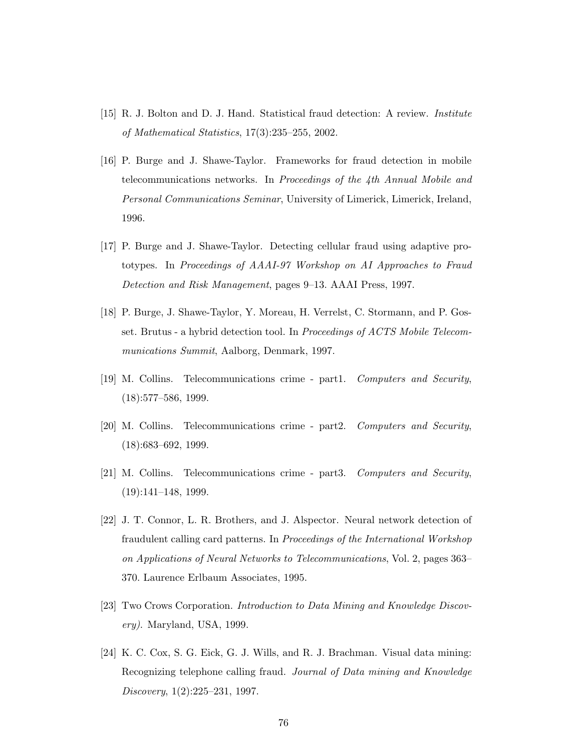[15] R. J. Bolton and D. J. Hand. Statistical fraud detection: A review. *Institute of Mathematical Statistics*, 17(3):235–255, 2002.

[16] P. Burge and J. Shawe-Taylor. Frameworks for fraud detection in mobile telecommunications networks. In *Proceedings of the 4th Annual Mobile and Personal Communications Seminar*, University of Limerick, Limerick, Ireland, 1996.

[17] P. Burge and J. Shawe-Taylor. Detecting cellular fraud using adaptive prototypes. In *Proceedings of AAAI-97 Workshop on AI Approaches to Fraud Detection and Risk Management*, pages 9–13. AAAI Press, 1997.

[18] P. Burge, J. Shawe-Taylor, Y. Moreau, H. Verrelst, C. Stormann, and P. Gosset. Brutus - a hybrid detection tool. In *Proceedings of ACTS Mobile Telecommunications Summit*, Aalborg, Denmark, 1997.

[19] M. Collins. Telecommunications crime - part1. *Computers and Security*, (18):577–586, 1999.

[20] M. Collins. Telecommunications crime - part2. *Computers and Security*, (18):683–692, 1999.

[21] M. Collins. Telecommunications crime - part3. *Computers and Security*, (19):141–148, 1999.

[22] J. T. Connor, L. R. Brothers, and J. Alspector. Neural network detection of fraudulent calling card patterns. In *Proceedings of the International Workshop on Applications of Neural Networks to Telecommunications*, Vol. 2, pages 363–370. Laurence Erlbaum Associates, 1995.

[23] Two Crows Corporation. *Introduction to Data Mining and Knowledge Discovery)*. Maryland, USA, 1999.

[24] K. C. Cox, S. G. Eick, G. J. Wills, and R. J. Brachman. Visual data mining: Recognizing telephone calling fraud. *Journal of Data mining and Knowledge Discovery*, 1(2):225–231, 1997.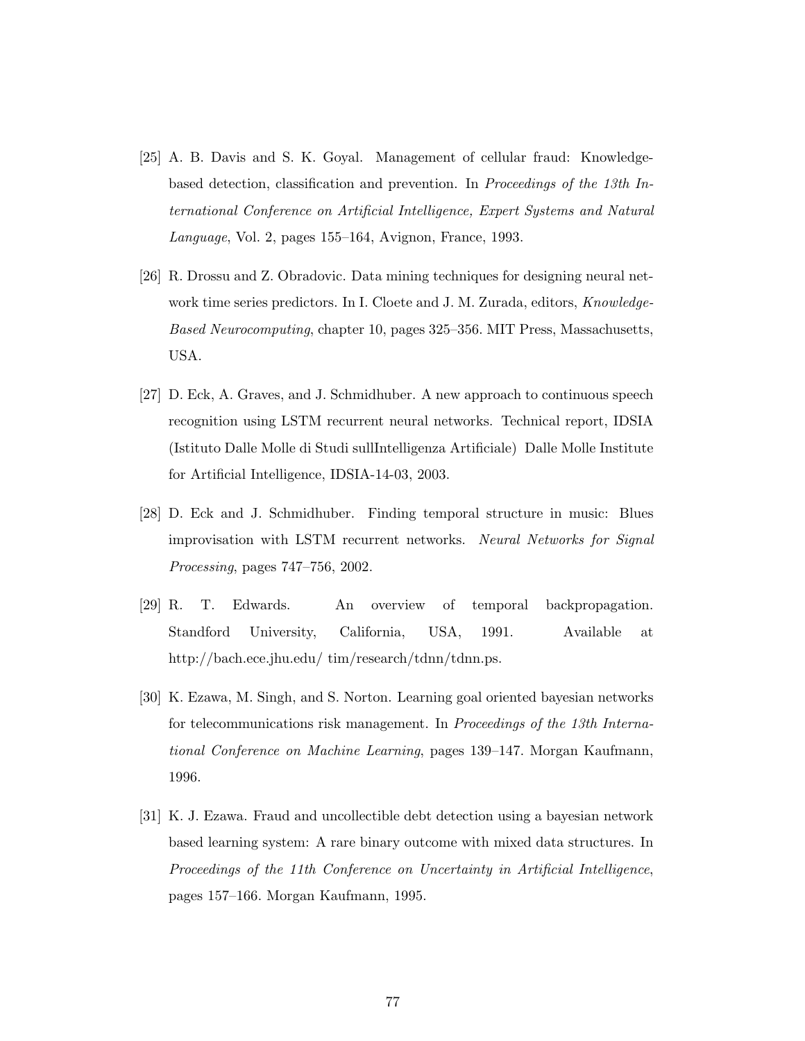[25] A. B. Davis and S. K. Goyal. Management of cellular fraud: Knowledge-based detection, classification and prevention. In *Proceedings of the 13th International Conference on Artificial Intelligence, Expert Systems and Natural Language*, Vol. 2, pages 155–164, Avignon, France, 1993.

[26] R. Drossu and Z. Obradovic. Data mining techniques for designing neural network time series predictors. In I. Cloete and J. M. Zurada, editors, *Knowledge-Based Neurocomputing*, chapter 10, pages 325–356. MIT Press, Massachusetts, USA.

[27] D. Eck, A. Graves, and J. Schmidhuber. A new approach to continuous speech recognition using LSTM recurrent neural networks. Technical report, IDSIA (Istituto Dalle Molle di Studi sullIntelligenza Artificiale) Dalle Molle Institute for Artificial Intelligence, IDSIA-14-03, 2003.

[28] D. Eck and J. Schmidhuber. Finding temporal structure in music: Blues improvisation with LSTM recurrent networks. *Neural Networks for Signal Processing*, pages 747–756, 2002.

[29] R. T. Edwards. An overview of temporal backpropagation. Standford University, California, USA, 1991. Available at http://bach.ece.jhu.edu/ tim/research/tdnn/tdnn.ps.

[30] K. Ezawa, M. Singh, and S. Norton. Learning goal oriented bayesian networks for telecommunications risk management. In *Proceedings of the 13th International Conference on Machine Learning*, pages 139–147. Morgan Kaufmann, 1996.

[31] K. J. Ezawa. Fraud and uncollectible debt detection using a bayesian network based learning system: A rare binary outcome with mixed data structures. In *Proceedings of the 11th Conference on Uncertainty in Artificial Intelligence*, pages 157–166. Morgan Kaufmann, 1995.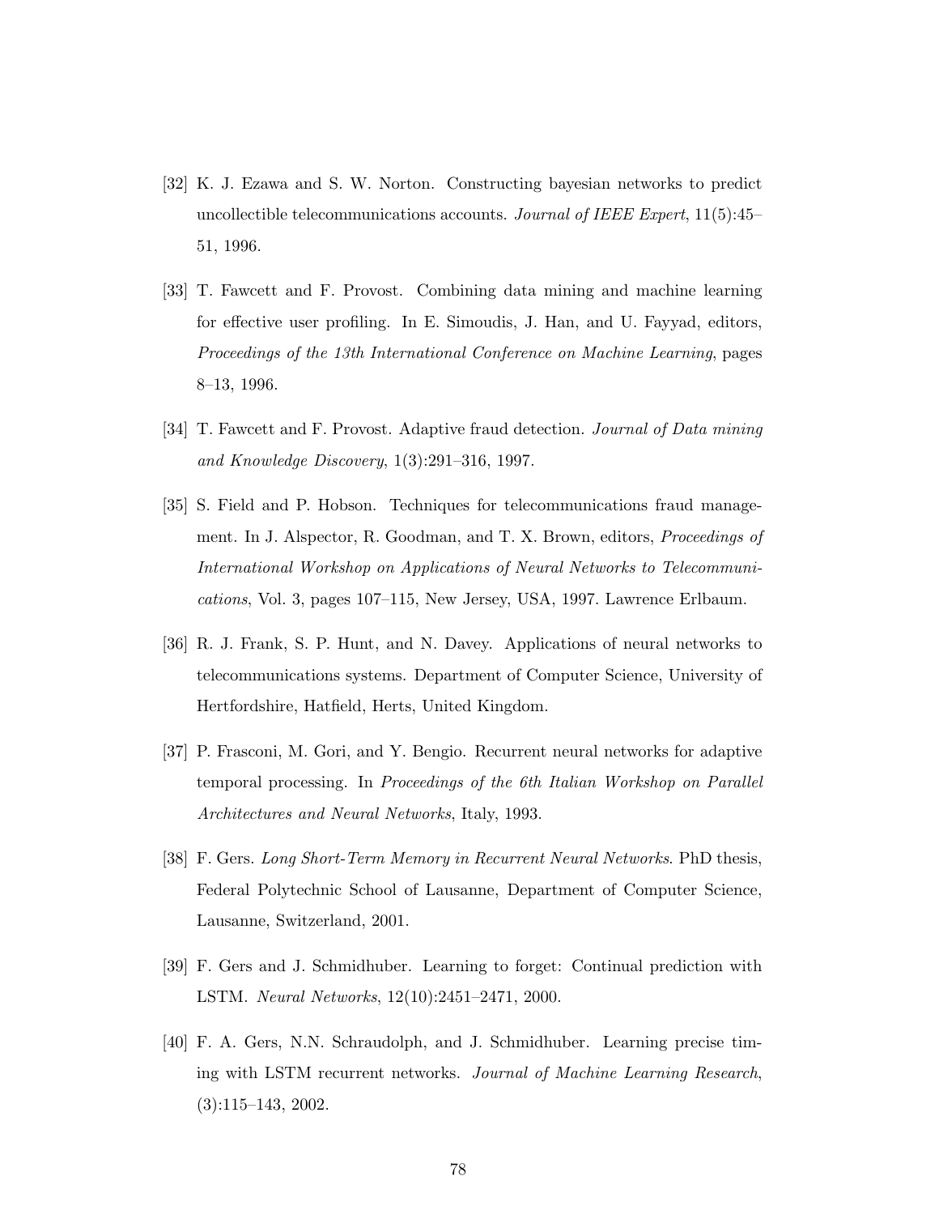[32] K. J. Ezawa and S. W. Norton. Constructing bayesian networks to predict uncollectible telecommunications accounts. *Journal of IEEE Expert*, 11(5):45–51, 1996.

[33] T. Fawcett and F. Provost. Combining data mining and machine learning for effective user profiling. In E. Simoudis, J. Han, and U. Fayyad, editors, *Proceedings of the 13th International Conference on Machine Learning*, pages 8–13, 1996.

[34] T. Fawcett and F. Provost. Adaptive fraud detection. *Journal of Data mining and Knowledge Discovery*, 1(3):291–316, 1997.

[35] S. Field and P. Hobson. Techniques for telecommunications fraud management. In J. Alspector, R. Goodman, and T. X. Brown, editors, *Proceedings of International Workshop on Applications of Neural Networks to Telecommunications*, Vol. 3, pages 107–115, New Jersey, USA, 1997. Lawrence Erlbaum.

[36] R. J. Frank, S. P. Hunt, and N. Davey. Applications of neural networks to telecommunications systems. Department of Computer Science, University of Hertfordshire, Hatfield, Herts, United Kingdom.

[37] P. Frasconi, M. Gori, and Y. Bengio. Recurrent neural networks for adaptive temporal processing. In *Proceedings of the 6th Italian Workshop on Parallel Architectures and Neural Networks*, Italy, 1993.

[38] F. Gers. *Long Short-Term Memory in Recurrent Neural Networks*. PhD thesis, Federal Polytechnic School of Lausanne, Department of Computer Science, Lausanne, Switzerland, 2001.

[39] F. Gers and J. Schmidhuber. Learning to forget: Continual prediction with LSTM. *Neural Networks*, 12(10):2451–2471, 2000.

[40] F. A. Gers, N.N. Schraudolph, and J. Schmidhuber. Learning precise timing with LSTM recurrent networks. *Journal of Machine Learning Research*, (3):115–143, 2002.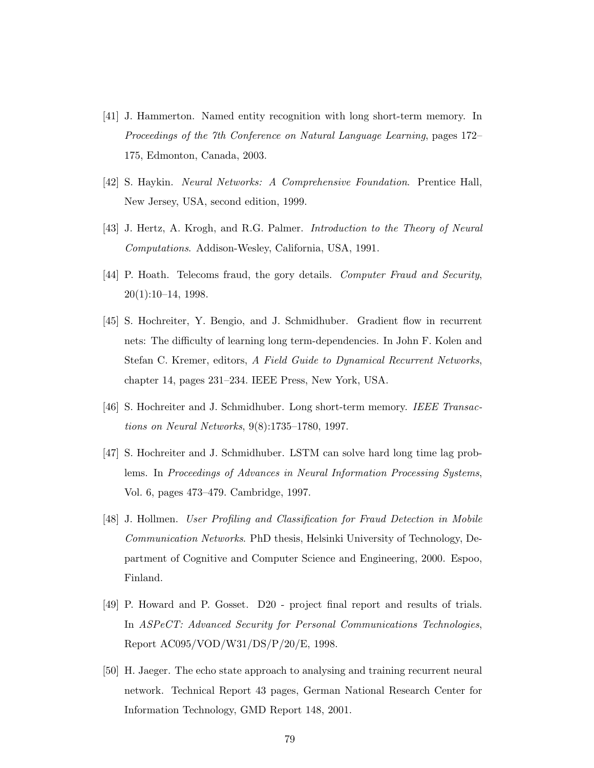[41] J. Hammerton. Named entity recognition with long short-term memory. In *Proceedings of the 7th Conference on Natural Language Learning*, pages 172–175, Edmonton, Canada, 2003.

[42] S. Haykin. *Neural Networks: A Comprehensive Foundation*. Prentice Hall, New Jersey, USA, second edition, 1999.

[43] J. Hertz, A. Krogh, and R.G. Palmer. *Introduction to the Theory of Neural Computations*. Addison-Wesley, California, USA, 1991.

[44] P. Hoath. Telecoms fraud, the gory details. *Computer Fraud and Security*, 20(1):10–14, 1998.

[45] S. Hochreiter, Y. Bengio, and J. Schmidhuber. Gradient flow in recurrent nets: The difficulty of learning long term-dependencies. In John F. Kolen and Stefan C. Kremer, editors, *A Field Guide to Dynamical Recurrent Networks*, chapter 14, pages 231–234. IEEE Press, New York, USA.

[46] S. Hochreiter and J. Schmidhuber. Long short-term memory. *IEEE Transactions on Neural Networks*, 9(8):1735–1780, 1997.

[47] S. Hochreiter and J. Schmidhuber. LSTM can solve hard long time lag problems. In *Proceedings of Advances in Neural Information Processing Systems*, Vol. 6, pages 473–479. Cambridge, 1997.

[48] J. Hollmen. *User Profiling and Classification for Fraud Detection in Mobile Communication Networks*. PhD thesis, Helsinki University of Technology, Department of Cognitive and Computer Science and Engineering, 2000. Espoo, Finland.

[49] P. Howard and P. Gosset. D20 - project final report and results of trials. In *ASPeCT: Advanced Security for Personal Communications Technologies*, Report AC095/VOD/W31/DS/P/20/E, 1998.

[50] H. Jaeger. The echo state approach to analysing and training recurrent neural network. Technical Report 43 pages, German National Research Center for Information Technology, GMD Report 148, 2001.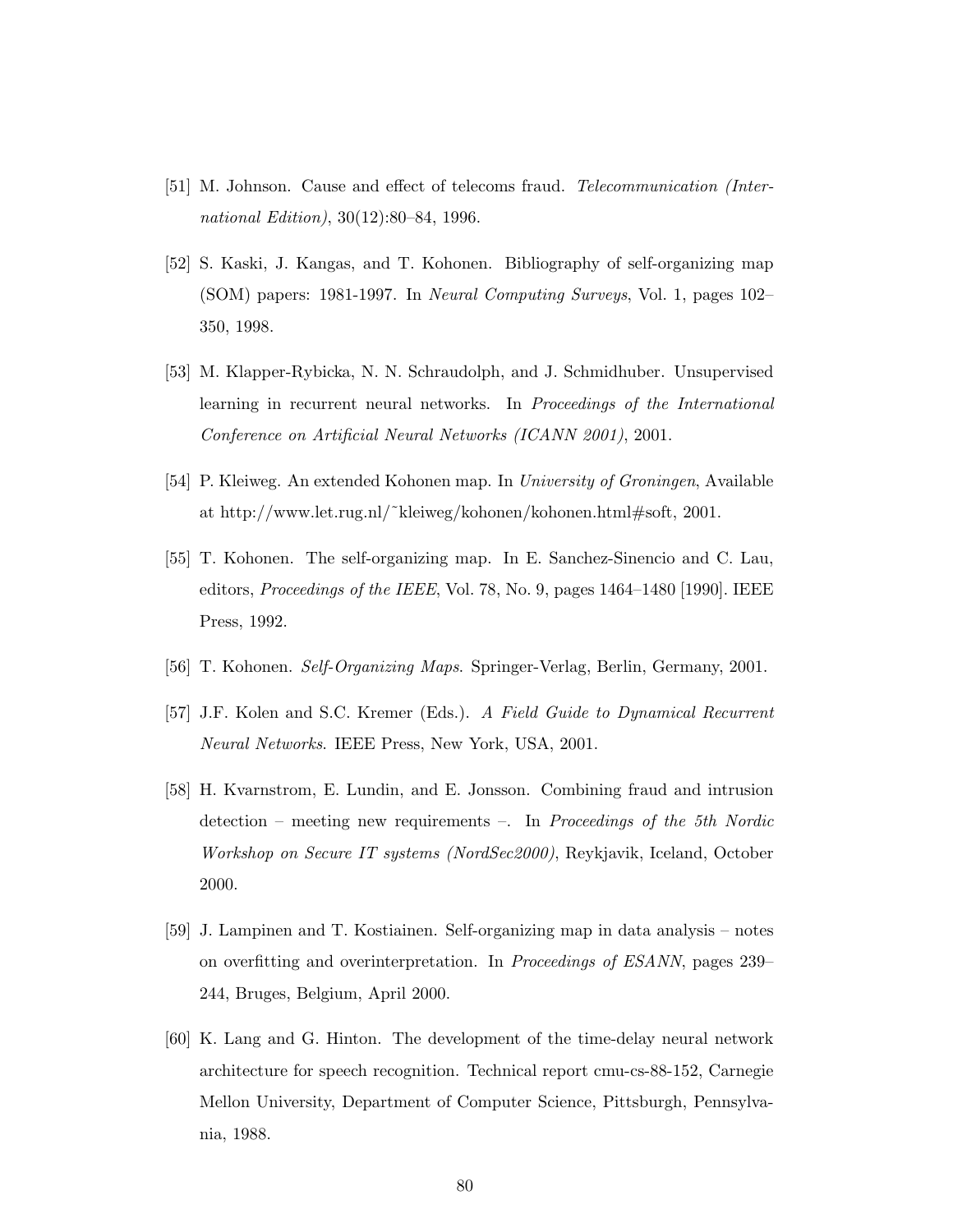[51] M. Johnson. Cause and effect of telecoms fraud. *Telecommunication (International Edition)*, 30(12):80–84, 1996.

[52] S. Kaski, J. Kangas, and T. Kohonen. Bibliography of self-organizing map (SOM) papers: 1981-1997. In *Neural Computing Surveys*, Vol. 1, pages 102–350, 1998.

[53] M. Klapper-Rybicka, N. N. Schraudolph, and J. Schmidhuber. Unsupervised learning in recurrent neural networks. In *Proceedings of the International Conference on Artificial Neural Networks (ICANN 2001)*, 2001.

[54] P. Kleiweg. An extended Kohonen map. In *University of Groningen*, Available at http://www.let.rug.nl/~kleiweg/kohonen/kohonen.html#soft, 2001.

[55] T. Kohonen. The self-organizing map. In E. Sanchez-Sinencio and C. Lau, editors, *Proceedings of the IEEE*, Vol. 78, No. 9, pages 1464–1480 [1990]. IEEE Press, 1992.

[56] T. Kohonen. *Self-Organizing Maps*. Springer-Verlag, Berlin, Germany, 2001.

[57] J.F. Kolen and S.C. Kremer (Eds.). *A Field Guide to Dynamical Recurrent Neural Networks*. IEEE Press, New York, USA, 2001.

[58] H. Kvarnstrom, E. Lundin, and E. Jonsson. Combining fraud and intrusion detection – meeting new requirements –. In *Proceedings of the 5th Nordic Workshop on Secure IT systems (NordSec2000)*, Reykjavik, Iceland, October 2000.

[59] J. Lampinen and T. Kostiainen. Self-organizing map in data analysis – notes on overfitting and overinterpretation. In *Proceedings of ESANN*, pages 239–244, Bruges, Belgium, April 2000.

[60] K. Lang and G. Hinton. The development of the time-delay neural network architecture for speech recognition. Technical report cmu-cs-88-152, Carnegie Mellon University, Department of Computer Science, Pittsburgh, Pennsylvania, 1988.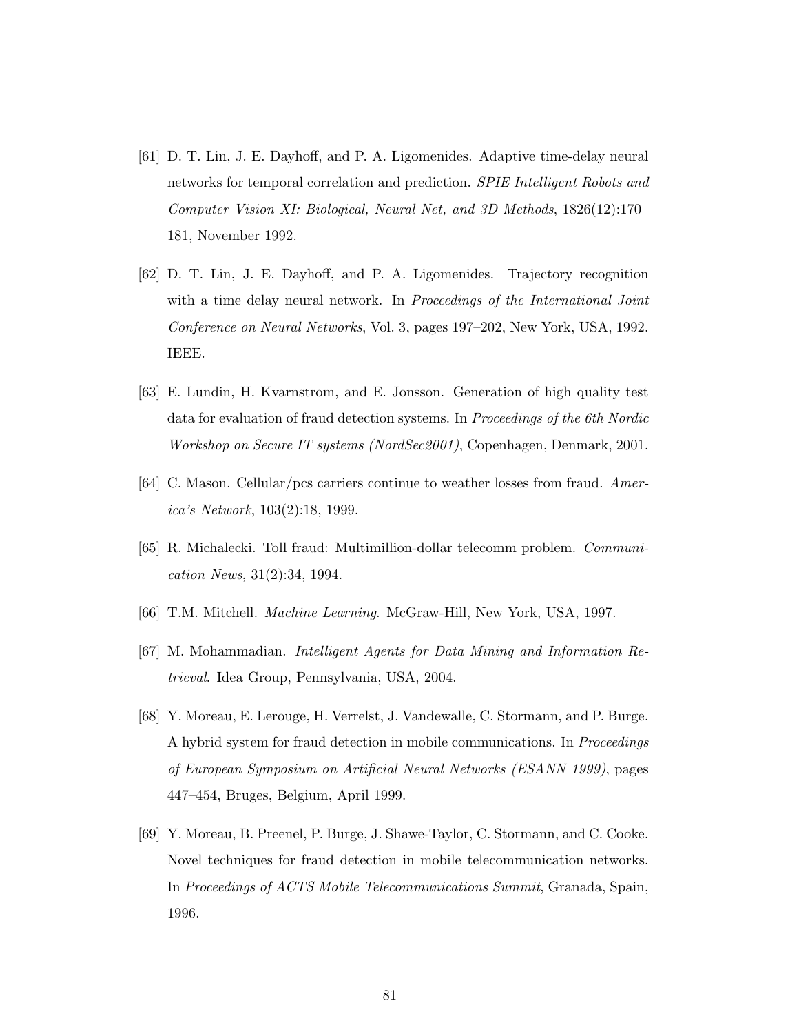[61] D. T. Lin, J. E. Dayhoff, and P. A. Ligomenides. Adaptive time-delay neural networks for temporal correlation and prediction. *SPIE Intelligent Robots and Computer Vision XI: Biological, Neural Net, and 3D Methods*, 1826(12):170–181, November 1992.

[62] D. T. Lin, J. E. Dayhoff, and P. A. Ligomenides. Trajectory recognition with a time delay neural network. In *Proceedings of the International Joint Conference on Neural Networks*, Vol. 3, pages 197–202, New York, USA, 1992. IEEE.

[63] E. Lundin, H. Kvarnstrom, and E. Jonsson. Generation of high quality test data for evaluation of fraud detection systems. In *Proceedings of the 6th Nordic Workshop on Secure IT systems (NordSec2001)*, Copenhagen, Denmark, 2001.

[64] C. Mason. Cellular/pcs carriers continue to weather losses from fraud. *America's Network*, 103(2):18, 1999.

[65] R. Michalecki. Toll fraud: Multimillion-dollar telecomm problem. *Communication News*, 31(2):34, 1994.

[66] T.M. Mitchell. *Machine Learning*. McGraw-Hill, New York, USA, 1997.

[67] M. Mohammadian. *Intelligent Agents for Data Mining and Information Retrieval*. Idea Group, Pennsylvania, USA, 2004.

[68] Y. Moreau, E. Lerouge, H. Verrelst, J. Vandewalle, C. Stormann, and P. Burge. A hybrid system for fraud detection in mobile communications. In *Proceedings of European Symposium on Artificial Neural Networks (ESANN 1999)*, pages 447–454, Bruges, Belgium, April 1999.

[69] Y. Moreau, B. Preenel, P. Burge, J. Shawe-Taylor, C. Stormann, and C. Cooke. Novel techniques for fraud detection in mobile telecommunication networks. In *Proceedings of ACTS Mobile Telecommunications Summit*, Granada, Spain, 1996.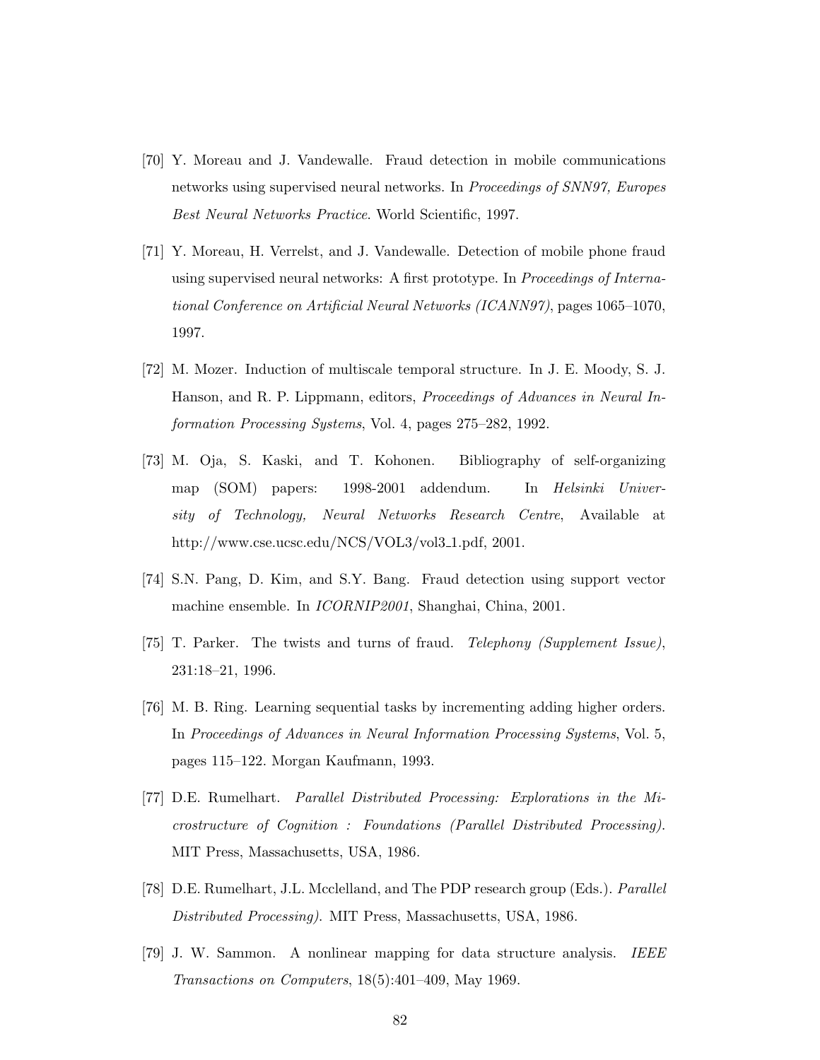[70] Y. Moreau and J. Vandewalle. Fraud detection in mobile communications networks using supervised neural networks. In *Proceedings of SNN97, Europes Best Neural Networks Practice*. World Scientific, 1997.

[71] Y. Moreau, H. Verrelst, and J. Vandewalle. Detection of mobile phone fraud using supervised neural networks: A first prototype. In *Proceedings of International Conference on Artificial Neural Networks (ICANN97)*, pages 1065–1070, 1997.

[72] M. Mozer. Induction of multiscale temporal structure. In J. E. Moody, S. J. Hanson, and R. P. Lippmann, editors, *Proceedings of Advances in Neural Information Processing Systems*, Vol. 4, pages 275–282, 1992.

[73] M. Oja, S. Kaski, and T. Kohonen. Bibliography of self-organizing map (SOM) papers: 1998-2001 addendum. In *Helsinki University of Technology, Neural Networks Research Centre*, Available at http://www.cse.ucsc.edu/NCS/VOL3/vol3_1.pdf, 2001.

[74] S.N. Pang, D. Kim, and S.Y. Bang. Fraud detection using support vector machine ensemble. In *ICORNIP2001*, Shanghai, China, 2001.

[75] T. Parker. The twists and turns of fraud. *Telephony (Supplement Issue)*, 231:18–21, 1996.

[76] M. B. Ring. Learning sequential tasks by incrementing adding higher orders. In *Proceedings of Advances in Neural Information Processing Systems*, Vol. 5, pages 115–122. Morgan Kaufmann, 1993.

[77] D.E. Rumelhart. *Parallel Distributed Processing: Explorations in the Microstructure of Cognition : Foundations (Parallel Distributed Processing)*. MIT Press, Massachusetts, USA, 1986.

[78] D.E. Rumelhart, J.L. Mcclelland, and The PDP research group (Eds.). *Parallel Distributed Processing)*. MIT Press, Massachusetts, USA, 1986.

[79] J. W. Sammon. A nonlinear mapping for data structure analysis. *IEEE Transactions on Computers*, 18(5):401–409, May 1969.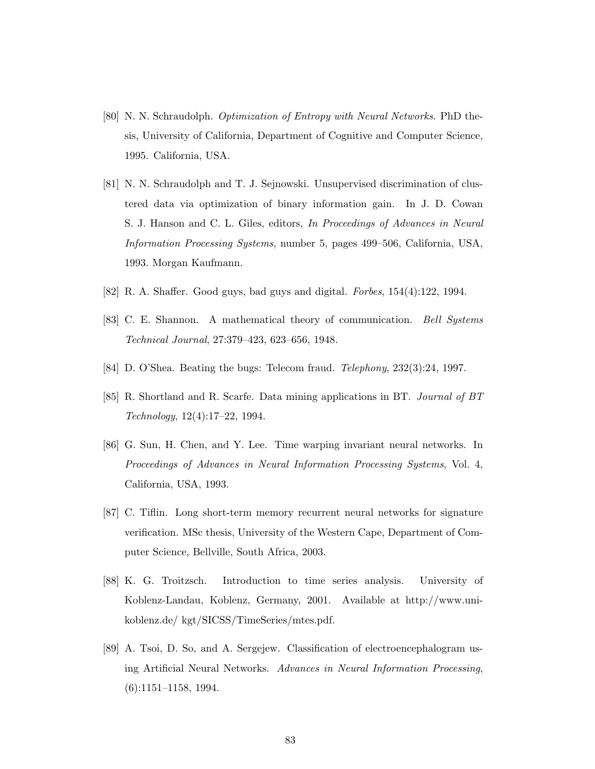[80] N. N. Schraudolph. *Optimization of Entropy with Neural Networks*. PhD thesis, University of California, Department of Cognitive and Computer Science, 1995. California, USA.

[81] N. N. Schraudolph and T. J. Sejnowski. Unsupervised discrimination of clustered data via optimization of binary information gain. In J. D. Cowan S. J. Hanson and C. L. Giles, editors, *In Proceedings of Advances in Neural Information Processing Systems*, number 5, pages 499–506, California, USA, 1993. Morgan Kaufmann.

[82] R. A. Shaffer. Good guys, bad guys and digital. *Forbes*, 154(4):122, 1994.

[83] C. E. Shannon. A mathematical theory of communication. *Bell Systems Technical Journal*, 27:379–423, 623–656, 1948.

[84] D. O'Shea. Beating the bugs: Telecom fraud. *Telephony*, 232(3):24, 1997.

[85] R. Shortland and R. Scarfe. Data mining applications in BT. *Journal of BT Technology*, 12(4):17–22, 1994.

[86] G. Sun, H. Chen, and Y. Lee. Time warping invariant neural networks. In *Proceedings of Advances in Neural Information Processing Systems*, Vol. 4, California, USA, 1993.

[87] C. Tiflin. Long short-term memory recurrent neural networks for signature verification. MSc thesis, University of the Western Cape, Department of Computer Science, Bellville, South Africa, 2003.

[88] K. G. Troitzsch. Introduction to time series analysis. University of Koblenz-Landau, Koblenz, Germany, 2001. Available at http://www.uni-koblenz.de/ kgt/SICSS/TimeSeries/mtes.pdf.

[89] A. Tsoi, D. So, and A. Sergejew. Classification of electroencephalogram using Artificial Neural Networks. *Advances in Neural Information Processing*, (6):1151–1158, 1994.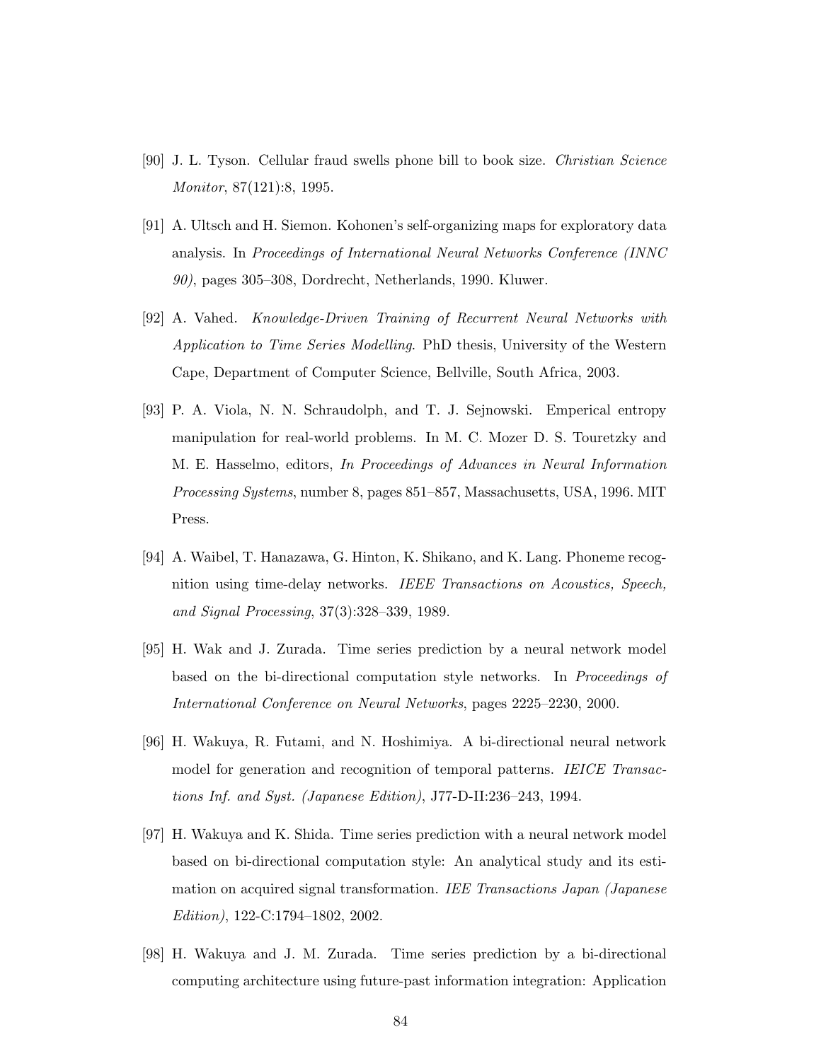[90] J. L. Tyson. Cellular fraud swells phone bill to book size. *Christian Science Monitor*, 87(121):8, 1995.

[91] A. Ultsch and H. Siemon. Kohonen's self-organizing maps for exploratory data analysis. In *Proceedings of International Neural Networks Conference (INNC 90)*, pages 305–308, Dordrecht, Netherlands, 1990. Kluwer.

[92] A. Vahed. *Knowledge-Driven Training of Recurrent Neural Networks with Application to Time Series Modelling*. PhD thesis, University of the Western Cape, Department of Computer Science, Bellville, South Africa, 2003.

[93] P. A. Viola, N. N. Schraudolph, and T. J. Sejnowski. Emperical entropy manipulation for real-world problems. In M. C. Mozer D. S. Touretzky and M. E. Hasselmo, editors, *In Proceedings of Advances in Neural Information Processing Systems*, number 8, pages 851–857, Massachusetts, USA, 1996. MIT Press.

[94] A. Waibel, T. Hanazawa, G. Hinton, K. Shikano, and K. Lang. Phoneme recognition using time-delay networks. *IEEE Transactions on Acoustics, Speech, and Signal Processing*, 37(3):328–339, 1989.

[95] H. Wak and J. Zurada. Time series prediction by a neural network model based on the bi-directional computation style networks. In *Proceedings of International Conference on Neural Networks*, pages 2225–2230, 2000.

[96] H. Wakuya, R. Futami, and N. Hoshimiya. A bi-directional neural network model for generation and recognition of temporal patterns. *IEICE Transactions Inf. and Syst. (Japanese Edition)*, J77-D-II:236–243, 1994.

[97] H. Wakuya and K. Shida. Time series prediction with a neural network model based on bi-directional computation style: An analytical study and its estimation on acquired signal transformation. *IEE Transactions Japan (Japanese Edition)*, 122-C:1794–1802, 2002.

[98] H. Wakuya and J. M. Zurada. Time series prediction by a bi-directional computing architecture using future-past information integration: Application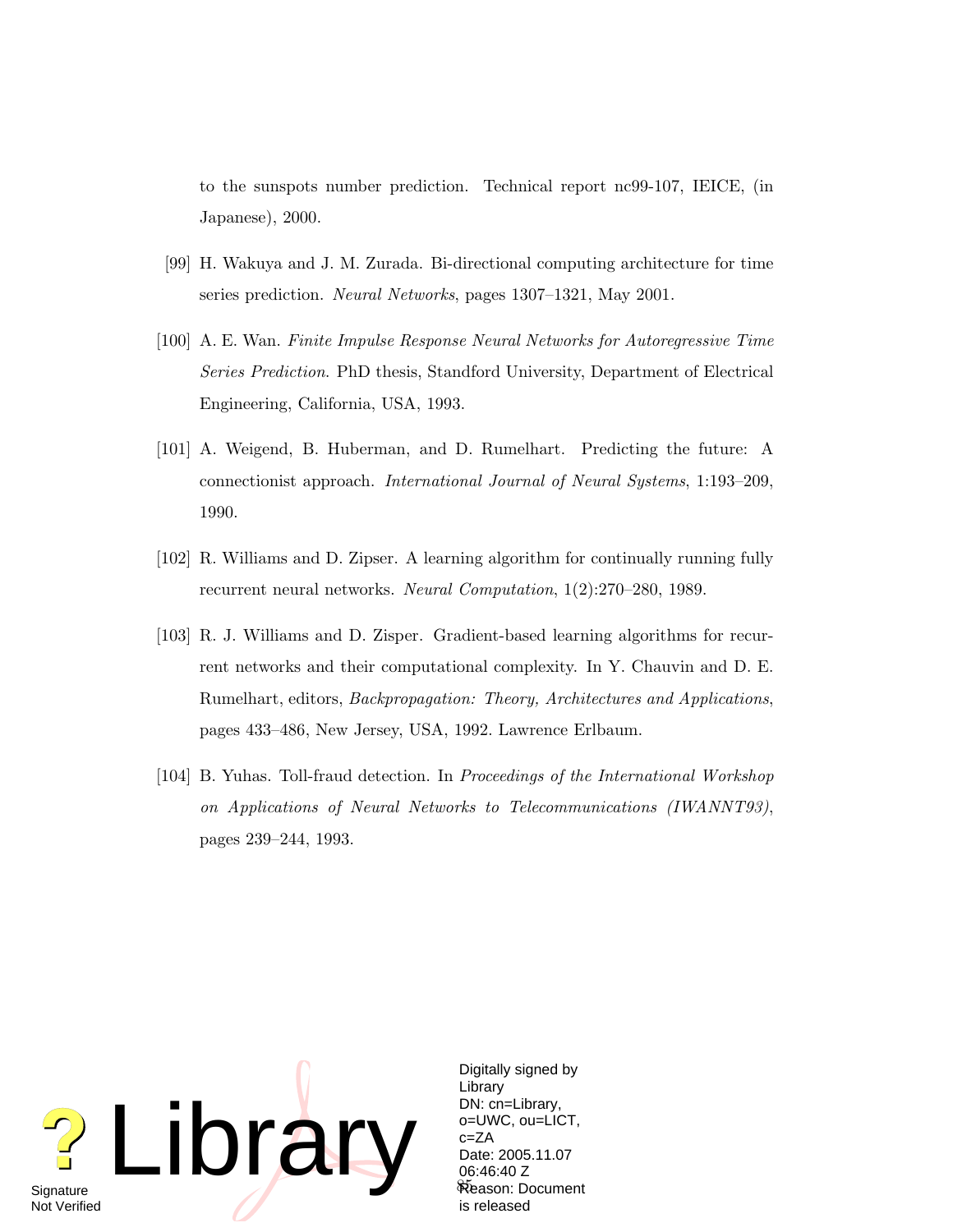to the sunspots number prediction. Technical report nc99-107, IEICE, (in Japanese), 2000.

[99] H. Wakuya and J. M. Zurada. Bi-directional computing architecture for time series prediction. *Neural Networks*, pages 1307–1321, May 2001.

[100] A. E. Wan. *Finite Impulse Response Neural Networks for Autoregressive Time Series Prediction*. PhD thesis, Standford University, Department of Electrical Engineering, California, USA, 1993.

[101] A. Weigend, B. Huberman, and D. Rumelhart. Predicting the future: A connectionist approach. *International Journal of Neural Systems*, 1:193–209, 1990.

[102] R. Williams and D. Zipser. A learning algorithm for continually running fully recurrent neural networks. *Neural Computation*, 1(2):270–280, 1989.

[103] R. J. Williams and D. Zisper. Gradient-based learning algorithms for recurrent networks and their computational complexity. In Y. Chauvin and D. E. Rumelhart, editors, *Backpropagation: Theory, Architectures and Applications*, pages 433–486, New Jersey, USA, 1992. Lawrence Erlbaum.

[104] B. Yuhas. Toll-fraud detection. In *Proceedings of the International Workshop on Applications of Neural Networks to Telecommunications (IWANNT93)*, pages 239–244, 1993.